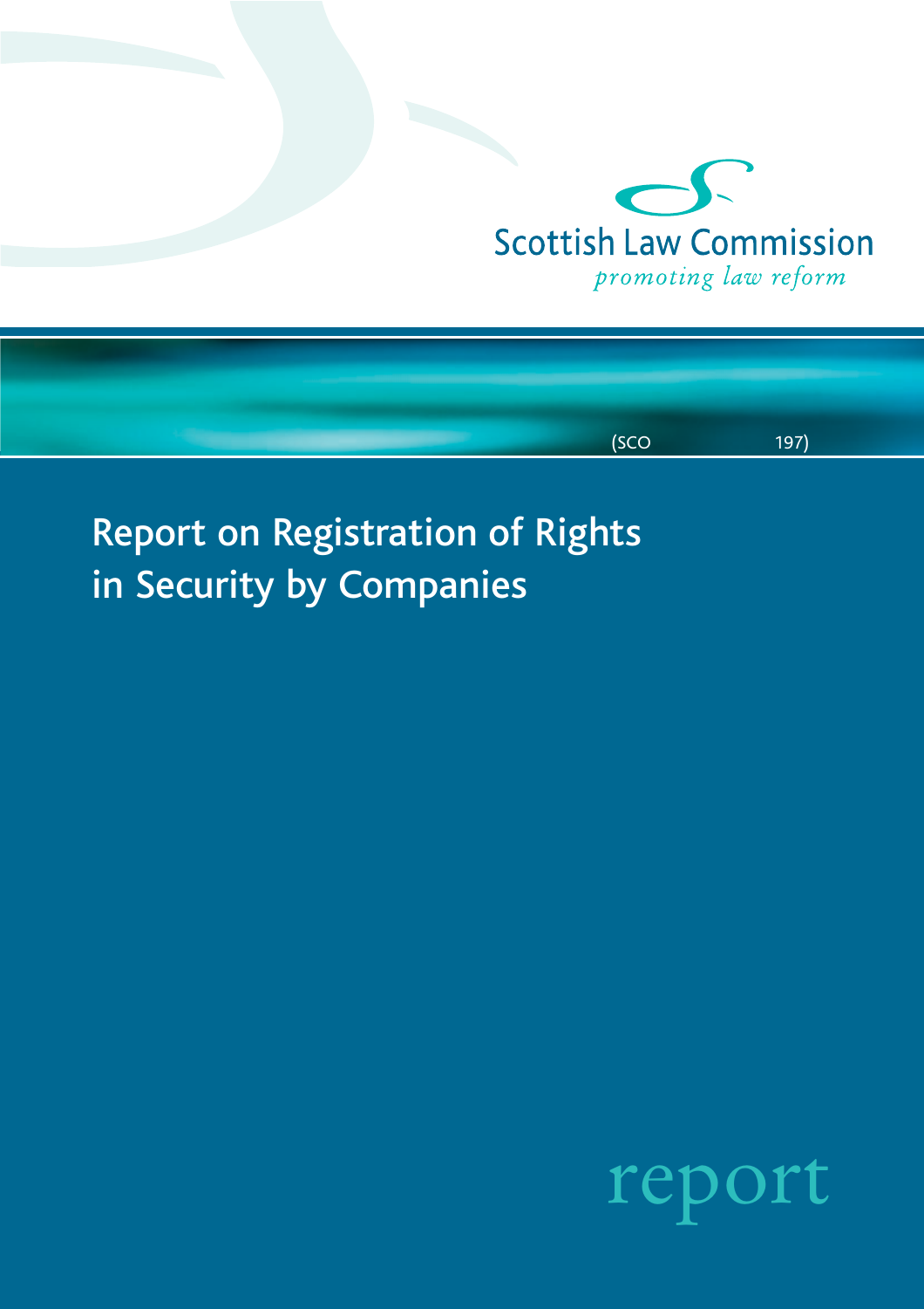Scottish Law Commission

*promoting law reform*

(SCO 197)

# Report on Registration of Rights in Security by Companies

report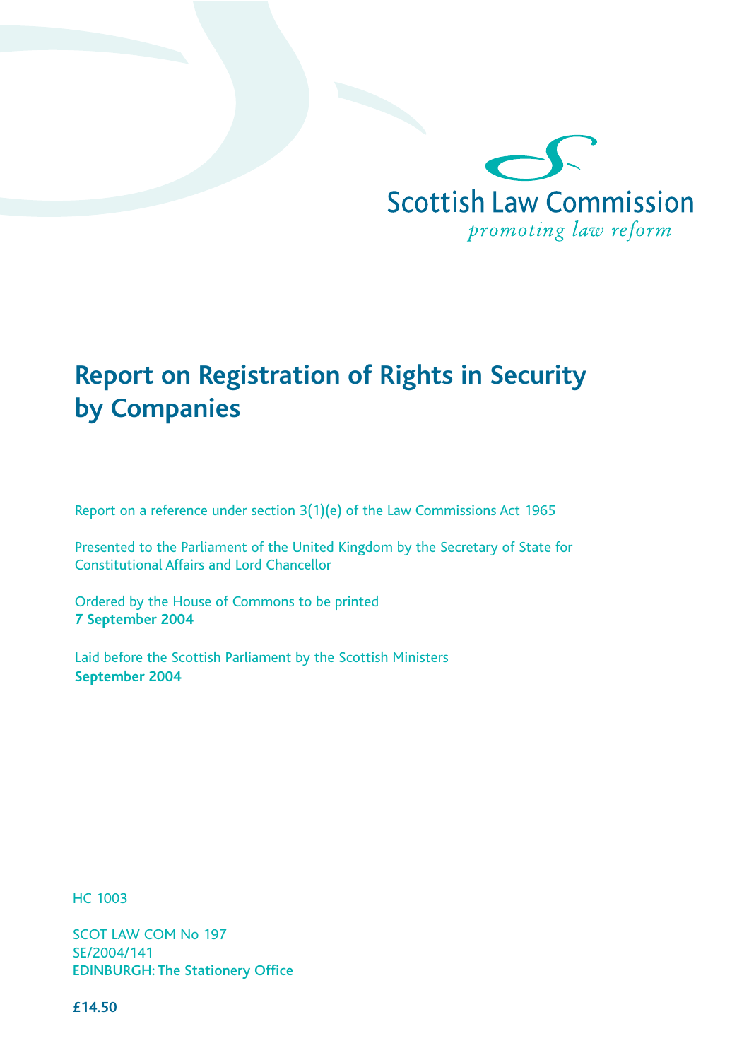Scottish Law Commission

*promoting law reform*

# Report on Registration of Rights in Security by Companies

Report on a reference under section 3(1)(e) of the Law Commissions Act 1965

Presented to the Parliament of the United Kingdom by the Secretary of State for Constitutional Affairs and Lord Chancellor

Ordered by the House of Commons to be printed
**7 September 2004**

Laid before the Scottish Parliament by the Scottish Ministers
**September 2004**

HC 1003

SCOT LAW COM No 197
SE/2004/141
EDINBURGH: The Stationery Office

**£14.50**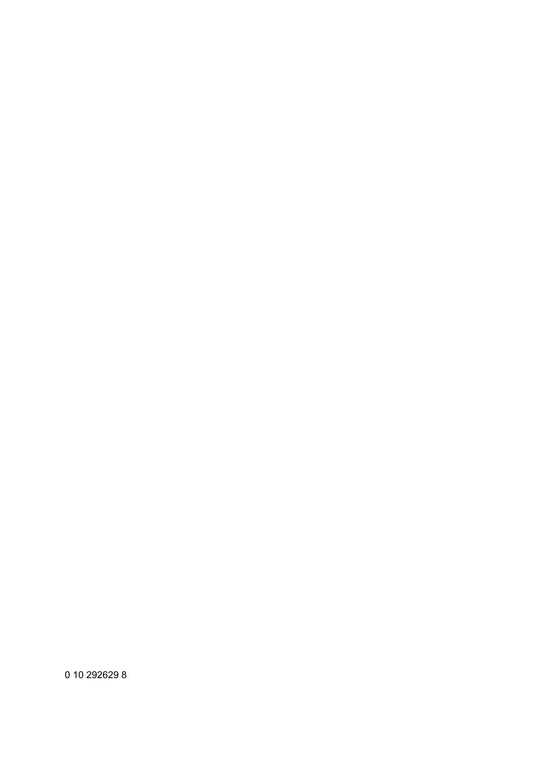0 10 292629 8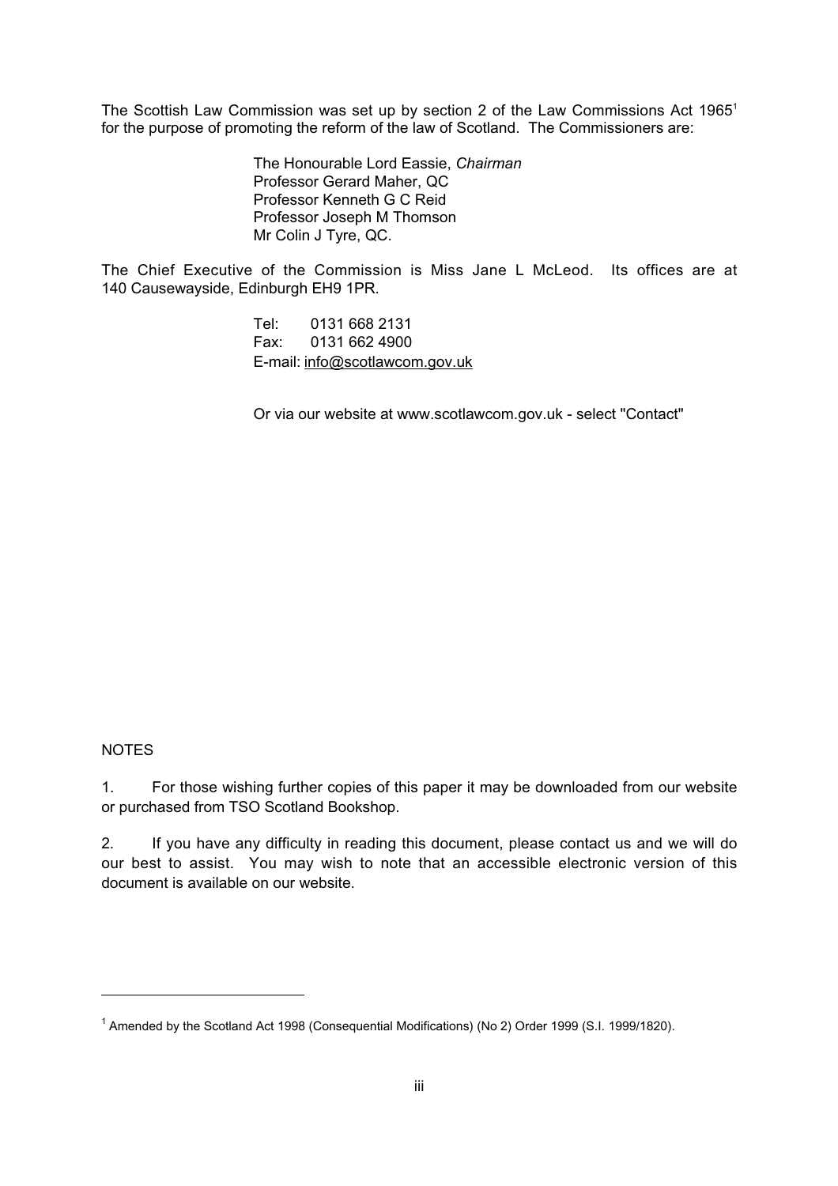The Scottish Law Commission was set up by section 2 of the Law Commissions Act 1965[1] for the purpose of promoting the reform of the law of Scotland. The Commissioners are:

The Honourable Lord Eassie, *Chairman*
Professor Gerard Maher, QC
Professor Kenneth G C Reid
Professor Joseph M Thomson
Mr Colin J Tyre, QC.

The Chief Executive of the Commission is Miss Jane L McLeod. Its offices are at 140 Causewayside, Edinburgh EH9 1PR.

Tel: 0131 668 2131
Fax: 0131 662 4900
E-mail: info@scotlawcom.gov.uk

Or via our website at www.scotlawcom.gov.uk - select "Contact"

NOTES

1. For those wishing further copies of this paper it may be downloaded from our website or purchased from TSO Scotland Bookshop.

2. If you have any difficulty in reading this document, please contact us and we will do our best to assist. You may wish to note that an accessible electronic version of this document is available on our website.

[1] Amended by the Scotland Act 1998 (Consequential Modifications) (No 2) Order 1999 (S.I. 1999/1820).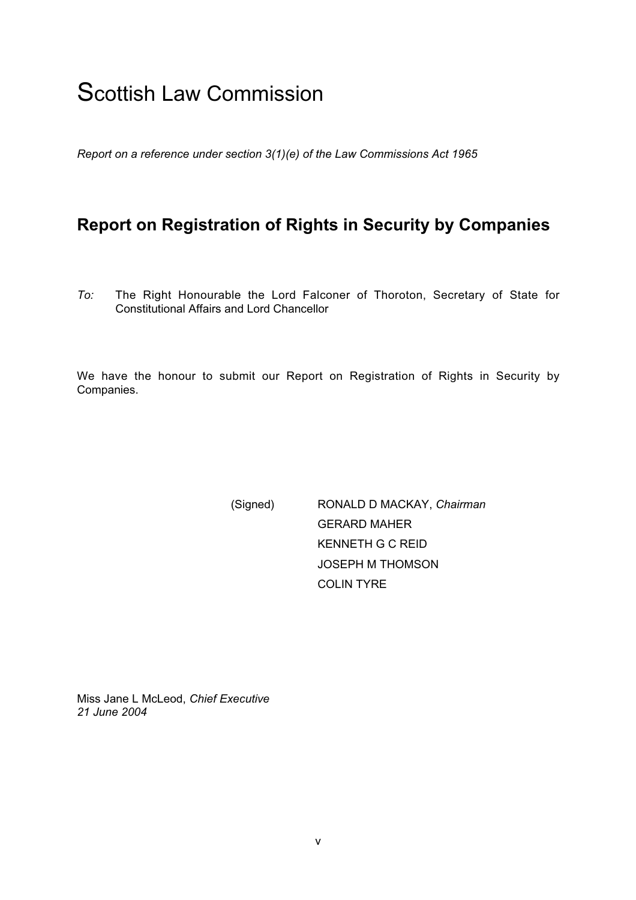# Scottish Law Commission

*Report on a reference under section 3(1)(e) of the Law Commissions Act 1965*

## Report on Registration of Rights in Security by Companies

*To:* The Right Honourable the Lord Falconer of Thoroton, Secretary of State for Constitutional Affairs and Lord Chancellor

We have the honour to submit our Report on Registration of Rights in Security by Companies.

(Signed) RONALD D MACKAY, *Chairman*
GERARD MAHER
KENNETH G C REID
JOSEPH M THOMSON
COLIN TYRE

Miss Jane L McLeod, *Chief Executive*
*21 June 2004*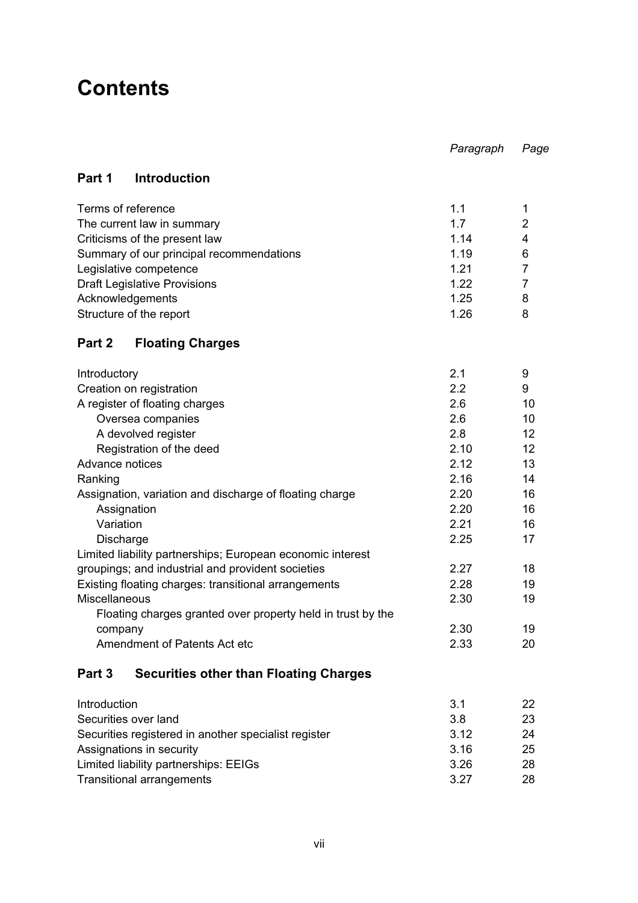# Contents

| | Paragraph | Page |
|---|---|---|
| **Part 1 Introduction** | | |
| Terms of reference | 1.1 | 1 |
| The current law in summary | 1.7 | 2 |
| Criticisms of the present law | 1.14 | 4 |
| Summary of our principal recommendations | 1.19 | 6 |
| Legislative competence | 1.21 | 7 |
| Draft Legislative Provisions | 1.22 | 7 |
| Acknowledgements | 1.25 | 8 |
| Structure of the report | 1.26 | 8 |
| **Part 2 Floating Charges** | | |
| Introductory | 2.1 | 9 |
| Creation on registration | 2.2 | 9 |
| A register of floating charges | 2.6 | 10 |
| Oversea companies | 2.6 | 10 |
| A devolved register | 2.8 | 12 |
| Registration of the deed | 2.10 | 12 |
| Advance notices | 2.12 | 13 |
| Ranking | 2.16 | 14 |
| Assignation, variation and discharge of floating charge | 2.20 | 16 |
| Assignation | 2.20 | 16 |
| Variation | 2.21 | 16 |
| Discharge | 2.25 | 17 |
| Limited liability partnerships; European economic interest groupings; and industrial and provident societies | 2.27 | 18 |
| Existing floating charges: transitional arrangements | 2.28 | 19 |
| Miscellaneous | 2.30 | 19 |
| Floating charges granted over property held in trust by the company | 2.30 | 19 |
| Amendment of Patents Act etc | 2.33 | 20 |
| **Part 3 Securities other than Floating Charges** | | |
| Introduction | 3.1 | 22 |
| Securities over land | 3.8 | 23 |
| Securities registered in another specialist register | 3.12 | 24 |
| Assignations in security | 3.16 | 25 |
| Limited liability partnerships: EEIGs | 3.26 | 28 |
| Transitional arrangements | 3.27 | 28 |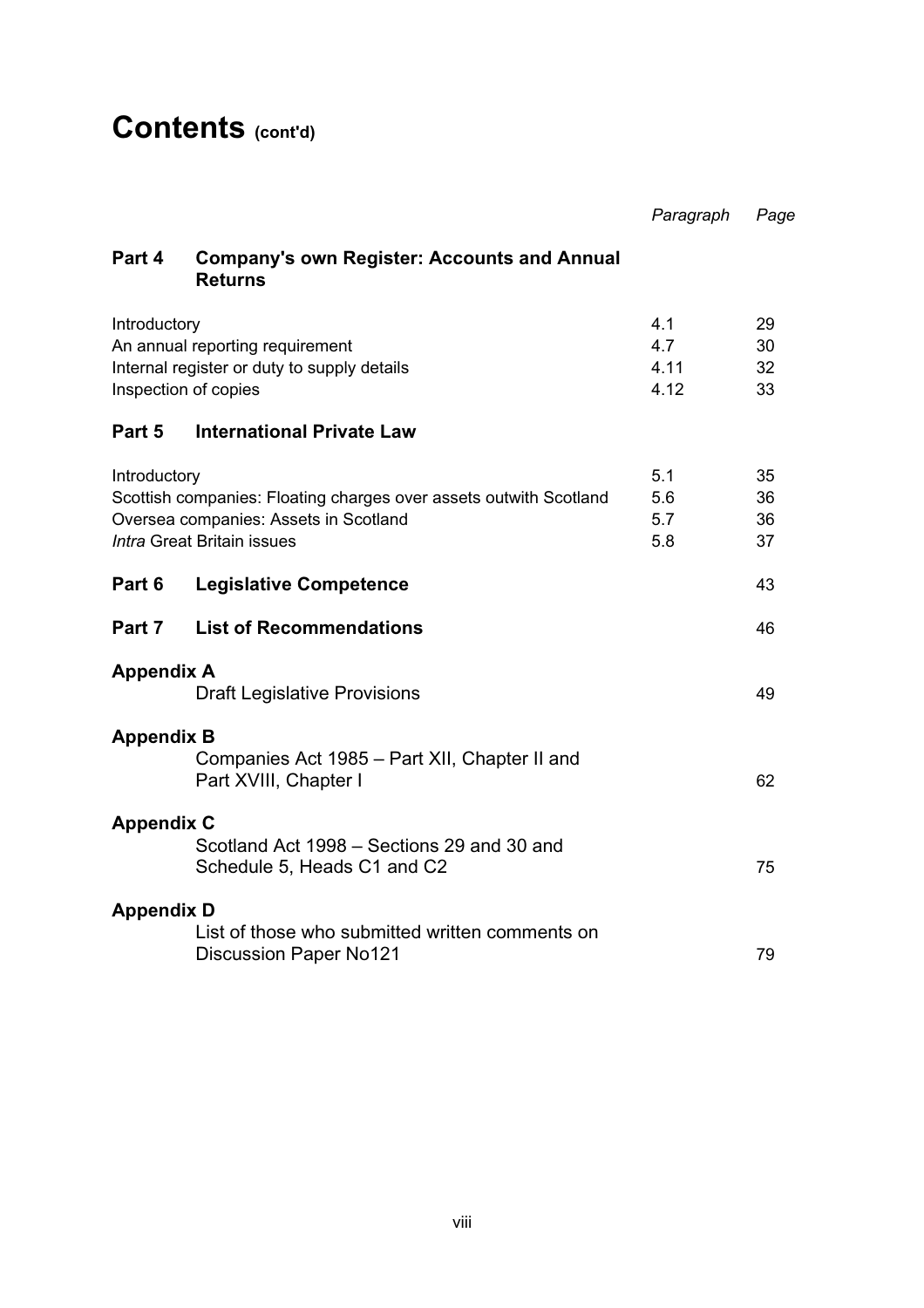# Contents (cont'd)

| | | Paragraph | Page |
|---|---|---|---|
| **Part 4** | **Company's own Register: Accounts and Annual Returns** | | |
| Introductory | | 4.1 | 29 |
| An annual reporting requirement | | 4.7 | 30 |
| Internal register or duty to supply details | | 4.11 | 32 |
| Inspection of copies | | 4.12 | 33 |
| **Part 5** | **International Private Law** | | |
| Introductory | | 5.1 | 35 |
| Scottish companies: Floating charges over assets outwith Scotland | | 5.6 | 36 |
| Oversea companies: Assets in Scotland | | 5.7 | 36 |
| *Intra* Great Britain issues | | 5.8 | 37 |
| **Part 6** | **Legislative Competence** | | 43 |
| **Part 7** | **List of Recommendations** | | 46 |
| **Appendix A** | Draft Legislative Provisions | | 49 |
| **Appendix B** | Companies Act 1985 – Part XII, Chapter II and Part XVIII, Chapter I | | 62 |
| **Appendix C** | Scotland Act 1998 – Sections 29 and 30 and Schedule 5, Heads C1 and C2 | | 75 |
| **Appendix D** | List of those who submitted written comments on Discussion Paper No121 | | 79 |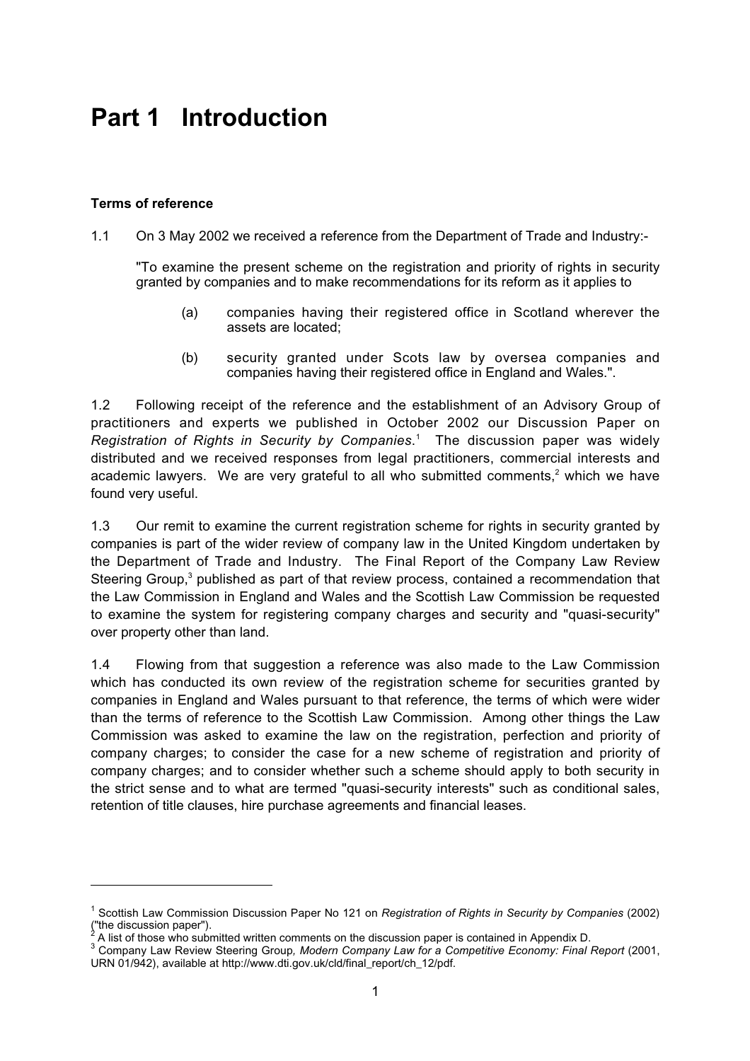# Part 1 Introduction

**Terms of reference**

1.1 On 3 May 2002 we received a reference from the Department of Trade and Industry:-

"To examine the present scheme on the registration and priority of rights in security granted by companies and to make recommendations for its reform as it applies to

(a) companies having their registered office in Scotland wherever the assets are located;

(b) security granted under Scots law by oversea companies and companies having their registered office in England and Wales.".

1.2 Following receipt of the reference and the establishment of an Advisory Group of practitioners and experts we published in October 2002 our Discussion Paper on *Registration of Rights in Security by Companies*.[1] The discussion paper was widely distributed and we received responses from legal practitioners, commercial interests and academic lawyers. We are very grateful to all who submitted comments,[2] which we have found very useful.

1.3 Our remit to examine the current registration scheme for rights in security granted by companies is part of the wider review of company law in the United Kingdom undertaken by the Department of Trade and Industry. The Final Report of the Company Law Review Steering Group,[3] published as part of that review process, contained a recommendation that the Law Commission in England and Wales and the Scottish Law Commission be requested to examine the system for registering company charges and security and "quasi-security" over property other than land.

1.4 Flowing from that suggestion a reference was also made to the Law Commission which has conducted its own review of the registration scheme for securities granted by companies in England and Wales pursuant to that reference, the terms of which were wider than the terms of reference to the Scottish Law Commission. Among other things the Law Commission was asked to examine the law on the registration, perfection and priority of company charges; to consider the case for a new scheme of registration and priority of company charges; and to consider whether such a scheme should apply to both security in the strict sense and to what are termed "quasi-security interests" such as conditional sales, retention of title clauses, hire purchase agreements and financial leases.

---

[1] Scottish Law Commission Discussion Paper No 121 on *Registration of Rights in Security by Companies* (2002) ("the discussion paper").

[2] A list of those who submitted written comments on the discussion paper is contained in Appendix D.

[3] Company Law Review Steering Group, *Modern Company Law for a Competitive Economy: Final Report* (2001, URN 01/942), available at http://www.dti.gov.uk/cld/final_report/ch_12/pdf.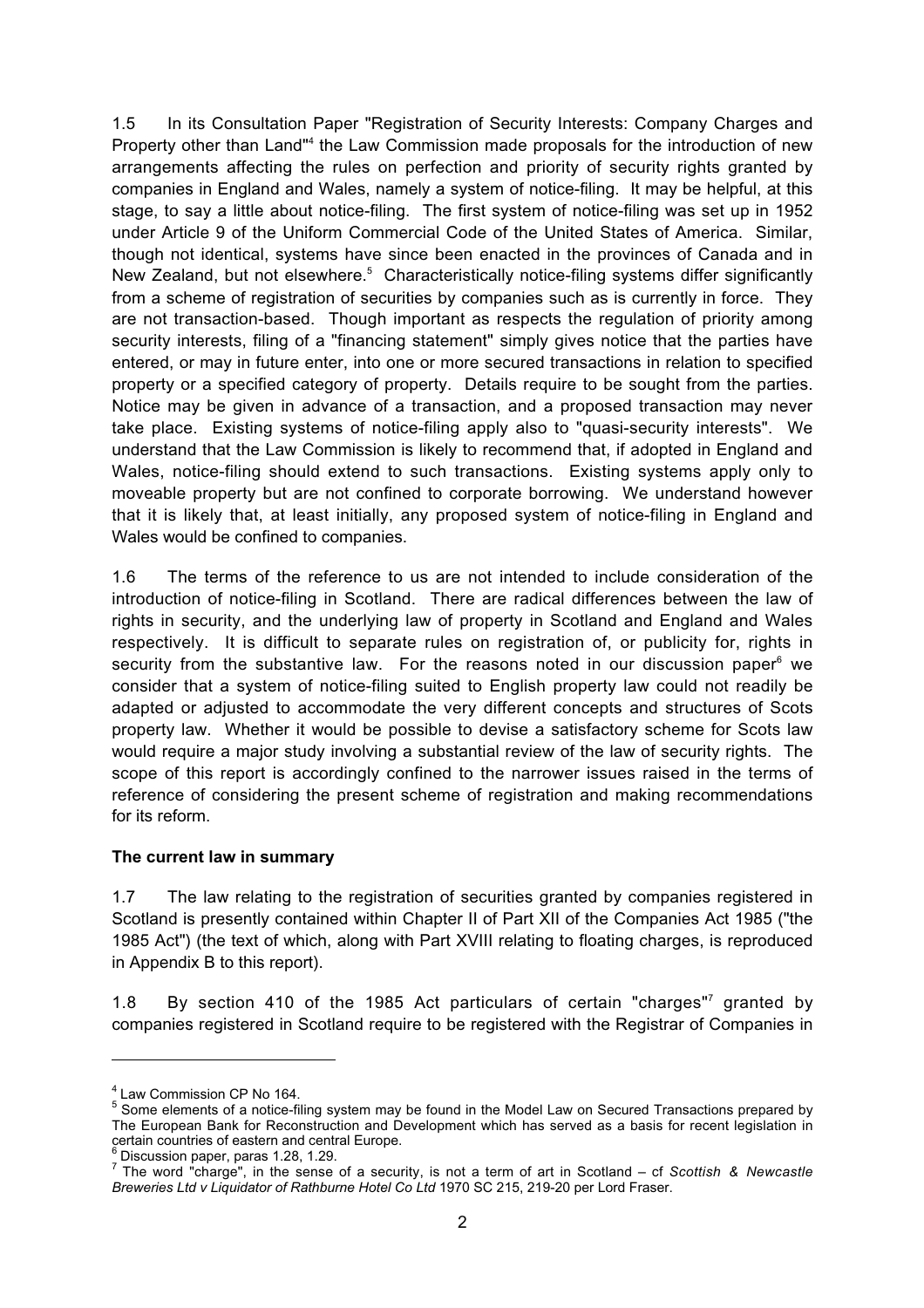1.5 In its Consultation Paper "Registration of Security Interests: Company Charges and Property other than Land"[4] the Law Commission made proposals for the introduction of new arrangements affecting the rules on perfection and priority of security rights granted by companies in England and Wales, namely a system of notice-filing. It may be helpful, at this stage, to say a little about notice-filing. The first system of notice-filing was set up in 1952 under Article 9 of the Uniform Commercial Code of the United States of America. Similar, though not identical, systems have since been enacted in the provinces of Canada and in New Zealand, but not elsewhere.[5] Characteristically notice-filing systems differ significantly from a scheme of registration of securities by companies such as is currently in force. They are not transaction-based. Though important as respects the regulation of priority among security interests, filing of a "financing statement" simply gives notice that the parties have entered, or may in future enter, into one or more secured transactions in relation to specified property or a specified category of property. Details require to be sought from the parties. Notice may be given in advance of a transaction, and a proposed transaction may never take place. Existing systems of notice-filing apply also to "quasi-security interests". We understand that the Law Commission is likely to recommend that, if adopted in England and Wales, notice-filing should extend to such transactions. Existing systems apply only to moveable property but are not confined to corporate borrowing. We understand however that it is likely that, at least initially, any proposed system of notice-filing in England and Wales would be confined to companies.

1.6 The terms of the reference to us are not intended to include consideration of the introduction of notice-filing in Scotland. There are radical differences between the law of rights in security, and the underlying law of property in Scotland and England and Wales respectively. It is difficult to separate rules on registration of, or publicity for, rights in security from the substantive law. For the reasons noted in our discussion paper[6] we consider that a system of notice-filing suited to English property law could not readily be adapted or adjusted to accommodate the very different concepts and structures of Scots property law. Whether it would be possible to devise a satisfactory scheme for Scots law would require a major study involving a substantial review of the law of security rights. The scope of this report is accordingly confined to the narrower issues raised in the terms of reference of considering the present scheme of registration and making recommendations for its reform.

**The current law in summary**

1.7 The law relating to the registration of securities granted by companies registered in Scotland is presently contained within Chapter II of Part XII of the Companies Act 1985 ("the 1985 Act") (the text of which, along with Part XVIII relating to floating charges, is reproduced in Appendix B to this report).

1.8 By section 410 of the 1985 Act particulars of certain "charges"[7] granted by companies registered in Scotland require to be registered with the Registrar of Companies in

---

[4] Law Commission CP No 164.

[5] Some elements of a notice-filing system may be found in the Model Law on Secured Transactions prepared by The European Bank for Reconstruction and Development which has served as a basis for recent legislation in certain countries of eastern and central Europe.

[6] Discussion paper, paras 1.28, 1.29.

[7] The word "charge", in the sense of a security, is not a term of art in Scotland – cf *Scottish & Newcastle Breweries Ltd v Liquidator of Rathburne Hotel Co Ltd* 1970 SC 215, 219-20 per Lord Fraser.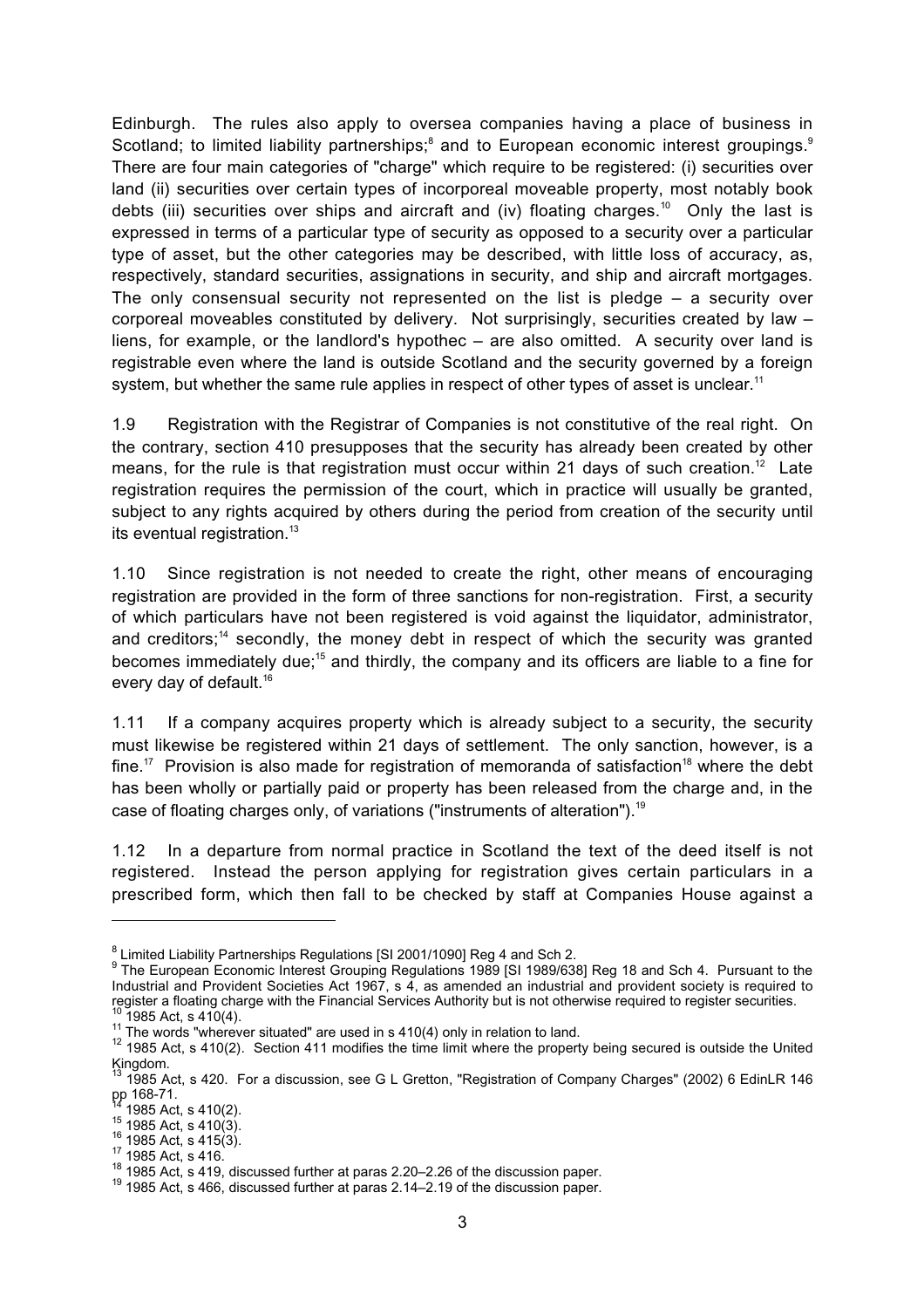Edinburgh. The rules also apply to oversea companies having a place of business in Scotland; to limited liability partnerships;[8] and to European economic interest groupings.[9] There are four main categories of "charge" which require to be registered: (i) securities over land (ii) securities over certain types of incorporeal moveable property, most notably book debts (iii) securities over ships and aircraft and (iv) floating charges.[10] Only the last is expressed in terms of a particular type of security as opposed to a security over a particular type of asset, but the other categories may be described, with little loss of accuracy, as, respectively, standard securities, assignations in security, and ship and aircraft mortgages. The only consensual security not represented on the list is pledge – a security over corporeal moveables constituted by delivery. Not surprisingly, securities created by law – liens, for example, or the landlord's hypothec – are also omitted. A security over land is registrable even where the land is outside Scotland and the security governed by a foreign system, but whether the same rule applies in respect of other types of asset is unclear.[11]

1.9 Registration with the Registrar of Companies is not constitutive of the real right. On the contrary, section 410 presupposes that the security has already been created by other means, for the rule is that registration must occur within 21 days of such creation.[12] Late registration requires the permission of the court, which in practice will usually be granted, subject to any rights acquired by others during the period from creation of the security until its eventual registration.[13]

1.10 Since registration is not needed to create the right, other means of encouraging registration are provided in the form of three sanctions for non-registration. First, a security of which particulars have not been registered is void against the liquidator, administrator, and creditors;[14] secondly, the money debt in respect of which the security was granted becomes immediately due;[15] and thirdly, the company and its officers are liable to a fine for every day of default.[16]

1.11 If a company acquires property which is already subject to a security, the security must likewise be registered within 21 days of settlement. The only sanction, however, is a fine.[17] Provision is also made for registration of memoranda of satisfaction[18] where the debt has been wholly or partially paid or property has been released from the charge and, in the case of floating charges only, of variations ("instruments of alteration").[19]

1.12 In a departure from normal practice in Scotland the text of the deed itself is not registered. Instead the person applying for registration gives certain particulars in a prescribed form, which then fall to be checked by staff at Companies House against a

---

[8] Limited Liability Partnerships Regulations [SI 2001/1090] Reg 4 and Sch 2.

[9] The European Economic Interest Grouping Regulations 1989 [SI 1989/638] Reg 18 and Sch 4. Pursuant to the Industrial and Provident Societies Act 1967, s 4, as amended an industrial and provident society is required to register a floating charge with the Financial Services Authority but is not otherwise required to register securities.

[10] 1985 Act, s 410(4).

[11] The words "wherever situated" are used in s 410(4) only in relation to land.

[12] 1985 Act, s 410(2). Section 411 modifies the time limit where the property being secured is outside the United Kingdom.

[13] 1985 Act, s 420. For a discussion, see G L Gretton, "Registration of Company Charges" (2002) 6 EdinLR 146 pp 168-71.

[14] 1985 Act, s 410(2).

[15] 1985 Act, s 410(3).

[16] 1985 Act, s 415(3).

[17] 1985 Act, s 416.

[18] 1985 Act, s 419, discussed further at paras 2.20–2.26 of the discussion paper.

[19] 1985 Act, s 466, discussed further at paras 2.14–2.19 of the discussion paper.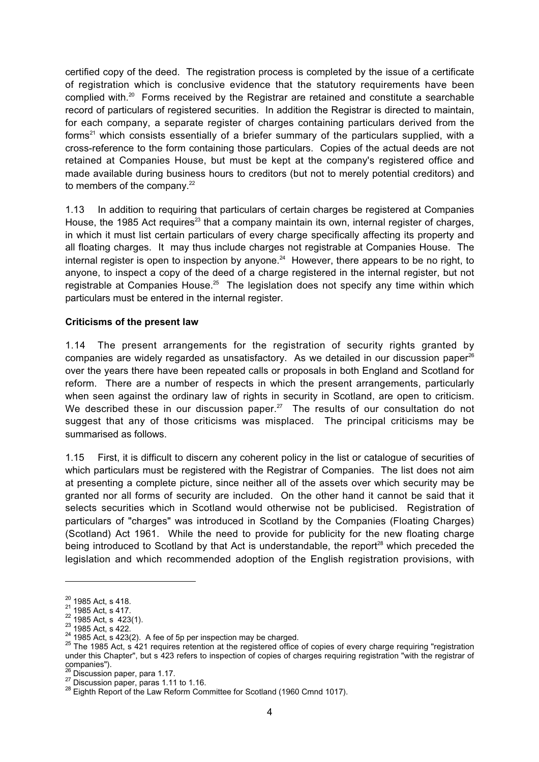certified copy of the deed. The registration process is completed by the issue of a certificate of registration which is conclusive evidence that the statutory requirements have been complied with.[20] Forms received by the Registrar are retained and constitute a searchable record of particulars of registered securities. In addition the Registrar is directed to maintain, for each company, a separate register of charges containing particulars derived from the forms[21] which consists essentially of a briefer summary of the particulars supplied, with a cross-reference to the form containing those particulars. Copies of the actual deeds are not retained at Companies House, but must be kept at the company's registered office and made available during business hours to creditors (but not to merely potential creditors) and to members of the company.[22]

1.13 In addition to requiring that particulars of certain charges be registered at Companies House, the 1985 Act requires[23] that a company maintain its own, internal register of charges, in which it must list certain particulars of every charge specifically affecting its property and all floating charges. It may thus include charges not registrable at Companies House. The internal register is open to inspection by anyone.[24] However, there appears to be no right, to anyone, to inspect a copy of the deed of a charge registered in the internal register, but not registrable at Companies House.[25] The legislation does not specify any time within which particulars must be entered in the internal register.

**Criticisms of the present law**

1.14 The present arrangements for the registration of security rights granted by companies are widely regarded as unsatisfactory. As we detailed in our discussion paper[26] over the years there have been repeated calls or proposals in both England and Scotland for reform. There are a number of respects in which the present arrangements, particularly when seen against the ordinary law of rights in security in Scotland, are open to criticism. We described these in our discussion paper.[27] The results of our consultation do not suggest that any of those criticisms was misplaced. The principal criticisms may be summarised as follows.

1.15 First, it is difficult to discern any coherent policy in the list or catalogue of securities of which particulars must be registered with the Registrar of Companies. The list does not aim at presenting a complete picture, since neither all of the assets over which security may be granted nor all forms of security are included. On the other hand it cannot be said that it selects securities which in Scotland would otherwise not be publicised. Registration of particulars of "charges" was introduced in Scotland by the Companies (Floating Charges) (Scotland) Act 1961. While the need to provide for publicity for the new floating charge being introduced to Scotland by that Act is understandable, the report[28] which preceded the legislation and which recommended adoption of the English registration provisions, with

---

[20] 1985 Act, s 418.
[21] 1985 Act, s 417.
[22] 1985 Act, s 423(1).
[23] 1985 Act, s 422.
[24] 1985 Act, s 423(2). A fee of 5p per inspection may be charged.
[25] The 1985 Act, s 421 requires retention at the registered office of copies of every charge requiring "registration under this Chapter", but s 423 refers to inspection of copies of charges requiring registration "with the registrar of companies").
[26] Discussion paper, para 1.17.
[27] Discussion paper, paras 1.11 to 1.16.
[28] Eighth Report of the Law Reform Committee for Scotland (1960 Cmnd 1017).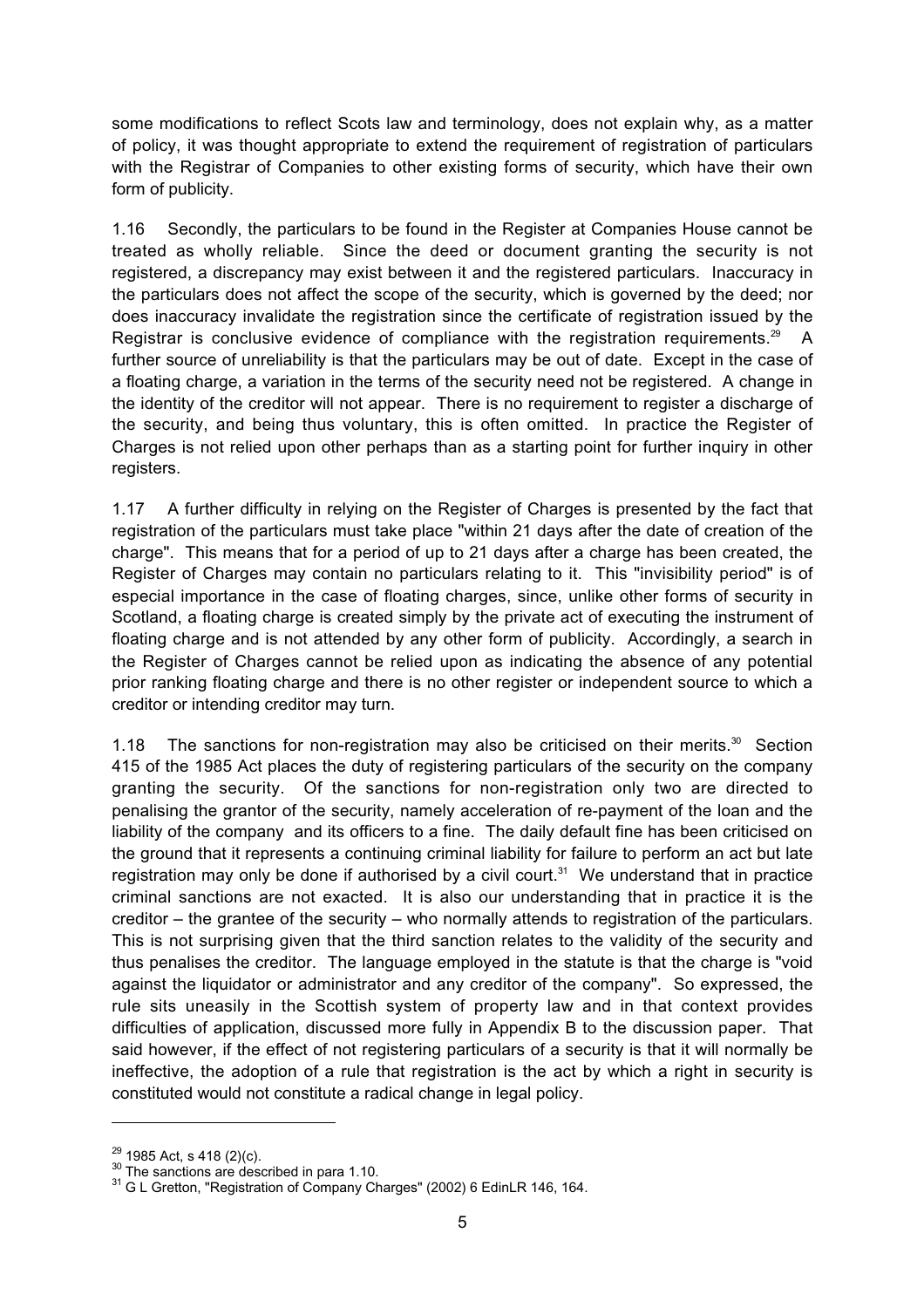some modifications to reflect Scots law and terminology, does not explain why, as a matter of policy, it was thought appropriate to extend the requirement of registration of particulars with the Registrar of Companies to other existing forms of security, which have their own form of publicity.

1.16 Secondly, the particulars to be found in the Register at Companies House cannot be treated as wholly reliable. Since the deed or document granting the security is not registered, a discrepancy may exist between it and the registered particulars. Inaccuracy in the particulars does not affect the scope of the security, which is governed by the deed; nor does inaccuracy invalidate the registration since the certificate of registration issued by the Registrar is conclusive evidence of compliance with the registration requirements.[29] A further source of unreliability is that the particulars may be out of date. Except in the case of a floating charge, a variation in the terms of the security need not be registered. A change in the identity of the creditor will not appear. There is no requirement to register a discharge of the security, and being thus voluntary, this is often omitted. In practice the Register of Charges is not relied upon other perhaps than as a starting point for further inquiry in other registers.

1.17 A further difficulty in relying on the Register of Charges is presented by the fact that registration of the particulars must take place "within 21 days after the date of creation of the charge". This means that for a period of up to 21 days after a charge has been created, the Register of Charges may contain no particulars relating to it. This "invisibility period" is of especial importance in the case of floating charges, since, unlike other forms of security in Scotland, a floating charge is created simply by the private act of executing the instrument of floating charge and is not attended by any other form of publicity. Accordingly, a search in the Register of Charges cannot be relied upon as indicating the absence of any potential prior ranking floating charge and there is no other register or independent source to which a creditor or intending creditor may turn.

1.18 The sanctions for non-registration may also be criticised on their merits.[30] Section 415 of the 1985 Act places the duty of registering particulars of the security on the company granting the security. Of the sanctions for non-registration only two are directed to penalising the grantor of the security, namely acceleration of re-payment of the loan and the liability of the company and its officers to a fine. The daily default fine has been criticised on the ground that it represents a continuing criminal liability for failure to perform an act but late registration may only be done if authorised by a civil court.[31] We understand that in practice criminal sanctions are not exacted. It is also our understanding that in practice it is the creditor – the grantee of the security – who normally attends to registration of the particulars. This is not surprising given that the third sanction relates to the validity of the security and thus penalises the creditor. The language employed in the statute is that the charge is "void against the liquidator or administrator and any creditor of the company". So expressed, the rule sits uneasily in the Scottish system of property law and in that context provides difficulties of application, discussed more fully in Appendix B to the discussion paper. That said however, if the effect of not registering particulars of a security is that it will normally be ineffective, the adoption of a rule that registration is the act by which a right in security is constituted would not constitute a radical change in legal policy.

---

[29] 1985 Act, s 418 (2)(c).

[30] The sanctions are described in para 1.10.

[31] G L Gretton, "Registration of Company Charges" (2002) 6 EdinLR 146, 164.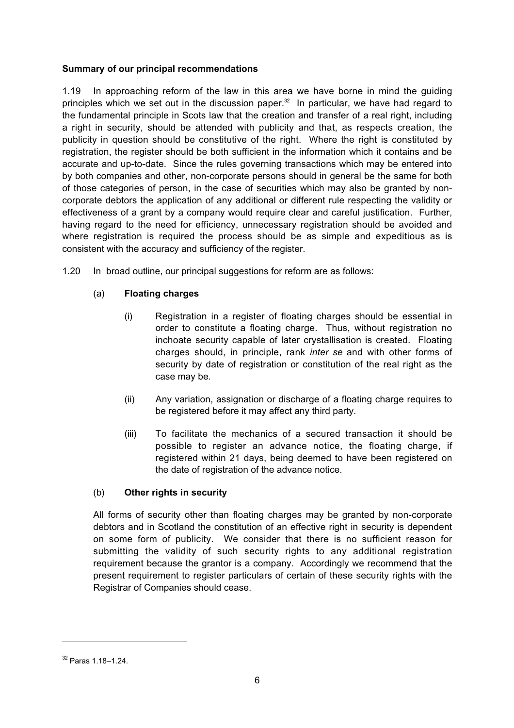**Summary of our principal recommendations**

1.19 In approaching reform of the law in this area we have borne in mind the guiding principles which we set out in the discussion paper.[32] In particular, we have had regard to the fundamental principle in Scots law that the creation and transfer of a real right, including a right in security, should be attended with publicity and that, as respects creation, the publicity in question should be constitutive of the right. Where the right is constituted by registration, the register should be both sufficient in the information which it contains and be accurate and up-to-date. Since the rules governing transactions which may be entered into by both companies and other, non-corporate persons should in general be the same for both of those categories of person, in the case of securities which may also be granted by non-corporate debtors the application of any additional or different rule respecting the validity or effectiveness of a grant by a company would require clear and careful justification. Further, having regard to the need for efficiency, unnecessary registration should be avoided and where registration is required the process should be as simple and expeditious as is consistent with the accuracy and sufficiency of the register.

1.20 In broad outline, our principal suggestions for reform are as follows:

(a) **Floating charges**

(i) Registration in a register of floating charges should be essential in order to constitute a floating charge. Thus, without registration no inchoate security capable of later crystallisation is created. Floating charges should, in principle, rank *inter se* and with other forms of security by date of registration or constitution of the real right as the case may be.

(ii) Any variation, assignation or discharge of a floating charge requires to be registered before it may affect any third party.

(iii) To facilitate the mechanics of a secured transaction it should be possible to register an advance notice, the floating charge, if registered within 21 days, being deemed to have been registered on the date of registration of the advance notice.

(b) **Other rights in security**

All forms of security other than floating charges may be granted by non-corporate debtors and in Scotland the constitution of an effective right in security is dependent on some form of publicity. We consider that there is no sufficient reason for submitting the validity of such security rights to any additional registration requirement because the grantor is a company. Accordingly we recommend that the present requirement to register particulars of certain of these security rights with the Registrar of Companies should cease.

[32] Paras 1.18–1.24.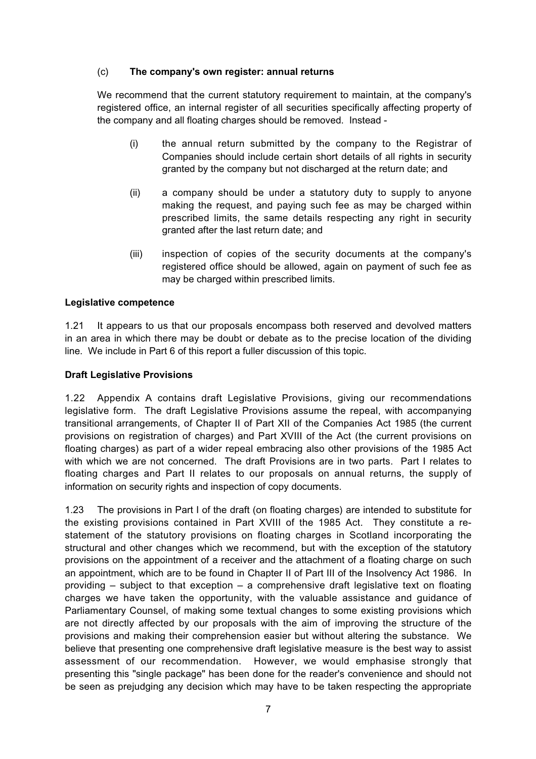(c) **The company's own register: annual returns**

We recommend that the current statutory requirement to maintain, at the company's registered office, an internal register of all securities specifically affecting property of the company and all floating charges should be removed. Instead -

(i) the annual return submitted by the company to the Registrar of Companies should include certain short details of all rights in security granted by the company but not discharged at the return date; and

(ii) a company should be under a statutory duty to supply to anyone making the request, and paying such fee as may be charged within prescribed limits, the same details respecting any right in security granted after the last return date; and

(iii) inspection of copies of the security documents at the company's registered office should be allowed, again on payment of such fee as may be charged within prescribed limits.

**Legislative competence**

1.21 It appears to us that our proposals encompass both reserved and devolved matters in an area in which there may be doubt or debate as to the precise location of the dividing line. We include in Part 6 of this report a fuller discussion of this topic.

**Draft Legislative Provisions**

1.22 Appendix A contains draft Legislative Provisions, giving our recommendations legislative form. The draft Legislative Provisions assume the repeal, with accompanying transitional arrangements, of Chapter II of Part XII of the Companies Act 1985 (the current provisions on registration of charges) and Part XVIII of the Act (the current provisions on floating charges) as part of a wider repeal embracing also other provisions of the 1985 Act with which we are not concerned. The draft Provisions are in two parts. Part I relates to floating charges and Part II relates to our proposals on annual returns, the supply of information on security rights and inspection of copy documents.

1.23 The provisions in Part I of the draft (on floating charges) are intended to substitute for the existing provisions contained in Part XVIII of the 1985 Act. They constitute a re-statement of the statutory provisions on floating charges in Scotland incorporating the structural and other changes which we recommend, but with the exception of the statutory provisions on the appointment of a receiver and the attachment of a floating charge on such an appointment, which are to be found in Chapter II of Part III of the Insolvency Act 1986. In providing – subject to that exception – a comprehensive draft legislative text on floating charges we have taken the opportunity, with the valuable assistance and guidance of Parliamentary Counsel, of making some textual changes to some existing provisions which are not directly affected by our proposals with the aim of improving the structure of the provisions and making their comprehension easier but without altering the substance. We believe that presenting one comprehensive draft legislative measure is the best way to assist assessment of our recommendation. However, we would emphasise strongly that presenting this "single package" has been done for the reader's convenience and should not be seen as prejudging any decision which may have to be taken respecting the appropriate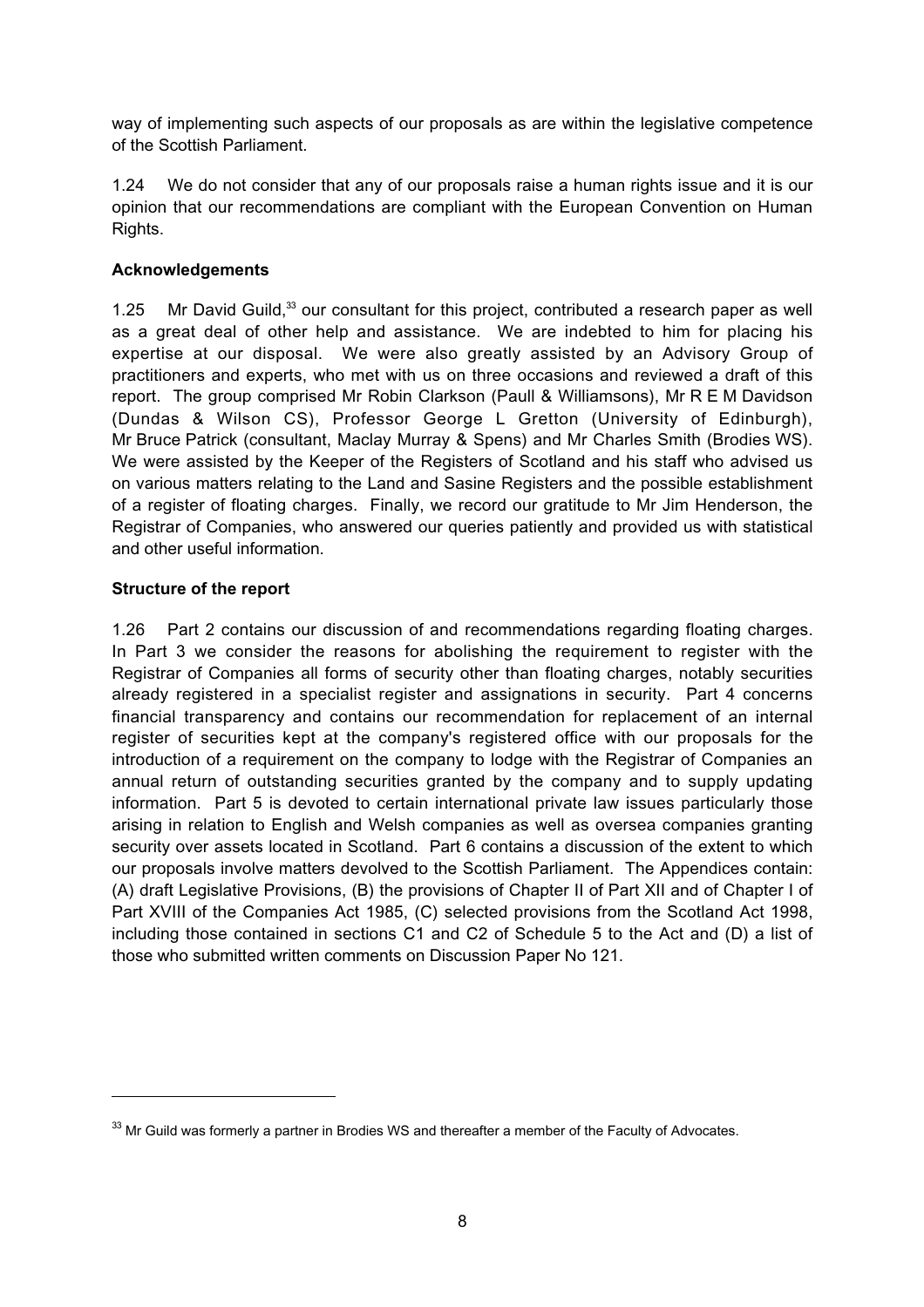way of implementing such aspects of our proposals as are within the legislative competence of the Scottish Parliament.

1.24 We do not consider that any of our proposals raise a human rights issue and it is our opinion that our recommendations are compliant with the European Convention on Human Rights.

**Acknowledgements**

1.25 Mr David Guild,[33] our consultant for this project, contributed a research paper as well as a great deal of other help and assistance. We are indebted to him for placing his expertise at our disposal. We were also greatly assisted by an Advisory Group of practitioners and experts, who met with us on three occasions and reviewed a draft of this report. The group comprised Mr Robin Clarkson (Paull & Williamsons), Mr R E M Davidson (Dundas & Wilson CS), Professor George L Gretton (University of Edinburgh), Mr Bruce Patrick (consultant, Maclay Murray & Spens) and Mr Charles Smith (Brodies WS). We were assisted by the Keeper of the Registers of Scotland and his staff who advised us on various matters relating to the Land and Sasine Registers and the possible establishment of a register of floating charges. Finally, we record our gratitude to Mr Jim Henderson, the Registrar of Companies, who answered our queries patiently and provided us with statistical and other useful information.

**Structure of the report**

1.26 Part 2 contains our discussion of and recommendations regarding floating charges. In Part 3 we consider the reasons for abolishing the requirement to register with the Registrar of Companies all forms of security other than floating charges, notably securities already registered in a specialist register and assignations in security. Part 4 concerns financial transparency and contains our recommendation for replacement of an internal register of securities kept at the company's registered office with our proposals for the introduction of a requirement on the company to lodge with the Registrar of Companies an annual return of outstanding securities granted by the company and to supply updating information. Part 5 is devoted to certain international private law issues particularly those arising in relation to English and Welsh companies as well as oversea companies granting security over assets located in Scotland. Part 6 contains a discussion of the extent to which our proposals involve matters devolved to the Scottish Parliament. The Appendices contain: (A) draft Legislative Provisions, (B) the provisions of Chapter II of Part XII and of Chapter I of Part XVIII of the Companies Act 1985, (C) selected provisions from the Scotland Act 1998, including those contained in sections C1 and C2 of Schedule 5 to the Act and (D) a list of those who submitted written comments on Discussion Paper No 121.

---

[33] Mr Guild was formerly a partner in Brodies WS and thereafter a member of the Faculty of Advocates.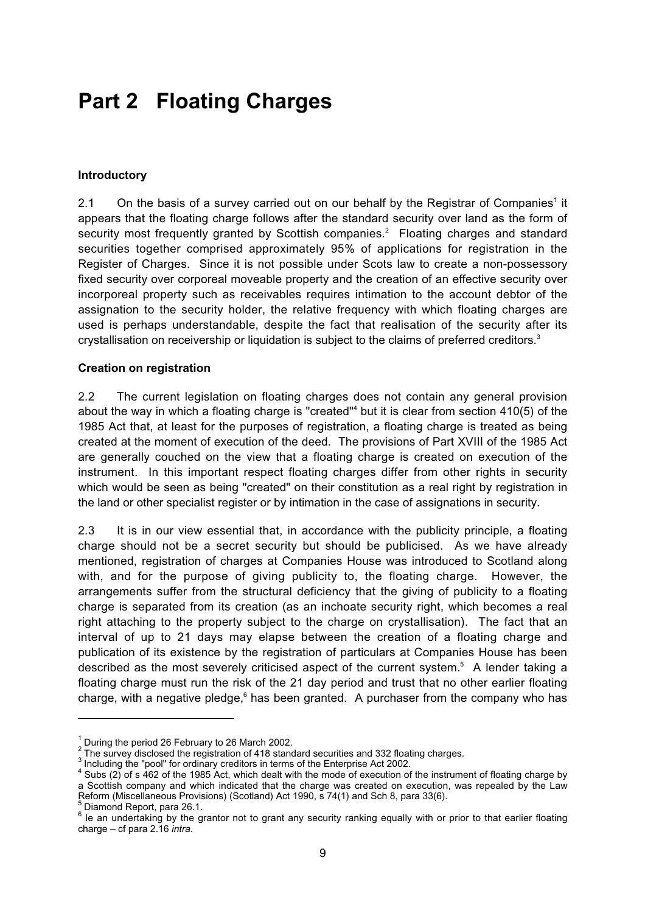# Part 2 Floating Charges

### Introductory

2.1 On the basis of a survey carried out on our behalf by the Registrar of Companies[1] it appears that the floating charge follows after the standard security over land as the form of security most frequently granted by Scottish companies.[2] Floating charges and standard securities together comprised approximately 95% of applications for registration in the Register of Charges. Since it is not possible under Scots law to create a non-possessory fixed security over corporeal moveable property and the creation of an effective security over incorporeal property such as receivables requires intimation to the account debtor of the assignation to the security holder, the relative frequency with which floating charges are used is perhaps understandable, despite the fact that realisation of the security after its crystallisation on receivership or liquidation is subject to the claims of preferred creditors.[3]

### Creation on registration

2.2 The current legislation on floating charges does not contain any general provision about the way in which a floating charge is "created"[4] but it is clear from section 410(5) of the 1985 Act that, at least for the purposes of registration, a floating charge is treated as being created at the moment of execution of the deed. The provisions of Part XVIII of the 1985 Act are generally couched on the view that a floating charge is created on execution of the instrument. In this important respect floating charges differ from other rights in security which would be seen as being "created" on their constitution as a real right by registration in the land or other specialist register or by intimation in the case of assignations in security.

2.3 It is in our view essential that, in accordance with the publicity principle, a floating charge should not be a secret security but should be publicised. As we have already mentioned, registration of charges at Companies House was introduced to Scotland along with, and for the purpose of giving publicity to, the floating charge. However, the arrangements suffer from the structural deficiency that the giving of publicity to a floating charge is separated from its creation (as an inchoate security right, which becomes a real right attaching to the property subject to the charge on crystallisation). The fact that an interval of up to 21 days may elapse between the creation of a floating charge and publication of its existence by the registration of particulars at Companies House has been described as the most severely criticised aspect of the current system.[5] A lender taking a floating charge must run the risk of the 21 day period and trust that no other earlier floating charge, with a negative pledge,[6] has been granted. A purchaser from the company who has

---

[1] During the period 26 February to 26 March 2002.

[2] The survey disclosed the registration of 418 standard securities and 332 floating charges.

[3] Including the "pool" for ordinary creditors in terms of the Enterprise Act 2002.

[4] Subs (2) of s 462 of the 1985 Act, which dealt with the mode of execution of the instrument of floating charge by a Scottish company and which indicated that the charge was created on execution, was repealed by the Law Reform (Miscellaneous Provisions) (Scotland) Act 1990, s 74(1) and Sch 8, para 33(6).

[5] Diamond Report, para 26.1.

[6] Ie an undertaking by the grantor not to grant any security ranking equally with or prior to that earlier floating charge – cf para 2.16 *intra*.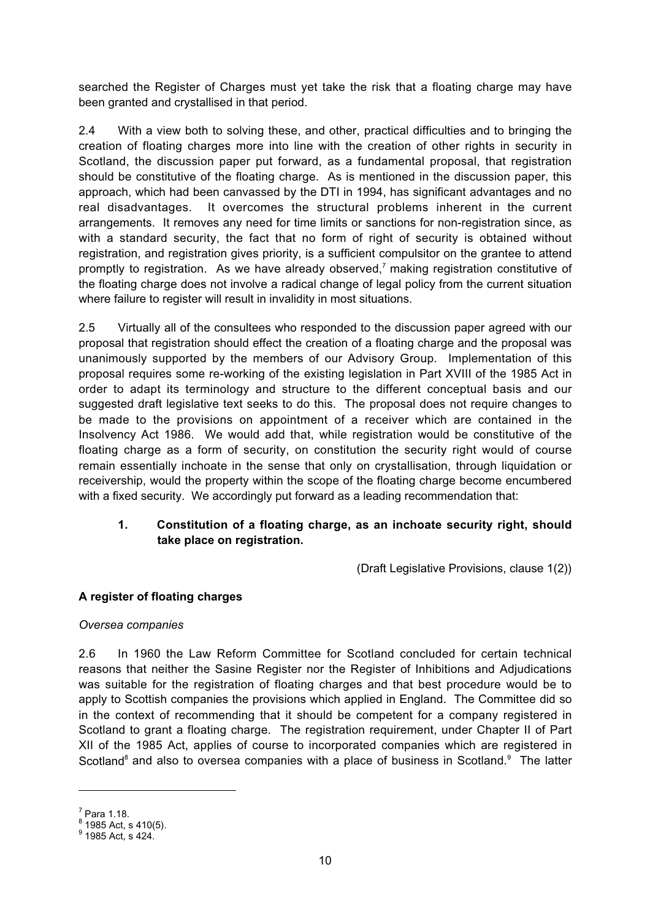searched the Register of Charges must yet take the risk that a floating charge may have been granted and crystallised in that period.

2.4 With a view both to solving these, and other, practical difficulties and to bringing the creation of floating charges more into line with the creation of other rights in security in Scotland, the discussion paper put forward, as a fundamental proposal, that registration should be constitutive of the floating charge. As is mentioned in the discussion paper, this approach, which had been canvassed by the DTI in 1994, has significant advantages and no real disadvantages. It overcomes the structural problems inherent in the current arrangements. It removes any need for time limits or sanctions for non-registration since, as with a standard security, the fact that no form of right of security is obtained without registration, and registration gives priority, is a sufficient compulsitor on the grantee to attend promptly to registration. As we have already observed,[7] making registration constitutive of the floating charge does not involve a radical change of legal policy from the current situation where failure to register will result in invalidity in most situations.

2.5 Virtually all of the consultees who responded to the discussion paper agreed with our proposal that registration should effect the creation of a floating charge and the proposal was unanimously supported by the members of our Advisory Group. Implementation of this proposal requires some re-working of the existing legislation in Part XVIII of the 1985 Act in order to adapt its terminology and structure to the different conceptual basis and our suggested draft legislative text seeks to do this. The proposal does not require changes to be made to the provisions on appointment of a receiver which are contained in the Insolvency Act 1986. We would add that, while registration would be constitutive of the floating charge as a form of security, on constitution the security right would of course remain essentially inchoate in the sense that only on crystallisation, through liquidation or receivership, would the property within the scope of the floating charge become encumbered with a fixed security. We accordingly put forward as a leading recommendation that:

> **1. Constitution of a floating charge, as an inchoate security right, should take place on registration.**
>
> (Draft Legislative Provisions, clause 1(2))

### A register of floating charges

*Oversea companies*

2.6 In 1960 the Law Reform Committee for Scotland concluded for certain technical reasons that neither the Sasine Register nor the Register of Inhibitions and Adjudications was suitable for the registration of floating charges and that best procedure would be to apply to Scottish companies the provisions which applied in England. The Committee did so in the context of recommending that it should be competent for a company registered in Scotland to grant a floating charge. The registration requirement, under Chapter II of Part XII of the 1985 Act, applies of course to incorporated companies which are registered in Scotland[8] and also to oversea companies with a place of business in Scotland.[9] The latter

---

[7] Para 1.18.

[8] 1985 Act, s 410(5).

[9] 1985 Act, s 424.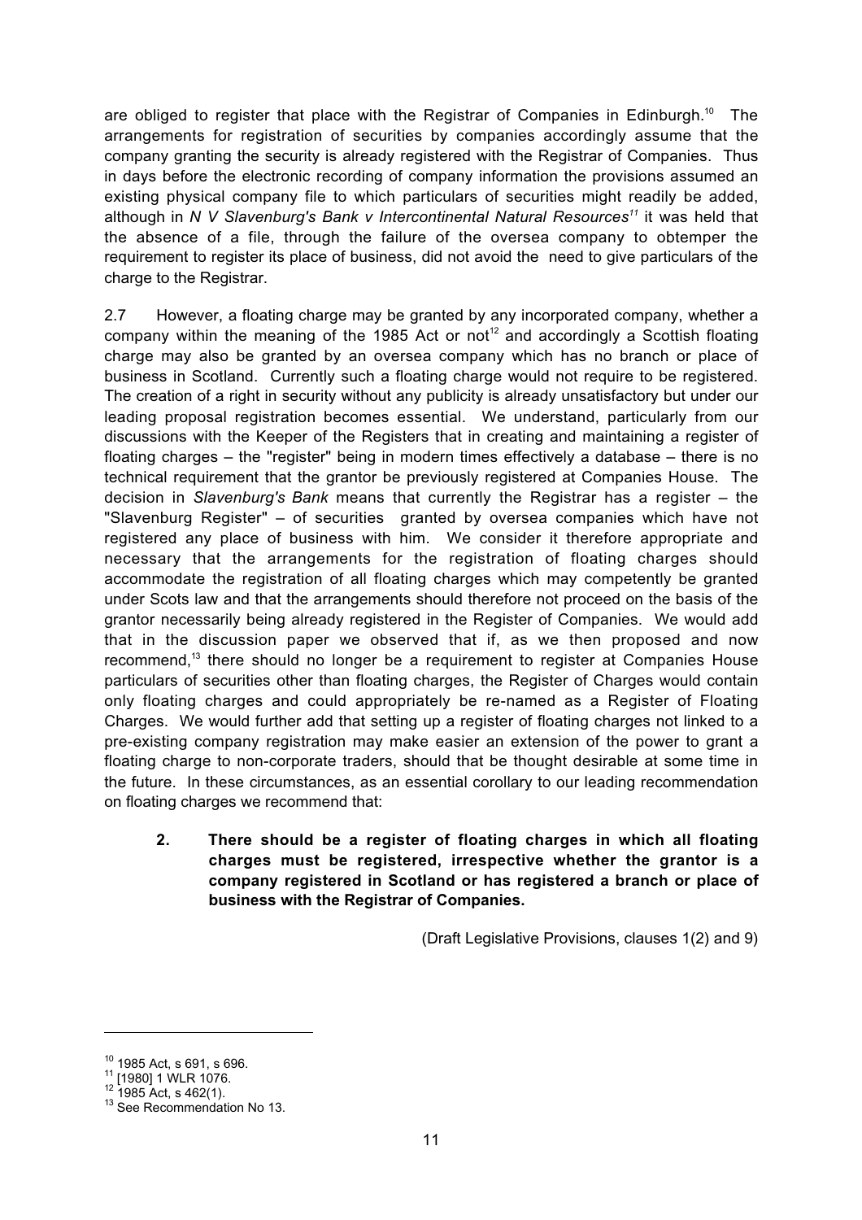are obliged to register that place with the Registrar of Companies in Edinburgh.[10] The arrangements for registration of securities by companies accordingly assume that the company granting the security is already registered with the Registrar of Companies. Thus in days before the electronic recording of company information the provisions assumed an existing physical company file to which particulars of securities might readily be added, although in *N V Slavenburg's Bank v Intercontinental Natural Resources*[11] it was held that the absence of a file, through the failure of the oversea company to obtemper the requirement to register its place of business, did not avoid the need to give particulars of the charge to the Registrar.

2.7 However, a floating charge may be granted by any incorporated company, whether a company within the meaning of the 1985 Act or not[12] and accordingly a Scottish floating charge may also be granted by an oversea company which has no branch or place of business in Scotland. Currently such a floating charge would not require to be registered. The creation of a right in security without any publicity is already unsatisfactory but under our leading proposal registration becomes essential. We understand, particularly from our discussions with the Keeper of the Registers that in creating and maintaining a register of floating charges – the "register" being in modern times effectively a database – there is no technical requirement that the grantor be previously registered at Companies House. The decision in *Slavenburg's Bank* means that currently the Registrar has a register – the "Slavenburg Register" – of securities granted by oversea companies which have not registered any place of business with him. We consider it therefore appropriate and necessary that the arrangements for the registration of floating charges should accommodate the registration of all floating charges which may competently be granted under Scots law and that the arrangements should therefore not proceed on the basis of the grantor necessarily being already registered in the Register of Companies. We would add that in the discussion paper we observed that if, as we then proposed and now recommend,[13] there should no longer be a requirement to register at Companies House particulars of securities other than floating charges, the Register of Charges would contain only floating charges and could appropriately be re-named as a Register of Floating Charges. We would further add that setting up a register of floating charges not linked to a pre-existing company registration may make easier an extension of the power to grant a floating charge to non-corporate traders, should that be thought desirable at some time in the future. In these circumstances, as an essential corollary to our leading recommendation on floating charges we recommend that:

> **2. There should be a register of floating charges in which all floating charges must be registered, irrespective whether the grantor is a company registered in Scotland or has registered a branch or place of business with the Registrar of Companies.**

(Draft Legislative Provisions, clauses 1(2) and 9)

---

[10] 1985 Act, s 691, s 696.

[11] [1980] 1 WLR 1076.

[12] 1985 Act, s 462(1).

[13] See Recommendation No 13.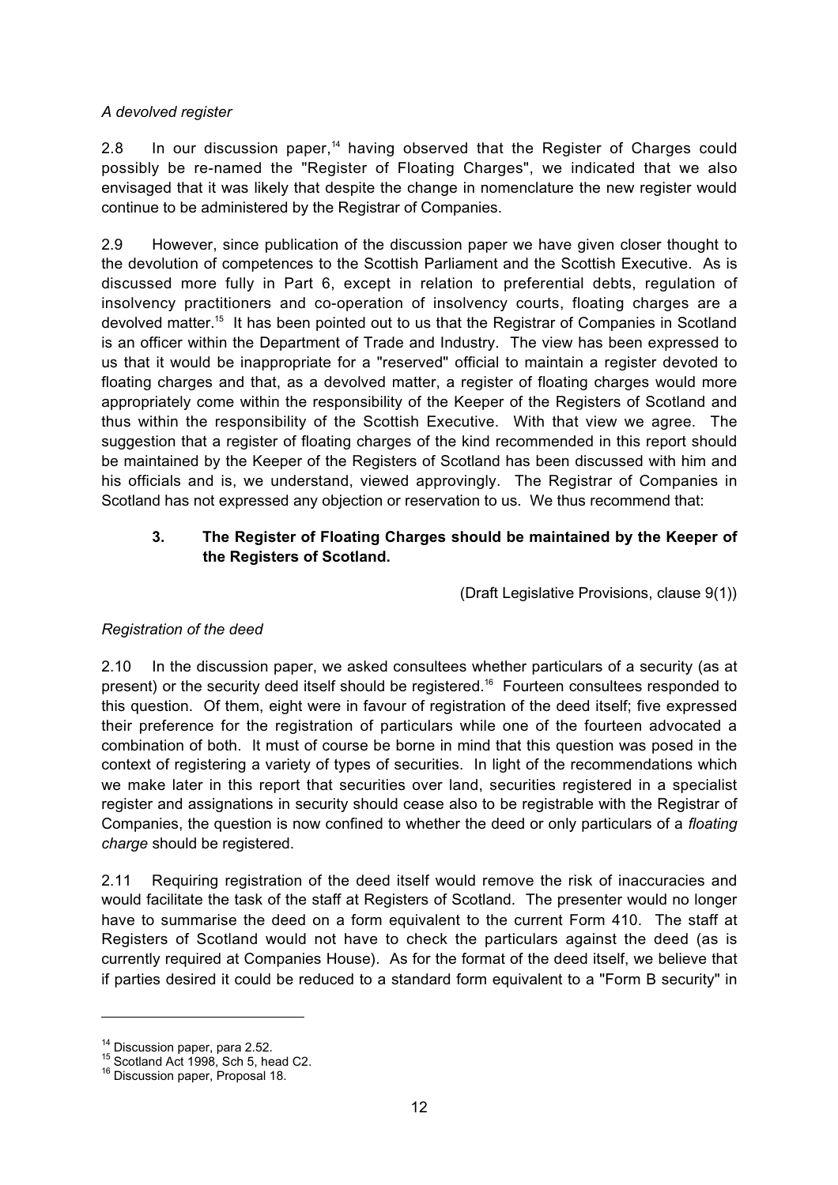*A devolved register*

2.8 In our discussion paper,[14] having observed that the Register of Charges could possibly be re-named the "Register of Floating Charges", we indicated that we also envisaged that it was likely that despite the change in nomenclature the new register would continue to be administered by the Registrar of Companies.

2.9 However, since publication of the discussion paper we have given closer thought to the devolution of competences to the Scottish Parliament and the Scottish Executive. As is discussed more fully in Part 6, except in relation to preferential debts, regulation of insolvency practitioners and co-operation of insolvency courts, floating charges are a devolved matter.[15] It has been pointed out to us that the Registrar of Companies in Scotland is an officer within the Department of Trade and Industry. The view has been expressed to us that it would be inappropriate for a "reserved" official to maintain a register devoted to floating charges and that, as a devolved matter, a register of floating charges would more appropriately come within the responsibility of the Keeper of the Registers of Scotland and thus within the responsibility of the Scottish Executive. With that view we agree. The suggestion that a register of floating charges of the kind recommended in this report should be maintained by the Keeper of the Registers of Scotland has been discussed with him and his officials and is, we understand, viewed approvingly. The Registrar of Companies in Scotland has not expressed any objection or reservation to us. We thus recommend that:

> **3. The Register of Floating Charges should be maintained by the Keeper of the Registers of Scotland.**
>
> (Draft Legislative Provisions, clause 9(1))

*Registration of the deed*

2.10 In the discussion paper, we asked consultees whether particulars of a security (as at present) or the security deed itself should be registered.[16] Fourteen consultees responded to this question. Of them, eight were in favour of registration of the deed itself; five expressed their preference for the registration of particulars while one of the fourteen advocated a combination of both. It must of course be borne in mind that this question was posed in the context of registering a variety of types of securities. In light of the recommendations which we make later in this report that securities over land, securities registered in a specialist register and assignations in security should cease also to be registrable with the Registrar of Companies, the question is now confined to whether the deed or only particulars of a *floating charge* should be registered.

2.11 Requiring registration of the deed itself would remove the risk of inaccuracies and would facilitate the task of the staff at Registers of Scotland. The presenter would no longer have to summarise the deed on a form equivalent to the current Form 410. The staff at Registers of Scotland would not have to check the particulars against the deed (as is currently required at Companies House). As for the format of the deed itself, we believe that if parties desired it could be reduced to a standard form equivalent to a "Form B security" in

---

[14] Discussion paper, para 2.52.

[15] Scotland Act 1998, Sch 5, head C2.

[16] Discussion paper, Proposal 18.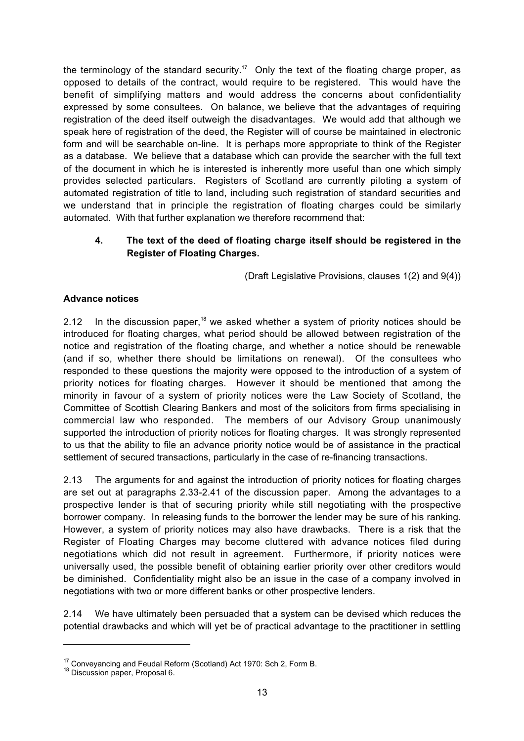the terminology of the standard security.[17] Only the text of the floating charge proper, as opposed to details of the contract, would require to be registered. This would have the benefit of simplifying matters and would address the concerns about confidentiality expressed by some consultees. On balance, we believe that the advantages of requiring registration of the deed itself outweigh the disadvantages. We would add that although we speak here of registration of the deed, the Register will of course be maintained in electronic form and will be searchable on-line. It is perhaps more appropriate to think of the Register as a database. We believe that a database which can provide the searcher with the full text of the document in which he is interested is inherently more useful than one which simply provides selected particulars. Registers of Scotland are currently piloting a system of automated registration of title to land, including such registration of standard securities and we understand that in principle the registration of floating charges could be similarly automated. With that further explanation we therefore recommend that:

> **4. The text of the deed of floating charge itself should be registered in the Register of Floating Charges.**
>
> (Draft Legislative Provisions, clauses 1(2) and 9(4))

**Advance notices**

2.12 In the discussion paper,[18] we asked whether a system of priority notices should be introduced for floating charges, what period should be allowed between registration of the notice and registration of the floating charge, and whether a notice should be renewable (and if so, whether there should be limitations on renewal). Of the consultees who responded to these questions the majority were opposed to the introduction of a system of priority notices for floating charges. However it should be mentioned that among the minority in favour of a system of priority notices were the Law Society of Scotland, the Committee of Scottish Clearing Bankers and most of the solicitors from firms specialising in commercial law who responded. The members of our Advisory Group unanimously supported the introduction of priority notices for floating charges. It was strongly represented to us that the ability to file an advance priority notice would be of assistance in the practical settlement of secured transactions, particularly in the case of re-financing transactions.

2.13 The arguments for and against the introduction of priority notices for floating charges are set out at paragraphs 2.33-2.41 of the discussion paper. Among the advantages to a prospective lender is that of securing priority while still negotiating with the prospective borrower company. In releasing funds to the borrower the lender may be sure of his ranking. However, a system of priority notices may also have drawbacks. There is a risk that the Register of Floating Charges may become cluttered with advance notices filed during negotiations which did not result in agreement. Furthermore, if priority notices were universally used, the possible benefit of obtaining earlier priority over other creditors would be diminished. Confidentiality might also be an issue in the case of a company involved in negotiations with two or more different banks or other prospective lenders.

2.14 We have ultimately been persuaded that a system can be devised which reduces the potential drawbacks and which will yet be of practical advantage to the practitioner in settling

---

[17] Conveyancing and Feudal Reform (Scotland) Act 1970: Sch 2, Form B.

[18] Discussion paper, Proposal 6.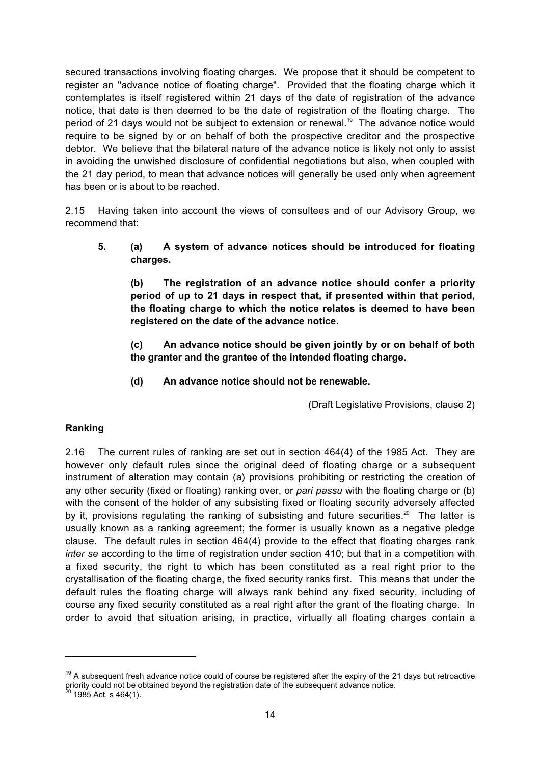secured transactions involving floating charges. We propose that it should be competent to register an "advance notice of floating charge". Provided that the floating charge which it contemplates is itself registered within 21 days of the date of registration of the advance notice, that date is then deemed to be the date of registration of the floating charge. The period of 21 days would not be subject to extension or renewal.[19] The advance notice would require to be signed by or on behalf of both the prospective creditor and the prospective debtor. We believe that the bilateral nature of the advance notice is likely not only to assist in avoiding the unwished disclosure of confidential negotiations but also, when coupled with the 21 day period, to mean that advance notices will generally be used only when agreement has been or is about to be reached.

2.15 Having taken into account the views of consultees and of our Advisory Group, we recommend that:

> **5. (a) A system of advance notices should be introduced for floating charges.**
>
> **(b) The registration of an advance notice should confer a priority period of up to 21 days in respect that, if presented within that period, the floating charge to which the notice relates is deemed to have been registered on the date of the advance notice.**
>
> **(c) An advance notice should be given jointly by or on behalf of both the granter and the grantee of the intended floating charge.**
>
> **(d) An advance notice should not be renewable.**
>
> (Draft Legislative Provisions, clause 2)

**Ranking**

2.16 The current rules of ranking are set out in section 464(4) of the 1985 Act. They are however only default rules since the original deed of floating charge or a subsequent instrument of alteration may contain (a) provisions prohibiting or restricting the creation of any other security (fixed or floating) ranking over, or *pari passu* with the floating charge or (b) with the consent of the holder of any subsisting fixed or floating security adversely affected by it, provisions regulating the ranking of subsisting and future securities.[20] The latter is usually known as a ranking agreement; the former is usually known as a negative pledge clause. The default rules in section 464(4) provide to the effect that floating charges rank *inter se* according to the time of registration under section 410; but that in a competition with a fixed security, the right to which has been constituted as a real right prior to the crystallisation of the floating charge, the fixed security ranks first. This means that under the default rules the floating charge will always rank behind any fixed security, including of course any fixed security constituted as a real right after the grant of the floating charge. In order to avoid that situation arising, in practice, virtually all floating charges contain a

---

[19] A subsequent fresh advance notice could of course be registered after the expiry of the 21 days but retroactive priority could not be obtained beyond the registration date of the subsequent advance notice.

[20] 1985 Act, s 464(1).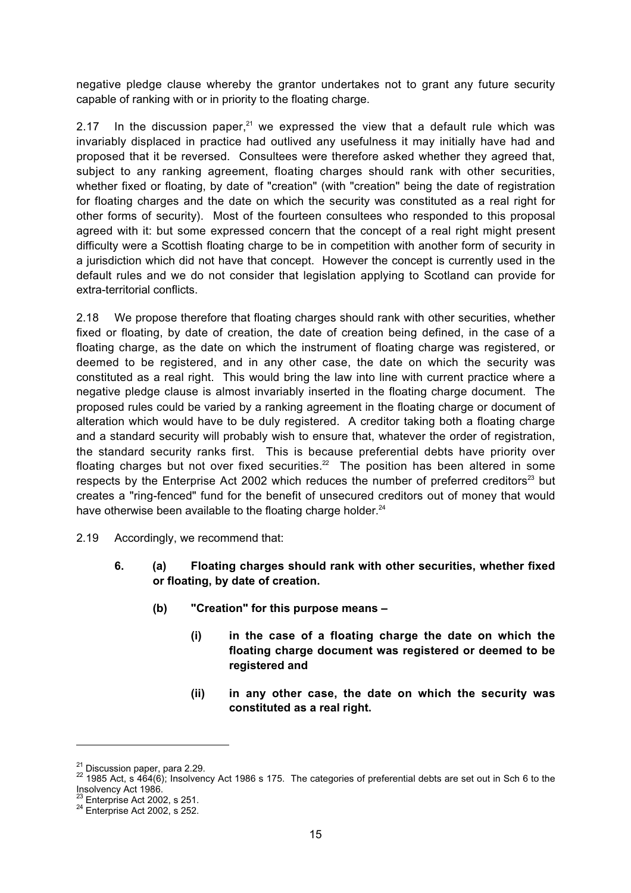negative pledge clause whereby the grantor undertakes not to grant any future security capable of ranking with or in priority to the floating charge.

2.17 In the discussion paper,[21] we expressed the view that a default rule which was invariably displaced in practice had outlived any usefulness it may initially have had and proposed that it be reversed. Consultees were therefore asked whether they agreed that, subject to any ranking agreement, floating charges should rank with other securities, whether fixed or floating, by date of "creation" (with "creation" being the date of registration for floating charges and the date on which the security was constituted as a real right for other forms of security). Most of the fourteen consultees who responded to this proposal agreed with it: but some expressed concern that the concept of a real right might present difficulty were a Scottish floating charge to be in competition with another form of security in a jurisdiction which did not have that concept. However the concept is currently used in the default rules and we do not consider that legislation applying to Scotland can provide for extra-territorial conflicts.

2.18 We propose therefore that floating charges should rank with other securities, whether fixed or floating, by date of creation, the date of creation being defined, in the case of a floating charge, as the date on which the instrument of floating charge was registered, or deemed to be registered, and in any other case, the date on which the security was constituted as a real right. This would bring the law into line with current practice where a negative pledge clause is almost invariably inserted in the floating charge document. The proposed rules could be varied by a ranking agreement in the floating charge or document of alteration which would have to be duly registered. A creditor taking both a floating charge and a standard security will probably wish to ensure that, whatever the order of registration, the standard security ranks first. This is because preferential debts have priority over floating charges but not over fixed securities.[22] The position has been altered in some respects by the Enterprise Act 2002 which reduces the number of preferred creditors[23] but creates a "ring-fenced" fund for the benefit of unsecured creditors out of money that would have otherwise been available to the floating charge holder.[24]

2.19 Accordingly, we recommend that:

**6. (a) Floating charges should rank with other securities, whether fixed or floating, by date of creation.**

**(b) "Creation" for this purpose means –**

**(i) in the case of a floating charge the date on which the floating charge document was registered or deemed to be registered and**

**(ii) in any other case, the date on which the security was constituted as a real right.**

---

[21] Discussion paper, para 2.29.

[22] 1985 Act, s 464(6); Insolvency Act 1986 s 175. The categories of preferential debts are set out in Sch 6 to the Insolvency Act 1986.

[23] Enterprise Act 2002, s 251.

[24] Enterprise Act 2002, s 252.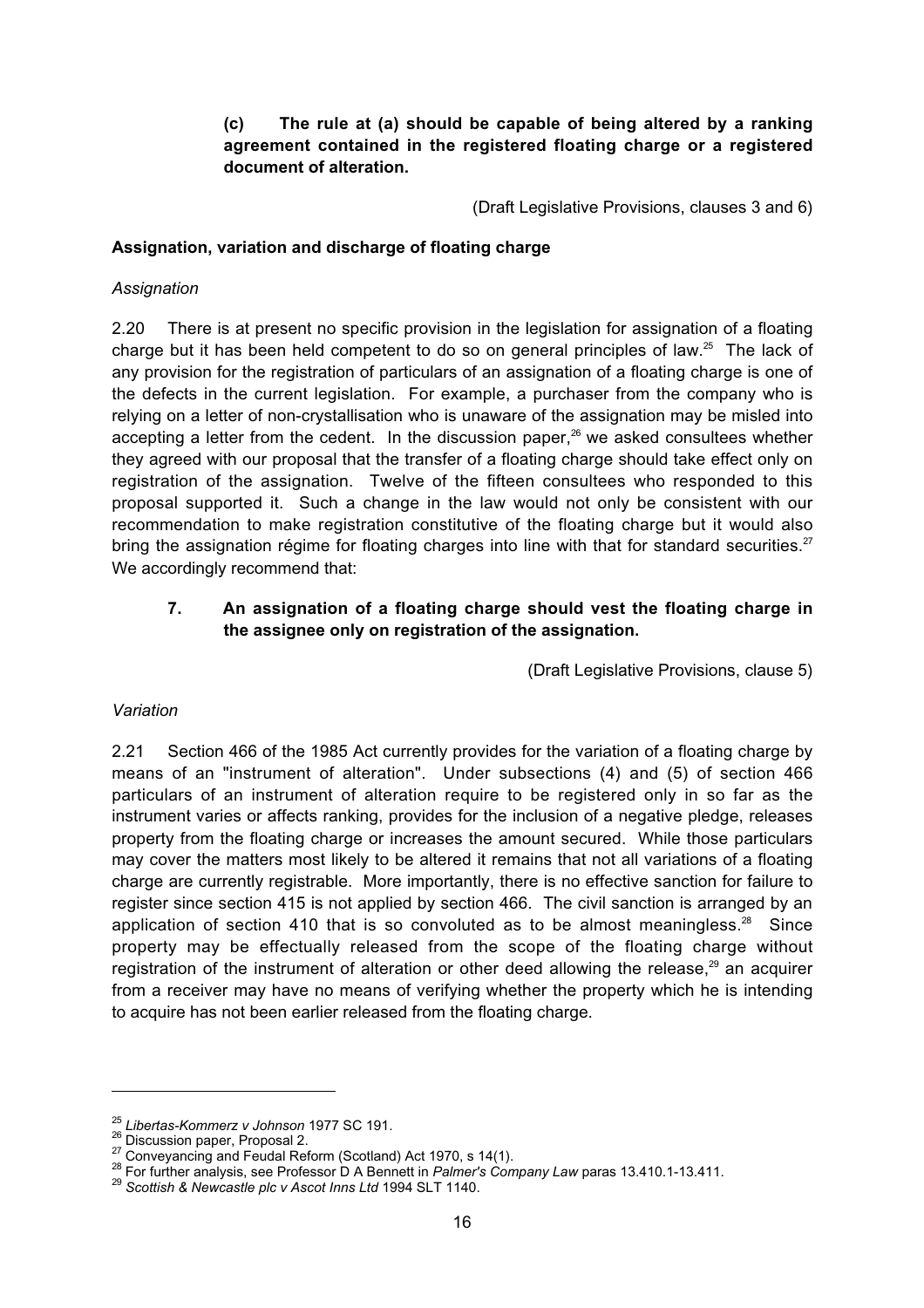**(c) The rule at (a) should be capable of being altered by a ranking agreement contained in the registered floating charge or a registered document of alteration.**

(Draft Legislative Provisions, clauses 3 and 6)

**Assignation, variation and discharge of floating charge**

*Assignation*

2.20 There is at present no specific provision in the legislation for assignation of a floating charge but it has been held competent to do so on general principles of law.[25] The lack of any provision for the registration of particulars of an assignation of a floating charge is one of the defects in the current legislation. For example, a purchaser from the company who is relying on a letter of non-crystallisation who is unaware of the assignation may be misled into accepting a letter from the cedent. In the discussion paper,[26] we asked consultees whether they agreed with our proposal that the transfer of a floating charge should take effect only on registration of the assignation. Twelve of the fifteen consultees who responded to this proposal supported it. Such a change in the law would not only be consistent with our recommendation to make registration constitutive of the floating charge but it would also bring the assignation régime for floating charges into line with that for standard securities.[27] We accordingly recommend that:

**7. An assignation of a floating charge should vest the floating charge in the assignee only on registration of the assignation.**

(Draft Legislative Provisions, clause 5)

*Variation*

2.21 Section 466 of the 1985 Act currently provides for the variation of a floating charge by means of an "instrument of alteration". Under subsections (4) and (5) of section 466 particulars of an instrument of alteration require to be registered only in so far as the instrument varies or affects ranking, provides for the inclusion of a negative pledge, releases property from the floating charge or increases the amount secured. While those particulars may cover the matters most likely to be altered it remains that not all variations of a floating charge are currently registrable. More importantly, there is no effective sanction for failure to register since section 415 is not applied by section 466. The civil sanction is arranged by an application of section 410 that is so convoluted as to be almost meaningless.[28] Since property may be effectually released from the scope of the floating charge without registration of the instrument of alteration or other deed allowing the release,[29] an acquirer from a receiver may have no means of verifying whether the property which he is intending to acquire has not been earlier released from the floating charge.

---

[25] *Libertas-Kommerz v Johnson* 1977 SC 191.
[26] Discussion paper, Proposal 2.
[27] Conveyancing and Feudal Reform (Scotland) Act 1970, s 14(1).
[28] For further analysis, see Professor D A Bennett in *Palmer's Company Law* paras 13.410.1-13.411.
[29] *Scottish & Newcastle plc v Ascot Inns Ltd* 1994 SLT 1140.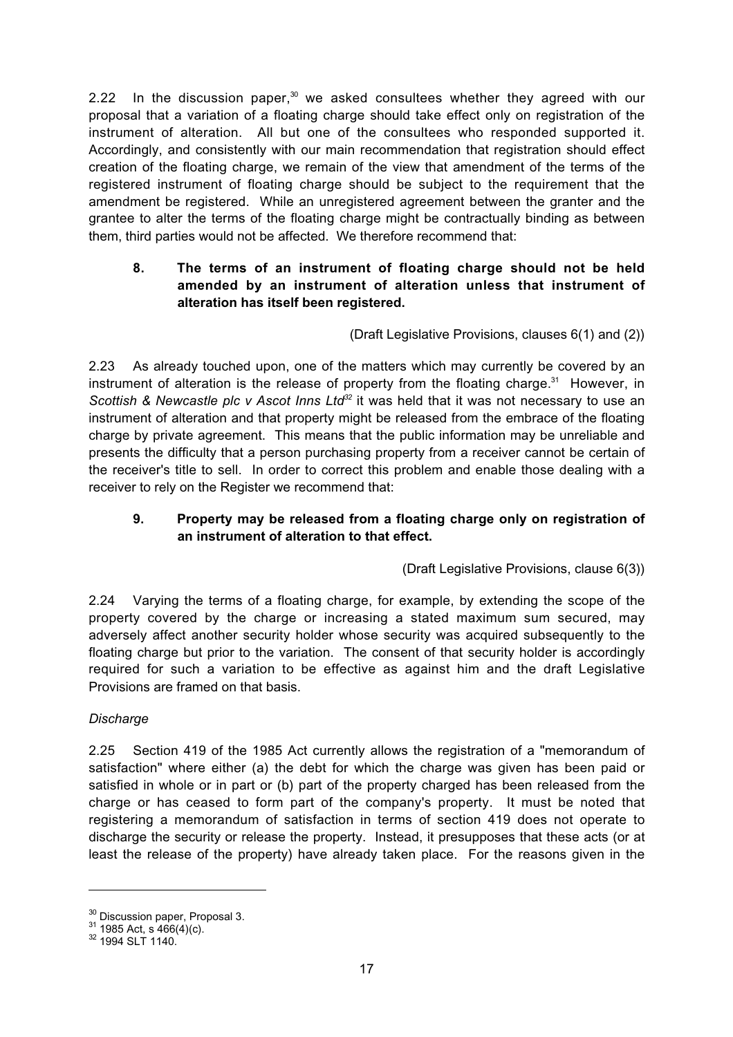2.22 In the discussion paper,[30] we asked consultees whether they agreed with our proposal that a variation of a floating charge should take effect only on registration of the instrument of alteration. All but one of the consultees who responded supported it. Accordingly, and consistently with our main recommendation that registration should effect creation of the floating charge, we remain of the view that amendment of the terms of the registered instrument of floating charge should be subject to the requirement that the amendment be registered. While an unregistered agreement between the granter and the grantee to alter the terms of the floating charge might be contractually binding as between them, third parties would not be affected. We therefore recommend that:

> **8. The terms of an instrument of floating charge should not be held amended by an instrument of alteration unless that instrument of alteration has itself been registered.**
>
> (Draft Legislative Provisions, clauses 6(1) and (2))

2.23 As already touched upon, one of the matters which may currently be covered by an instrument of alteration is the release of property from the floating charge.[31] However, in *Scottish & Newcastle plc v Ascot Inns Ltd*[32] it was held that it was not necessary to use an instrument of alteration and that property might be released from the embrace of the floating charge by private agreement. This means that the public information may be unreliable and presents the difficulty that a person purchasing property from a receiver cannot be certain of the receiver's title to sell. In order to correct this problem and enable those dealing with a receiver to rely on the Register we recommend that:

> **9. Property may be released from a floating charge only on registration of an instrument of alteration to that effect.**
>
> (Draft Legislative Provisions, clause 6(3))

2.24 Varying the terms of a floating charge, for example, by extending the scope of the property covered by the charge or increasing a stated maximum sum secured, may adversely affect another security holder whose security was acquired subsequently to the floating charge but prior to the variation. The consent of that security holder is accordingly required for such a variation to be effective as against him and the draft Legislative Provisions are framed on that basis.

*Discharge*

2.25 Section 419 of the 1985 Act currently allows the registration of a "memorandum of satisfaction" where either (a) the debt for which the charge was given has been paid or satisfied in whole or in part or (b) part of the property charged has been released from the charge or has ceased to form part of the company's property. It must be noted that registering a memorandum of satisfaction in terms of section 419 does not operate to discharge the security or release the property. Instead, it presupposes that these acts (or at least the release of the property) have already taken place. For the reasons given in the

---

[30] Discussion paper, Proposal 3.

[31] 1985 Act, s 466(4)(c).

[32] 1994 SLT 1140.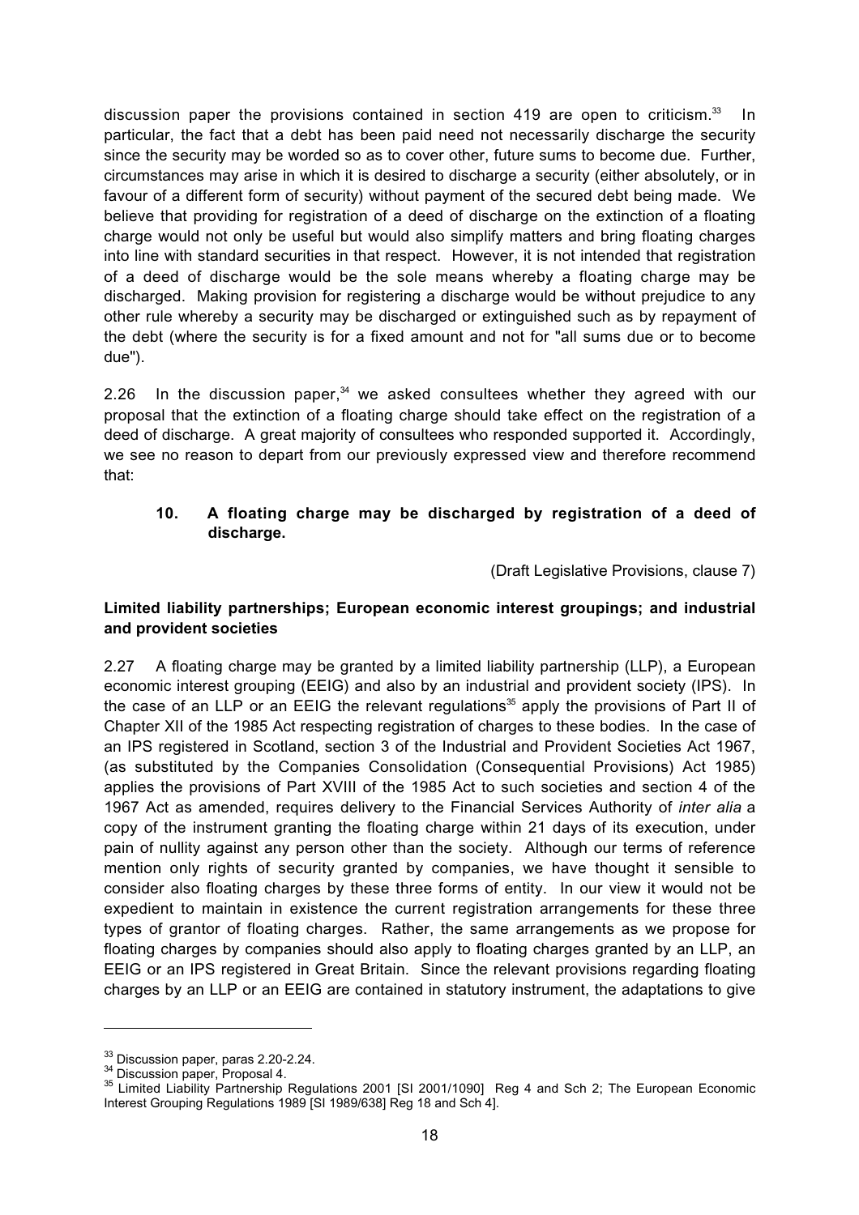discussion paper the provisions contained in section 419 are open to criticism.[33] In particular, the fact that a debt has been paid need not necessarily discharge the security since the security may be worded so as to cover other, future sums to become due. Further, circumstances may arise in which it is desired to discharge a security (either absolutely, or in favour of a different form of security) without payment of the secured debt being made. We believe that providing for registration of a deed of discharge on the extinction of a floating charge would not only be useful but would also simplify matters and bring floating charges into line with standard securities in that respect. However, it is not intended that registration of a deed of discharge would be the sole means whereby a floating charge may be discharged. Making provision for registering a discharge would be without prejudice to any other rule whereby a security may be discharged or extinguished such as by repayment of the debt (where the security is for a fixed amount and not for "all sums due or to become due").

2.26 In the discussion paper,[34] we asked consultees whether they agreed with our proposal that the extinction of a floating charge should take effect on the registration of a deed of discharge. A great majority of consultees who responded supported it. Accordingly, we see no reason to depart from our previously expressed view and therefore recommend that:

> **10. A floating charge may be discharged by registration of a deed of discharge.**
>
> (Draft Legislative Provisions, clause 7)

**Limited liability partnerships; European economic interest groupings; and industrial and provident societies**

2.27 A floating charge may be granted by a limited liability partnership (LLP), a European economic interest grouping (EEIG) and also by an industrial and provident society (IPS). In the case of an LLP or an EEIG the relevant regulations[35] apply the provisions of Part II of Chapter XII of the 1985 Act respecting registration of charges to these bodies. In the case of an IPS registered in Scotland, section 3 of the Industrial and Provident Societies Act 1967, (as substituted by the Companies Consolidation (Consequential Provisions) Act 1985) applies the provisions of Part XVIII of the 1985 Act to such societies and section 4 of the 1967 Act as amended, requires delivery to the Financial Services Authority of *inter alia* a copy of the instrument granting the floating charge within 21 days of its execution, under pain of nullity against any person other than the society. Although our terms of reference mention only rights of security granted by companies, we have thought it sensible to consider also floating charges by these three forms of entity. In our view it would not be expedient to maintain in existence the current registration arrangements for these three types of grantor of floating charges. Rather, the same arrangements as we propose for floating charges by companies should also apply to floating charges granted by an LLP, an EEIG or an IPS registered in Great Britain. Since the relevant provisions regarding floating charges by an LLP or an EEIG are contained in statutory instrument, the adaptations to give

---

[33] Discussion paper, paras 2.20-2.24.

[34] Discussion paper, Proposal 4.

[35] Limited Liability Partnership Regulations 2001 [SI 2001/1090] Reg 4 and Sch 2; The European Economic Interest Grouping Regulations 1989 [SI 1989/638] Reg 18 and Sch 4].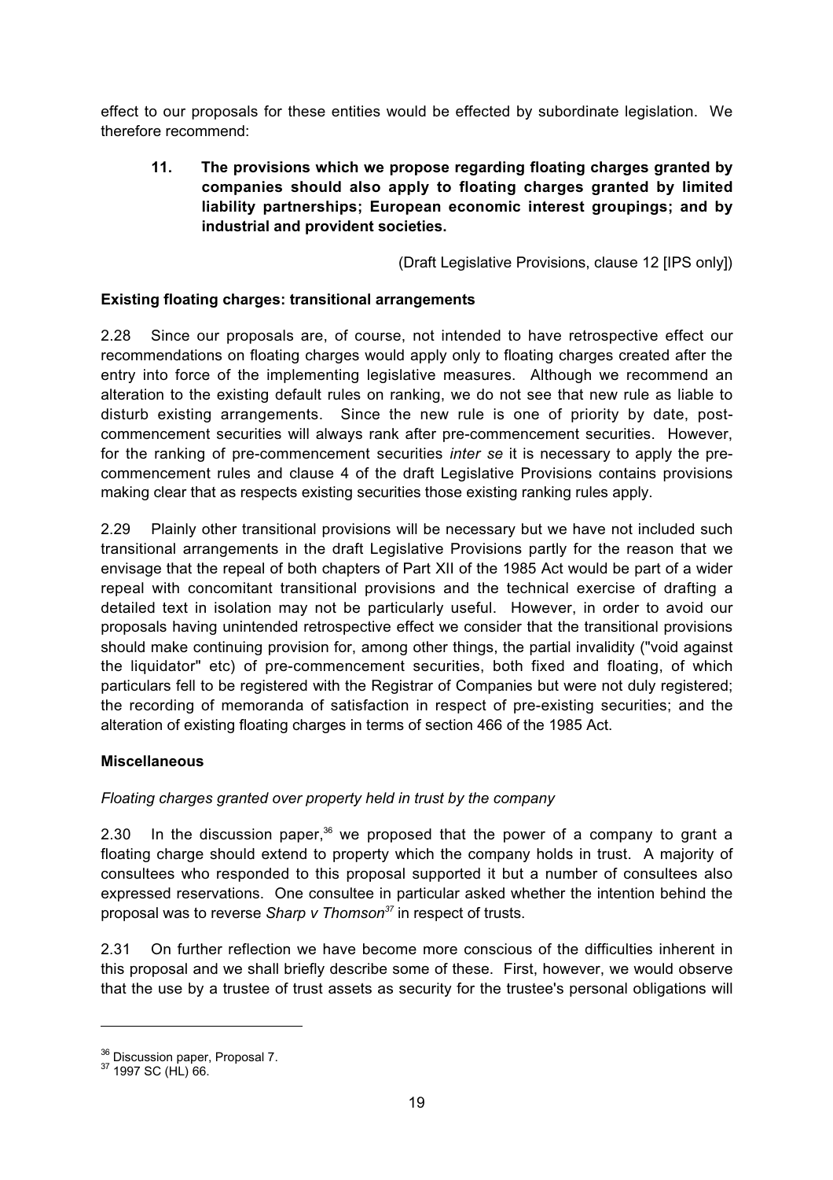effect to our proposals for these entities would be effected by subordinate legislation. We therefore recommend:

> **11. The provisions which we propose regarding floating charges granted by companies should also apply to floating charges granted by limited liability partnerships; European economic interest groupings; and by industrial and provident societies.**
>
> (Draft Legislative Provisions, clause 12 [IPS only])

**Existing floating charges: transitional arrangements**

2.28 Since our proposals are, of course, not intended to have retrospective effect our recommendations on floating charges would apply only to floating charges created after the entry into force of the implementing legislative measures. Although we recommend an alteration to the existing default rules on ranking, we do not see that new rule as liable to disturb existing arrangements. Since the new rule is one of priority by date, post-commencement securities will always rank after pre-commencement securities. However, for the ranking of pre-commencement securities *inter se* it is necessary to apply the pre-commencement rules and clause 4 of the draft Legislative Provisions contains provisions making clear that as respects existing securities those existing ranking rules apply.

2.29 Plainly other transitional provisions will be necessary but we have not included such transitional arrangements in the draft Legislative Provisions partly for the reason that we envisage that the repeal of both chapters of Part XII of the 1985 Act would be part of a wider repeal with concomitant transitional provisions and the technical exercise of drafting a detailed text in isolation may not be particularly useful. However, in order to avoid our proposals having unintended retrospective effect we consider that the transitional provisions should make continuing provision for, among other things, the partial invalidity ("void against the liquidator" etc) of pre-commencement securities, both fixed and floating, of which particulars fell to be registered with the Registrar of Companies but were not duly registered; the recording of memoranda of satisfaction in respect of pre-existing securities; and the alteration of existing floating charges in terms of section 466 of the 1985 Act.

**Miscellaneous**

*Floating charges granted over property held in trust by the company*

2.30 In the discussion paper,[36] we proposed that the power of a company to grant a floating charge should extend to property which the company holds in trust. A majority of consultees who responded to this proposal supported it but a number of consultees also expressed reservations. One consultee in particular asked whether the intention behind the proposal was to reverse *Sharp v Thomson*[37] in respect of trusts.

2.31 On further reflection we have become more conscious of the difficulties inherent in this proposal and we shall briefly describe some of these. First, however, we would observe that the use by a trustee of trust assets as security for the trustee's personal obligations will

---

[36] Discussion paper, Proposal 7.

[37] 1997 SC (HL) 66.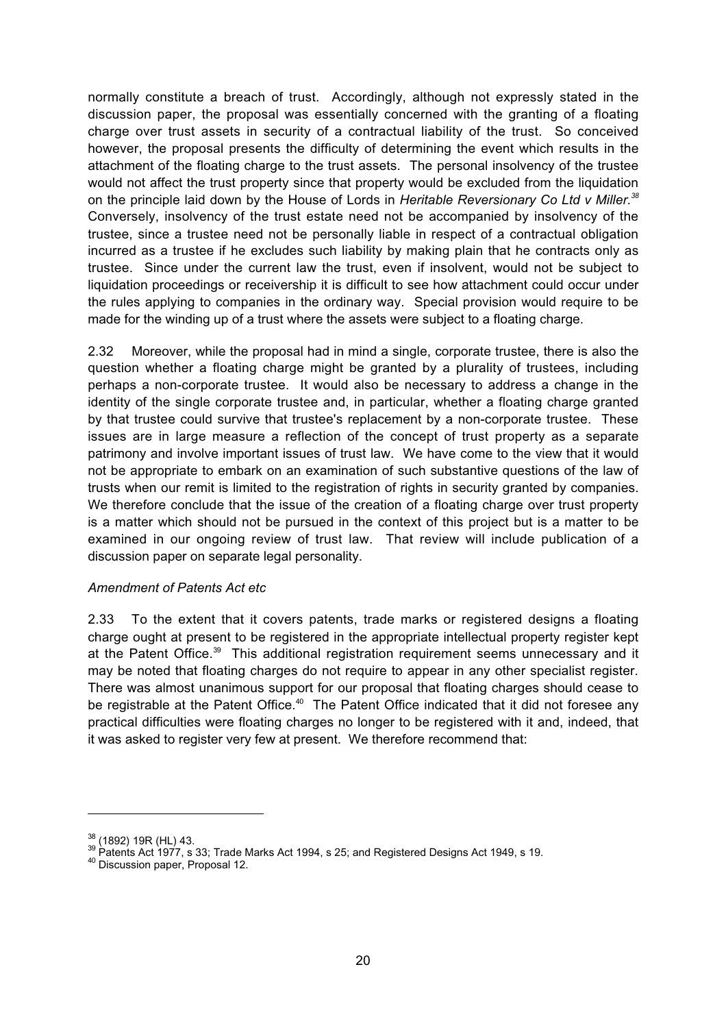normally constitute a breach of trust. Accordingly, although not expressly stated in the discussion paper, the proposal was essentially concerned with the granting of a floating charge over trust assets in security of a contractual liability of the trust. So conceived however, the proposal presents the difficulty of determining the event which results in the attachment of the floating charge to the trust assets. The personal insolvency of the trustee would not affect the trust property since that property would be excluded from the liquidation on the principle laid down by the House of Lords in *Heritable Reversionary Co Ltd v Miller.*[38] Conversely, insolvency of the trust estate need not be accompanied by insolvency of the trustee, since a trustee need not be personally liable in respect of a contractual obligation incurred as a trustee if he excludes such liability by making plain that he contracts only as trustee. Since under the current law the trust, even if insolvent, would not be subject to liquidation proceedings or receivership it is difficult to see how attachment could occur under the rules applying to companies in the ordinary way. Special provision would require to be made for the winding up of a trust where the assets were subject to a floating charge.

2.32 Moreover, while the proposal had in mind a single, corporate trustee, there is also the question whether a floating charge might be granted by a plurality of trustees, including perhaps a non-corporate trustee. It would also be necessary to address a change in the identity of the single corporate trustee and, in particular, whether a floating charge granted by that trustee could survive that trustee's replacement by a non-corporate trustee. These issues are in large measure a reflection of the concept of trust property as a separate patrimony and involve important issues of trust law. We have come to the view that it would not be appropriate to embark on an examination of such substantive questions of the law of trusts when our remit is limited to the registration of rights in security granted by companies. We therefore conclude that the issue of the creation of a floating charge over trust property is a matter which should not be pursued in the context of this project but is a matter to be examined in our ongoing review of trust law. That review will include publication of a discussion paper on separate legal personality.

*Amendment of Patents Act etc*

2.33 To the extent that it covers patents, trade marks or registered designs a floating charge ought at present to be registered in the appropriate intellectual property register kept at the Patent Office.[39] This additional registration requirement seems unnecessary and it may be noted that floating charges do not require to appear in any other specialist register. There was almost unanimous support for our proposal that floating charges should cease to be registrable at the Patent Office.[40] The Patent Office indicated that it did not foresee any practical difficulties were floating charges no longer to be registered with it and, indeed, that it was asked to register very few at present. We therefore recommend that:

---

[38] (1892) 19R (HL) 43.

[39] Patents Act 1977, s 33; Trade Marks Act 1994, s 25; and Registered Designs Act 1949, s 19.

[40] Discussion paper, Proposal 12.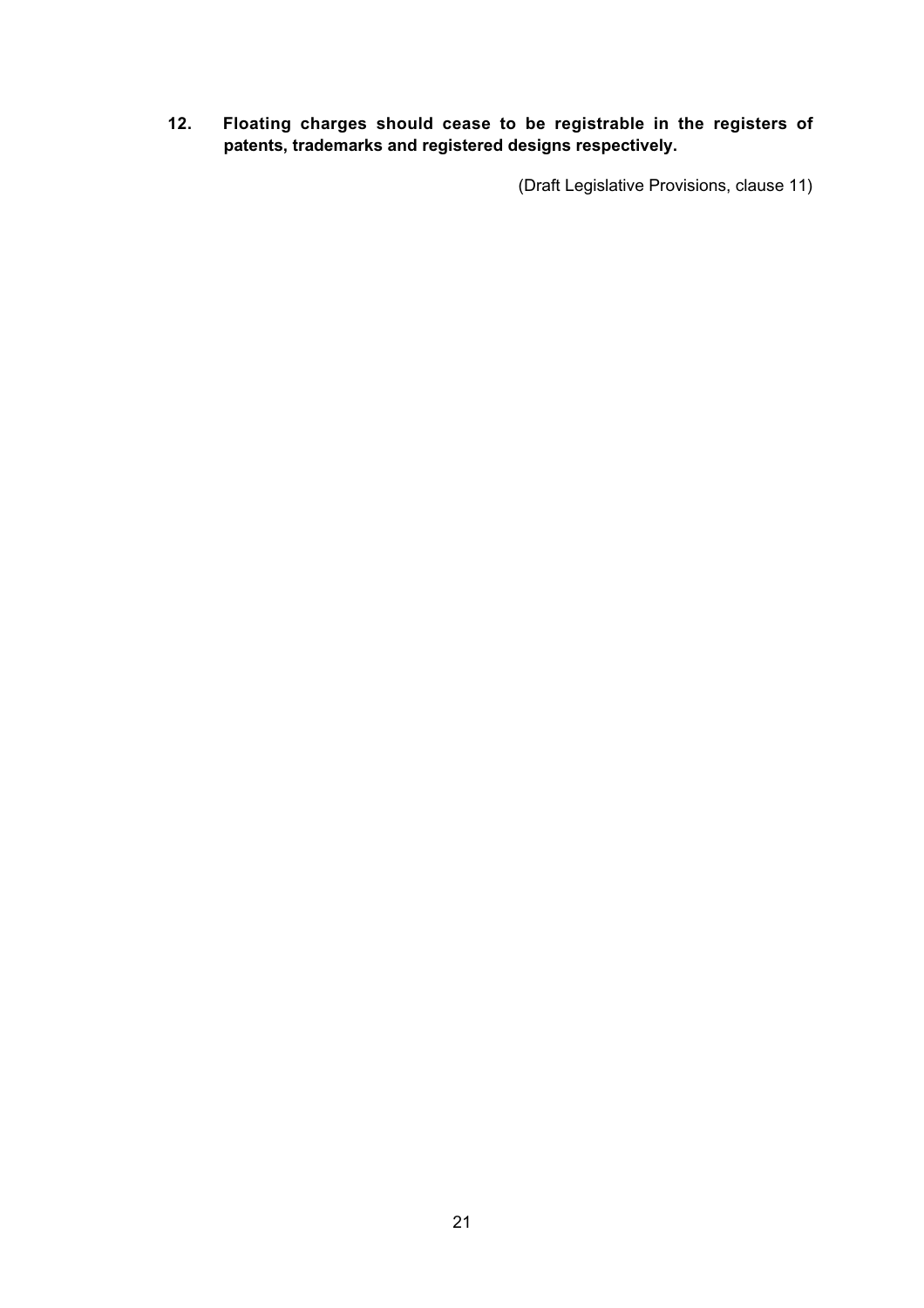**12. Floating charges should cease to be registrable in the registers of patents, trademarks and registered designs respectively.**

(Draft Legislative Provisions, clause 11)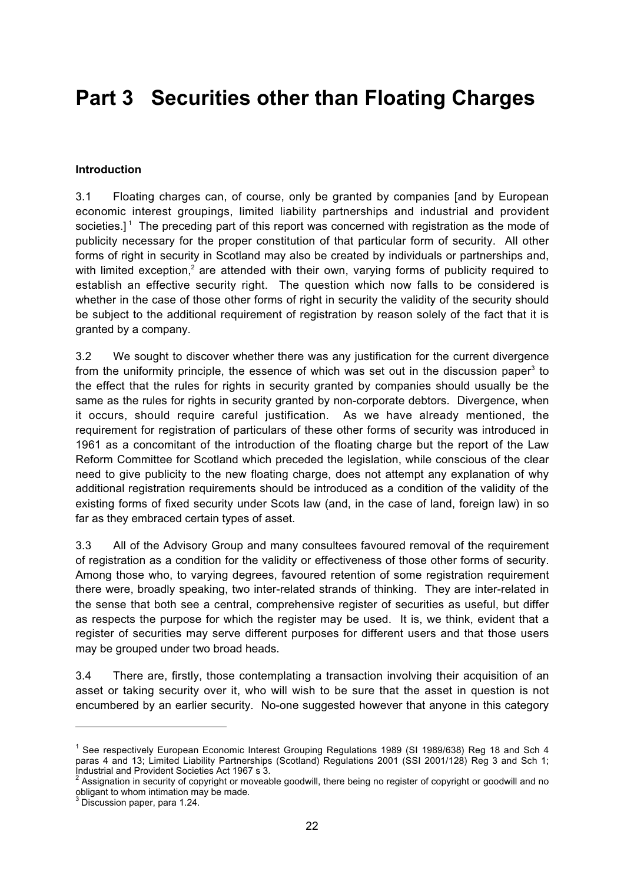# Part 3 Securities other than Floating Charges

**Introduction**

3.1 Floating charges can, of course, only be granted by companies [and by European economic interest groupings, limited liability partnerships and industrial and provident societies.] [1] The preceding part of this report was concerned with registration as the mode of publicity necessary for the proper constitution of that particular form of security. All other forms of right in security in Scotland may also be created by individuals or partnerships and, with limited exception,[2] are attended with their own, varying forms of publicity required to establish an effective security right. The question which now falls to be considered is whether in the case of those other forms of right in security the validity of the security should be subject to the additional requirement of registration by reason solely of the fact that it is granted by a company.

3.2 We sought to discover whether there was any justification for the current divergence from the uniformity principle, the essence of which was set out in the discussion paper[3] to the effect that the rules for rights in security granted by companies should usually be the same as the rules for rights in security granted by non-corporate debtors. Divergence, when it occurs, should require careful justification. As we have already mentioned, the requirement for registration of particulars of these other forms of security was introduced in 1961 as a concomitant of the introduction of the floating charge but the report of the Law Reform Committee for Scotland which preceded the legislation, while conscious of the clear need to give publicity to the new floating charge, does not attempt any explanation of why additional registration requirements should be introduced as a condition of the validity of the existing forms of fixed security under Scots law (and, in the case of land, foreign law) in so far as they embraced certain types of asset.

3.3 All of the Advisory Group and many consultees favoured removal of the requirement of registration as a condition for the validity or effectiveness of those other forms of security. Among those who, to varying degrees, favoured retention of some registration requirement there were, broadly speaking, two inter-related strands of thinking. They are inter-related in the sense that both see a central, comprehensive register of securities as useful, but differ as respects the purpose for which the register may be used. It is, we think, evident that a register of securities may serve different purposes for different users and that those users may be grouped under two broad heads.

3.4 There are, firstly, those contemplating a transaction involving their acquisition of an asset or taking security over it, who will wish to be sure that the asset in question is not encumbered by an earlier security. No-one suggested however that anyone in this category

---

[1] See respectively European Economic Interest Grouping Regulations 1989 (SI 1989/638) Reg 18 and Sch 4 paras 4 and 13; Limited Liability Partnerships (Scotland) Regulations 2001 (SSI 2001/128) Reg 3 and Sch 1; Industrial and Provident Societies Act 1967 s 3.

[2] Assignation in security of copyright or moveable goodwill, there being no register of copyright or goodwill and no obligant to whom intimation may be made.

[3] Discussion paper, para 1.24.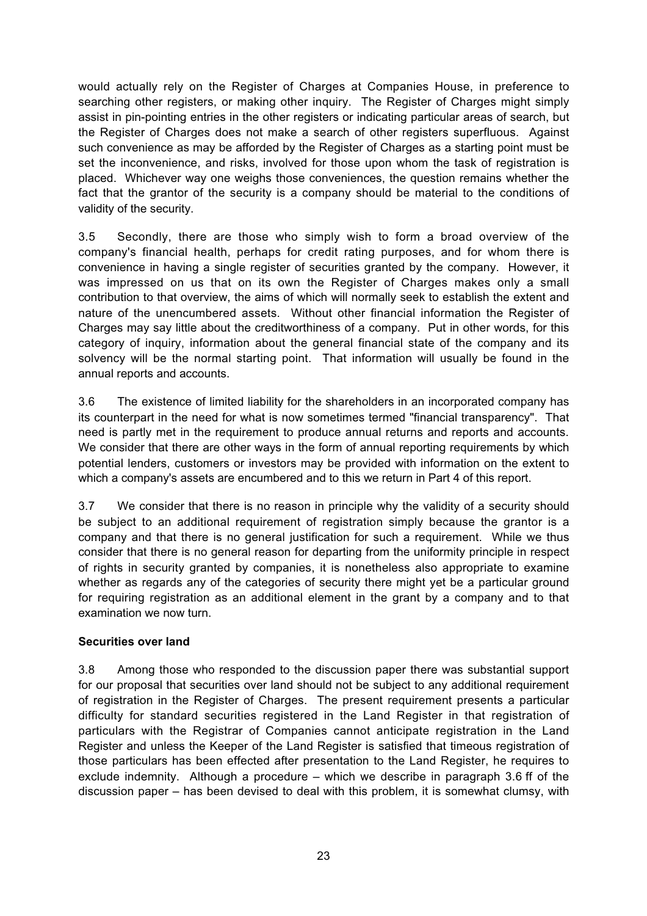would actually rely on the Register of Charges at Companies House, in preference to searching other registers, or making other inquiry. The Register of Charges might simply assist in pin-pointing entries in the other registers or indicating particular areas of search, but the Register of Charges does not make a search of other registers superfluous. Against such convenience as may be afforded by the Register of Charges as a starting point must be set the inconvenience, and risks, involved for those upon whom the task of registration is placed. Whichever way one weighs those conveniences, the question remains whether the fact that the grantor of the security is a company should be material to the conditions of validity of the security.

3.5 Secondly, there are those who simply wish to form a broad overview of the company's financial health, perhaps for credit rating purposes, and for whom there is convenience in having a single register of securities granted by the company. However, it was impressed on us that on its own the Register of Charges makes only a small contribution to that overview, the aims of which will normally seek to establish the extent and nature of the unencumbered assets. Without other financial information the Register of Charges may say little about the creditworthiness of a company. Put in other words, for this category of inquiry, information about the general financial state of the company and its solvency will be the normal starting point. That information will usually be found in the annual reports and accounts.

3.6 The existence of limited liability for the shareholders in an incorporated company has its counterpart in the need for what is now sometimes termed "financial transparency". That need is partly met in the requirement to produce annual returns and reports and accounts. We consider that there are other ways in the form of annual reporting requirements by which potential lenders, customers or investors may be provided with information on the extent to which a company's assets are encumbered and to this we return in Part 4 of this report.

3.7 We consider that there is no reason in principle why the validity of a security should be subject to an additional requirement of registration simply because the grantor is a company and that there is no general justification for such a requirement. While we thus consider that there is no general reason for departing from the uniformity principle in respect of rights in security granted by companies, it is nonetheless also appropriate to examine whether as regards any of the categories of security there might yet be a particular ground for requiring registration as an additional element in the grant by a company and to that examination we now turn.

**Securities over land**

3.8 Among those who responded to the discussion paper there was substantial support for our proposal that securities over land should not be subject to any additional requirement of registration in the Register of Charges. The present requirement presents a particular difficulty for standard securities registered in the Land Register in that registration of particulars with the Registrar of Companies cannot anticipate registration in the Land Register and unless the Keeper of the Land Register is satisfied that timeous registration of those particulars has been effected after presentation to the Land Register, he requires to exclude indemnity. Although a procedure – which we describe in paragraph 3.6 ff of the discussion paper – has been devised to deal with this problem, it is somewhat clumsy, with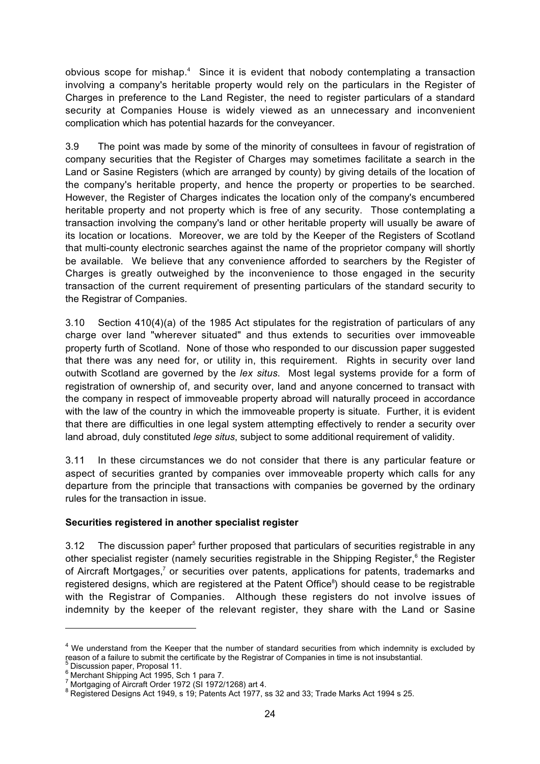obvious scope for mishap.[4] Since it is evident that nobody contemplating a transaction involving a company's heritable property would rely on the particulars in the Register of Charges in preference to the Land Register, the need to register particulars of a standard security at Companies House is widely viewed as an unnecessary and inconvenient complication which has potential hazards for the conveyancer.

3.9 The point was made by some of the minority of consultees in favour of registration of company securities that the Register of Charges may sometimes facilitate a search in the Land or Sasine Registers (which are arranged by county) by giving details of the location of the company's heritable property, and hence the property or properties to be searched. However, the Register of Charges indicates the location only of the company's encumbered heritable property and not property which is free of any security. Those contemplating a transaction involving the company's land or other heritable property will usually be aware of its location or locations. Moreover, we are told by the Keeper of the Registers of Scotland that multi-county electronic searches against the name of the proprietor company will shortly be available. We believe that any convenience afforded to searchers by the Register of Charges is greatly outweighed by the inconvenience to those engaged in the security transaction of the current requirement of presenting particulars of the standard security to the Registrar of Companies.

3.10 Section 410(4)(a) of the 1985 Act stipulates for the registration of particulars of any charge over land "wherever situated" and thus extends to securities over immoveable property furth of Scotland. None of those who responded to our discussion paper suggested that there was any need for, or utility in, this requirement. Rights in security over land outwith Scotland are governed by the *lex situs*. Most legal systems provide for a form of registration of ownership of, and security over, land and anyone concerned to transact with the company in respect of immoveable property abroad will naturally proceed in accordance with the law of the country in which the immoveable property is situate. Further, it is evident that there are difficulties in one legal system attempting effectively to render a security over land abroad, duly constituted *lege situs*, subject to some additional requirement of validity.

3.11 In these circumstances we do not consider that there is any particular feature or aspect of securities granted by companies over immoveable property which calls for any departure from the principle that transactions with companies be governed by the ordinary rules for the transaction in issue.

**Securities registered in another specialist register**

3.12 The discussion paper[5] further proposed that particulars of securities registrable in any other specialist register (namely securities registrable in the Shipping Register,[6] the Register of Aircraft Mortgages,[7] or securities over patents, applications for patents, trademarks and registered designs, which are registered at the Patent Office[8]) should cease to be registrable with the Registrar of Companies. Although these registers do not involve issues of indemnity by the keeper of the relevant register, they share with the Land or Sasine

---

[4] We understand from the Keeper that the number of standard securities from which indemnity is excluded by reason of a failure to submit the certificate by the Registrar of Companies in time is not insubstantial.

[5] Discussion paper, Proposal 11.

[6] Merchant Shipping Act 1995, Sch 1 para 7.

[7] Mortgaging of Aircraft Order 1972 (SI 1972/1268) art 4.

[8] Registered Designs Act 1949, s 19; Patents Act 1977, ss 32 and 33; Trade Marks Act 1994 s 25.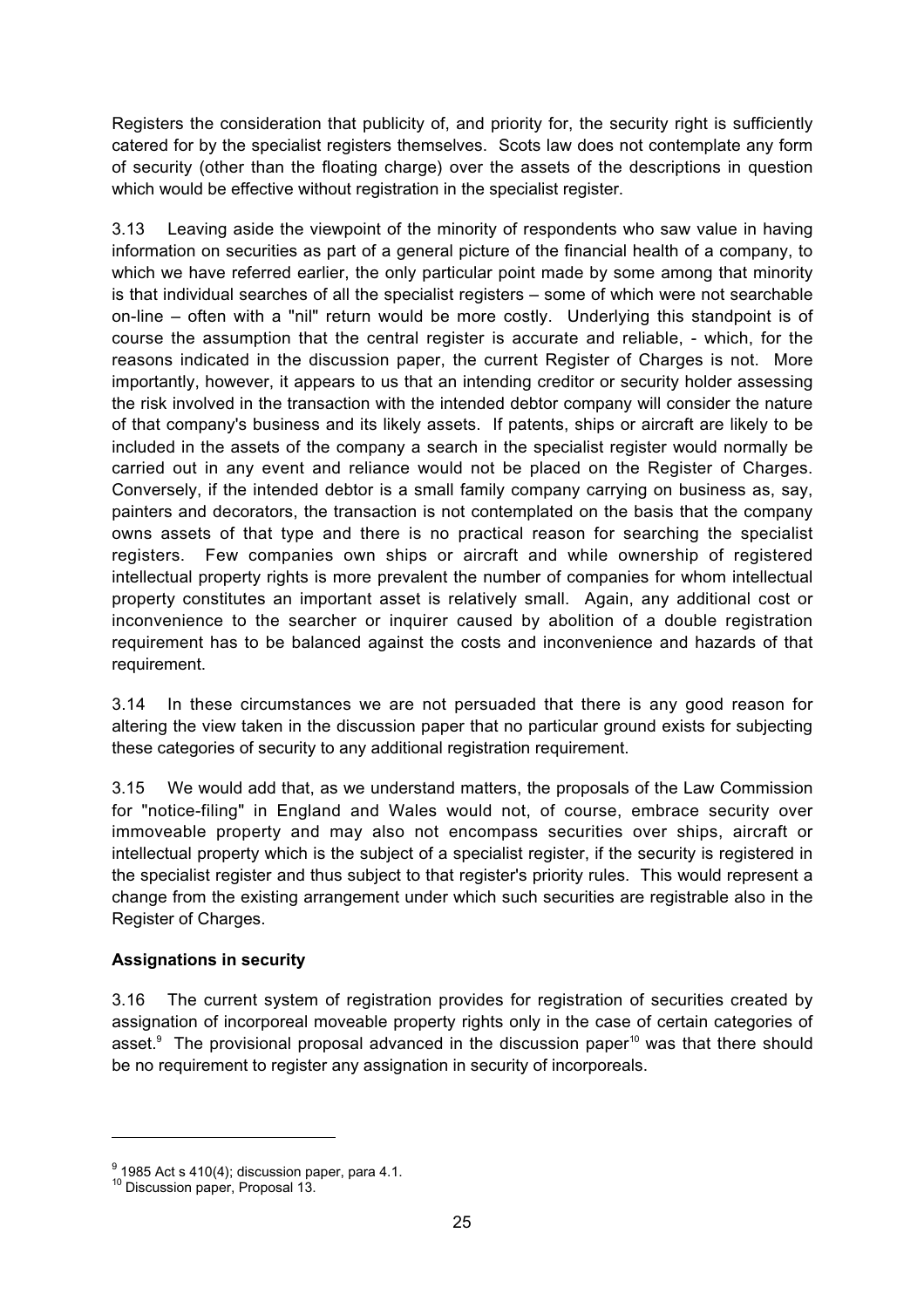Registers the consideration that publicity of, and priority for, the security right is sufficiently catered for by the specialist registers themselves. Scots law does not contemplate any form of security (other than the floating charge) over the assets of the descriptions in question which would be effective without registration in the specialist register.

3.13 Leaving aside the viewpoint of the minority of respondents who saw value in having information on securities as part of a general picture of the financial health of a company, to which we have referred earlier, the only particular point made by some among that minority is that individual searches of all the specialist registers – some of which were not searchable on-line – often with a "nil" return would be more costly. Underlying this standpoint is of course the assumption that the central register is accurate and reliable, - which, for the reasons indicated in the discussion paper, the current Register of Charges is not. More importantly, however, it appears to us that an intending creditor or security holder assessing the risk involved in the transaction with the intended debtor company will consider the nature of that company's business and its likely assets. If patents, ships or aircraft are likely to be included in the assets of the company a search in the specialist register would normally be carried out in any event and reliance would not be placed on the Register of Charges. Conversely, if the intended debtor is a small family company carrying on business as, say, painters and decorators, the transaction is not contemplated on the basis that the company owns assets of that type and there is no practical reason for searching the specialist registers. Few companies own ships or aircraft and while ownership of registered intellectual property rights is more prevalent the number of companies for whom intellectual property constitutes an important asset is relatively small. Again, any additional cost or inconvenience to the searcher or inquirer caused by abolition of a double registration requirement has to be balanced against the costs and inconvenience and hazards of that requirement.

3.14 In these circumstances we are not persuaded that there is any good reason for altering the view taken in the discussion paper that no particular ground exists for subjecting these categories of security to any additional registration requirement.

3.15 We would add that, as we understand matters, the proposals of the Law Commission for "notice-filing" in England and Wales would not, of course, embrace security over immoveable property and may also not encompass securities over ships, aircraft or intellectual property which is the subject of a specialist register, if the security is registered in the specialist register and thus subject to that register's priority rules. This would represent a change from the existing arrangement under which such securities are registrable also in the Register of Charges.

**Assignations in security**

3.16 The current system of registration provides for registration of securities created by assignation of incorporeal moveable property rights only in the case of certain categories of asset.[9] The provisional proposal advanced in the discussion paper[10] was that there should be no requirement to register any assignation in security of incorporeals.

---

[9] 1985 Act s 410(4); discussion paper, para 4.1.

[10] Discussion paper, Proposal 13.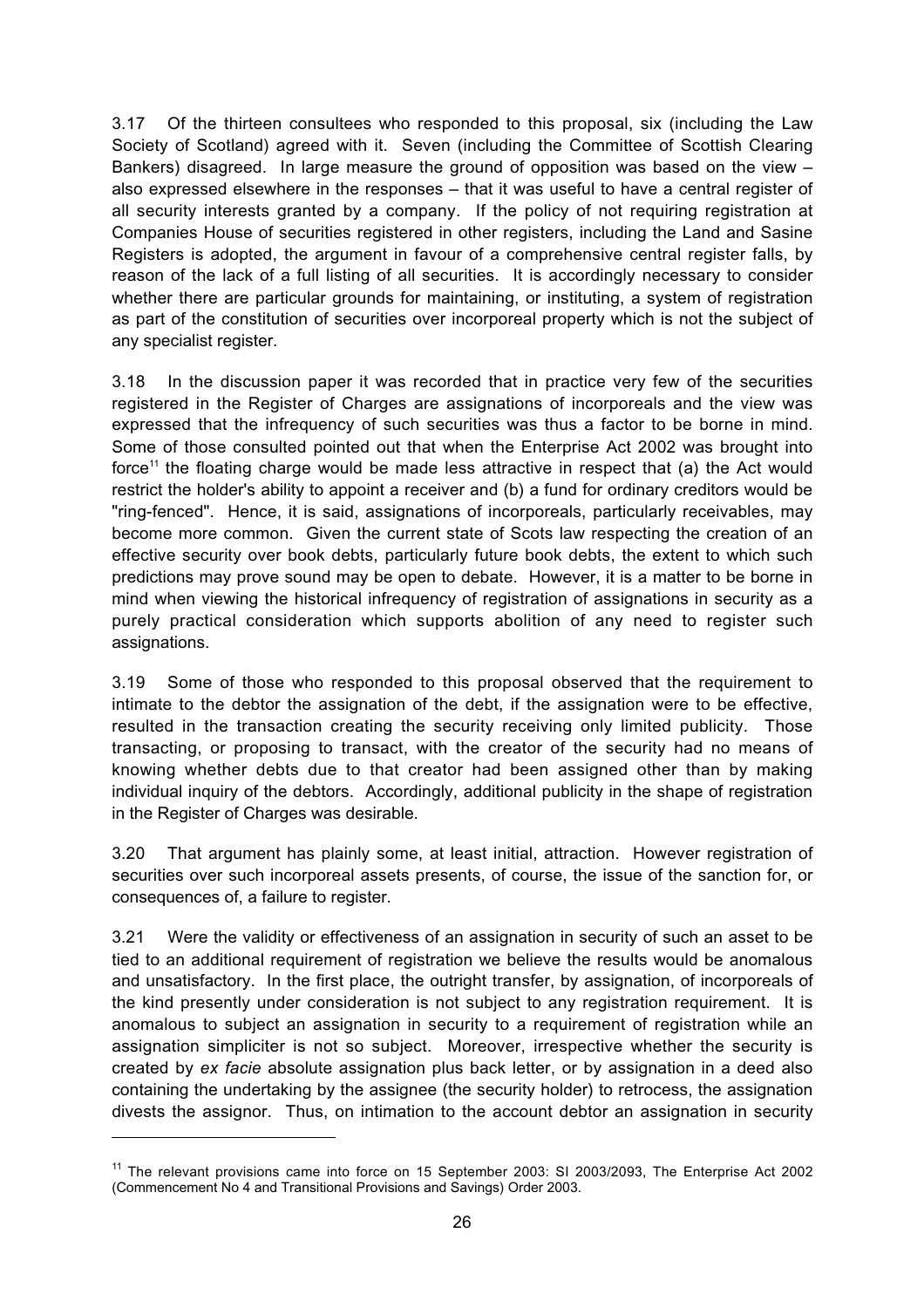3.17 Of the thirteen consultees who responded to this proposal, six (including the Law Society of Scotland) agreed with it. Seven (including the Committee of Scottish Clearing Bankers) disagreed. In large measure the ground of opposition was based on the view – also expressed elsewhere in the responses – that it was useful to have a central register of all security interests granted by a company. If the policy of not requiring registration at Companies House of securities registered in other registers, including the Land and Sasine Registers is adopted, the argument in favour of a comprehensive central register falls, by reason of the lack of a full listing of all securities. It is accordingly necessary to consider whether there are particular grounds for maintaining, or instituting, a system of registration as part of the constitution of securities over incorporeal property which is not the subject of any specialist register.

3.18 In the discussion paper it was recorded that in practice very few of the securities registered in the Register of Charges are assignations of incorporeals and the view was expressed that the infrequency of such securities was thus a factor to be borne in mind. Some of those consulted pointed out that when the Enterprise Act 2002 was brought into force[11] the floating charge would be made less attractive in respect that (a) the Act would restrict the holder's ability to appoint a receiver and (b) a fund for ordinary creditors would be "ring-fenced". Hence, it is said, assignations of incorporeals, particularly receivables, may become more common. Given the current state of Scots law respecting the creation of an effective security over book debts, particularly future book debts, the extent to which such predictions may prove sound may be open to debate. However, it is a matter to be borne in mind when viewing the historical infrequency of registration of assignations in security as a purely practical consideration which supports abolition of any need to register such assignations.

3.19 Some of those who responded to this proposal observed that the requirement to intimate to the debtor the assignation of the debt, if the assignation were to be effective, resulted in the transaction creating the security receiving only limited publicity. Those transacting, or proposing to transact, with the creator of the security had no means of knowing whether debts due to that creator had been assigned other than by making individual inquiry of the debtors. Accordingly, additional publicity in the shape of registration in the Register of Charges was desirable.

3.20 That argument has plainly some, at least initial, attraction. However registration of securities over such incorporeal assets presents, of course, the issue of the sanction for, or consequences of, a failure to register.

3.21 Were the validity or effectiveness of an assignation in security of such an asset to be tied to an additional requirement of registration we believe the results would be anomalous and unsatisfactory. In the first place, the outright transfer, by assignation, of incorporeals of the kind presently under consideration is not subject to any registration requirement. It is anomalous to subject an assignation in security to a requirement of registration while an assignation simpliciter is not so subject. Moreover, irrespective whether the security is created by *ex facie* absolute assignation plus back letter, or by assignation in a deed also containing the undertaking by the assignee (the security holder) to retrocess, the assignation divests the assignor. Thus, on intimation to the account debtor an assignation in security

---

[11] The relevant provisions came into force on 15 September 2003: SI 2003/2093, The Enterprise Act 2002 (Commencement No 4 and Transitional Provisions and Savings) Order 2003.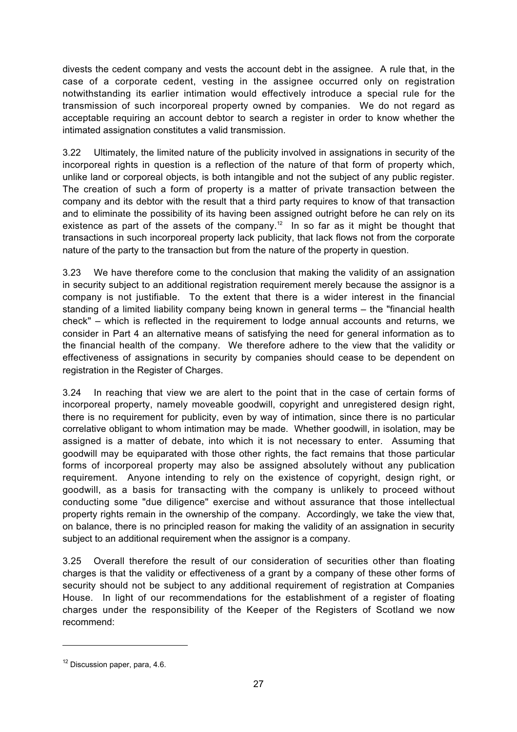divests the cedent company and vests the account debt in the assignee. A rule that, in the case of a corporate cedent, vesting in the assignee occurred only on registration notwithstanding its earlier intimation would effectively introduce a special rule for the transmission of such incorporeal property owned by companies. We do not regard as acceptable requiring an account debtor to search a register in order to know whether the intimated assignation constitutes a valid transmission.

3.22 Ultimately, the limited nature of the publicity involved in assignations in security of the incorporeal rights in question is a reflection of the nature of that form of property which, unlike land or corporeal objects, is both intangible and not the subject of any public register. The creation of such a form of property is a matter of private transaction between the company and its debtor with the result that a third party requires to know of that transaction and to eliminate the possibility of its having been assigned outright before he can rely on its existence as part of the assets of the company.[12] In so far as it might be thought that transactions in such incorporeal property lack publicity, that lack flows not from the corporate nature of the party to the transaction but from the nature of the property in question.

3.23 We have therefore come to the conclusion that making the validity of an assignation in security subject to an additional registration requirement merely because the assignor is a company is not justifiable. To the extent that there is a wider interest in the financial standing of a limited liability company being known in general terms – the "financial health check" – which is reflected in the requirement to lodge annual accounts and returns, we consider in Part 4 an alternative means of satisfying the need for general information as to the financial health of the company. We therefore adhere to the view that the validity or effectiveness of assignations in security by companies should cease to be dependent on registration in the Register of Charges.

3.24 In reaching that view we are alert to the point that in the case of certain forms of incorporeal property, namely moveable goodwill, copyright and unregistered design right, there is no requirement for publicity, even by way of intimation, since there is no particular correlative obligant to whom intimation may be made. Whether goodwill, in isolation, may be assigned is a matter of debate, into which it is not necessary to enter. Assuming that goodwill may be equiparated with those other rights, the fact remains that those particular forms of incorporeal property may also be assigned absolutely without any publication requirement. Anyone intending to rely on the existence of copyright, design right, or goodwill, as a basis for transacting with the company is unlikely to proceed without conducting some "due diligence" exercise and without assurance that those intellectual property rights remain in the ownership of the company. Accordingly, we take the view that, on balance, there is no principled reason for making the validity of an assignation in security subject to an additional requirement when the assignor is a company.

3.25 Overall therefore the result of our consideration of securities other than floating charges is that the validity or effectiveness of a grant by a company of these other forms of security should not be subject to any additional requirement of registration at Companies House. In light of our recommendations for the establishment of a register of floating charges under the responsibility of the Keeper of the Registers of Scotland we now recommend:

---

[12] Discussion paper, para, 4.6.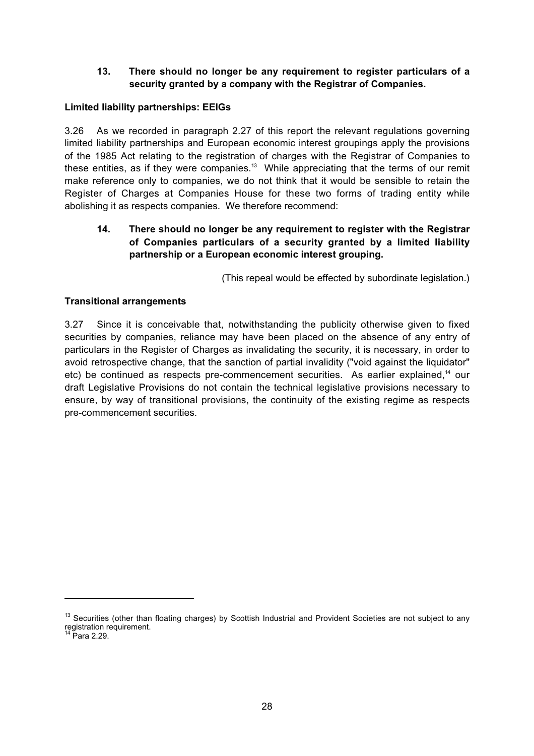**13. There should no longer be any requirement to register particulars of a security granted by a company with the Registrar of Companies.**

**Limited liability partnerships: EEIGs**

3.26 As we recorded in paragraph 2.27 of this report the relevant regulations governing limited liability partnerships and European economic interest groupings apply the provisions of the 1985 Act relating to the registration of charges with the Registrar of Companies to these entities, as if they were companies.[13] While appreciating that the terms of our remit make reference only to companies, we do not think that it would be sensible to retain the Register of Charges at Companies House for these two forms of trading entity while abolishing it as respects companies. We therefore recommend:

**14. There should no longer be any requirement to register with the Registrar of Companies particulars of a security granted by a limited liability partnership or a European economic interest grouping.**

(This repeal would be effected by subordinate legislation.)

**Transitional arrangements**

3.27 Since it is conceivable that, notwithstanding the publicity otherwise given to fixed securities by companies, reliance may have been placed on the absence of any entry of particulars in the Register of Charges as invalidating the security, it is necessary, in order to avoid retrospective change, that the sanction of partial invalidity ("void against the liquidator" etc) be continued as respects pre-commencement securities. As earlier explained,[14] our draft Legislative Provisions do not contain the technical legislative provisions necessary to ensure, by way of transitional provisions, the continuity of the existing regime as respects pre-commencement securities.

---

[13] Securities (other than floating charges) by Scottish Industrial and Provident Societies are not subject to any registration requirement.

[14] Para 2.29.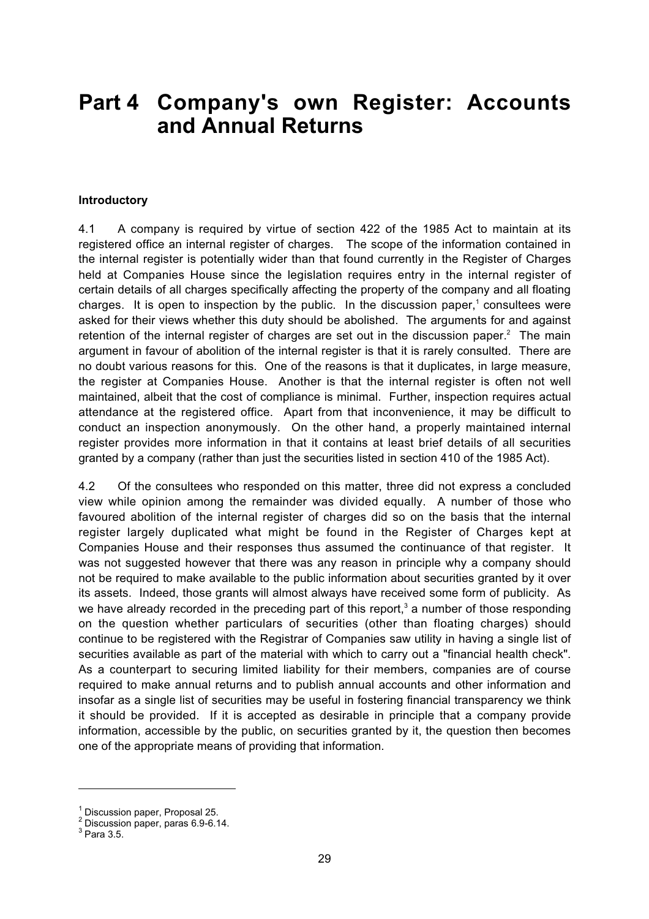# Part 4 Company's own Register: Accounts and Annual Returns

**Introductory**

4.1 A company is required by virtue of section 422 of the 1985 Act to maintain at its registered office an internal register of charges. The scope of the information contained in the internal register is potentially wider than that found currently in the Register of Charges held at Companies House since the legislation requires entry in the internal register of certain details of all charges specifically affecting the property of the company and all floating charges. It is open to inspection by the public. In the discussion paper,[1] consultees were asked for their views whether this duty should be abolished. The arguments for and against retention of the internal register of charges are set out in the discussion paper.[2] The main argument in favour of abolition of the internal register is that it is rarely consulted. There are no doubt various reasons for this. One of the reasons is that it duplicates, in large measure, the register at Companies House. Another is that the internal register is often not well maintained, albeit that the cost of compliance is minimal. Further, inspection requires actual attendance at the registered office. Apart from that inconvenience, it may be difficult to conduct an inspection anonymously. On the other hand, a properly maintained internal register provides more information in that it contains at least brief details of all securities granted by a company (rather than just the securities listed in section 410 of the 1985 Act).

4.2 Of the consultees who responded on this matter, three did not express a concluded view while opinion among the remainder was divided equally. A number of those who favoured abolition of the internal register of charges did so on the basis that the internal register largely duplicated what might be found in the Register of Charges kept at Companies House and their responses thus assumed the continuance of that register. It was not suggested however that there was any reason in principle why a company should not be required to make available to the public information about securities granted by it over its assets. Indeed, those grants will almost always have received some form of publicity. As we have already recorded in the preceding part of this report,[3] a number of those responding on the question whether particulars of securities (other than floating charges) should continue to be registered with the Registrar of Companies saw utility in having a single list of securities available as part of the material with which to carry out a "financial health check". As a counterpart to securing limited liability for their members, companies are of course required to make annual returns and to publish annual accounts and other information and insofar as a single list of securities may be useful in fostering financial transparency we think it should be provided. If it is accepted as desirable in principle that a company provide information, accessible by the public, on securities granted by it, the question then becomes one of the appropriate means of providing that information.

---

[1] Discussion paper, Proposal 25.

[2] Discussion paper, paras 6.9-6.14.

[3] Para 3.5.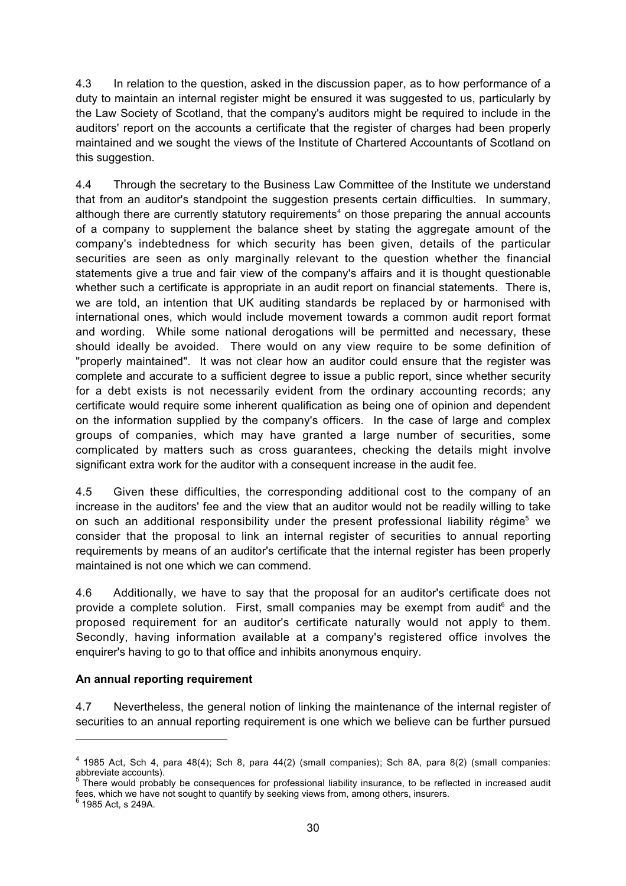4.3 In relation to the question, asked in the discussion paper, as to how performance of a duty to maintain an internal register might be ensured it was suggested to us, particularly by the Law Society of Scotland, that the company's auditors might be required to include in the auditors' report on the accounts a certificate that the register of charges had been properly maintained and we sought the views of the Institute of Chartered Accountants of Scotland on this suggestion.

4.4 Through the secretary to the Business Law Committee of the Institute we understand that from an auditor's standpoint the suggestion presents certain difficulties. In summary, although there are currently statutory requirements[4] on those preparing the annual accounts of a company to supplement the balance sheet by stating the aggregate amount of the company's indebtedness for which security has been given, details of the particular securities are seen as only marginally relevant to the question whether the financial statements give a true and fair view of the company's affairs and it is thought questionable whether such a certificate is appropriate in an audit report on financial statements. There is, we are told, an intention that UK auditing standards be replaced by or harmonised with international ones, which would include movement towards a common audit report format and wording. While some national derogations will be permitted and necessary, these should ideally be avoided. There would on any view require to be some definition of "properly maintained". It was not clear how an auditor could ensure that the register was complete and accurate to a sufficient degree to issue a public report, since whether security for a debt exists is not necessarily evident from the ordinary accounting records; any certificate would require some inherent qualification as being one of opinion and dependent on the information supplied by the company's officers. In the case of large and complex groups of companies, which may have granted a large number of securities, some complicated by matters such as cross guarantees, checking the details might involve significant extra work for the auditor with a consequent increase in the audit fee.

4.5 Given these difficulties, the corresponding additional cost to the company of an increase in the auditors' fee and the view that an auditor would not be readily willing to take on such an additional responsibility under the present professional liability régime[5] we consider that the proposal to link an internal register of securities to annual reporting requirements by means of an auditor's certificate that the internal register has been properly maintained is not one which we can commend.

4.6 Additionally, we have to say that the proposal for an auditor's certificate does not provide a complete solution. First, small companies may be exempt from audit[6] and the proposed requirement for an auditor's certificate naturally would not apply to them. Secondly, having information available at a company's registered office involves the enquirer's having to go to that office and inhibits anonymous enquiry.

**An annual reporting requirement**

4.7 Nevertheless, the general notion of linking the maintenance of the internal register of securities to an annual reporting requirement is one which we believe can be further pursued

---

[4] 1985 Act, Sch 4, para 48(4); Sch 8, para 44(2) (small companies); Sch 8A, para 8(2) (small companies: abbreviate accounts).

[5] There would probably be consequences for professional liability insurance, to be reflected in increased audit fees, which we have not sought to quantify by seeking views from, among others, insurers.

[6] 1985 Act, s 249A.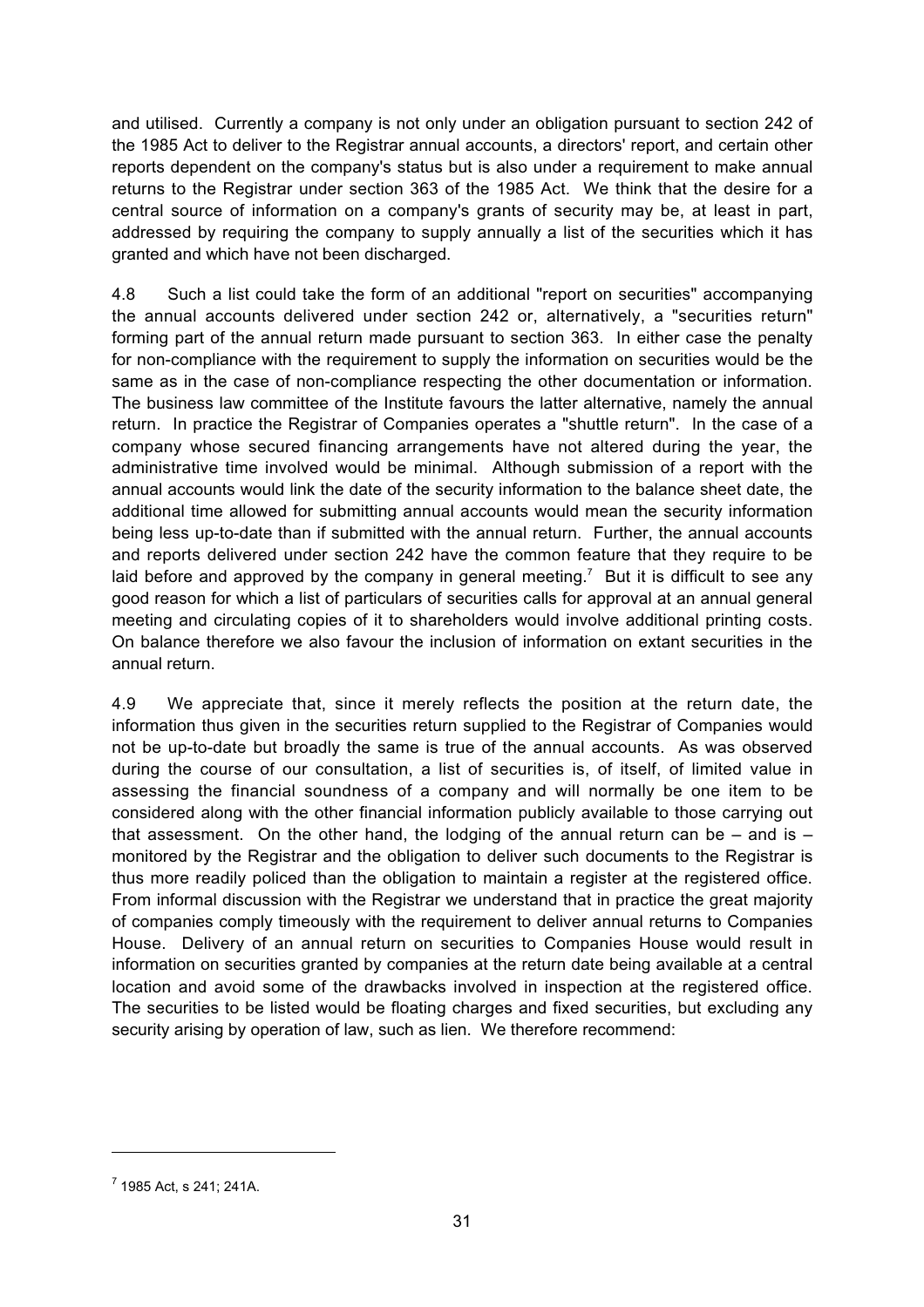and utilised. Currently a company is not only under an obligation pursuant to section 242 of the 1985 Act to deliver to the Registrar annual accounts, a directors' report, and certain other reports dependent on the company's status but is also under a requirement to make annual returns to the Registrar under section 363 of the 1985 Act. We think that the desire for a central source of information on a company's grants of security may be, at least in part, addressed by requiring the company to supply annually a list of the securities which it has granted and which have not been discharged.

4.8 Such a list could take the form of an additional "report on securities" accompanying the annual accounts delivered under section 242 or, alternatively, a "securities return" forming part of the annual return made pursuant to section 363. In either case the penalty for non-compliance with the requirement to supply the information on securities would be the same as in the case of non-compliance respecting the other documentation or information. The business law committee of the Institute favours the latter alternative, namely the annual return. In practice the Registrar of Companies operates a "shuttle return". In the case of a company whose secured financing arrangements have not altered during the year, the administrative time involved would be minimal. Although submission of a report with the annual accounts would link the date of the security information to the balance sheet date, the additional time allowed for submitting annual accounts would mean the security information being less up-to-date than if submitted with the annual return. Further, the annual accounts and reports delivered under section 242 have the common feature that they require to be laid before and approved by the company in general meeting.[7] But it is difficult to see any good reason for which a list of particulars of securities calls for approval at an annual general meeting and circulating copies of it to shareholders would involve additional printing costs. On balance therefore we also favour the inclusion of information on extant securities in the annual return.

4.9 We appreciate that, since it merely reflects the position at the return date, the information thus given in the securities return supplied to the Registrar of Companies would not be up-to-date but broadly the same is true of the annual accounts. As was observed during the course of our consultation, a list of securities is, of itself, of limited value in assessing the financial soundness of a company and will normally be one item to be considered along with the other financial information publicly available to those carrying out that assessment. On the other hand, the lodging of the annual return can be – and is – monitored by the Registrar and the obligation to deliver such documents to the Registrar is thus more readily policed than the obligation to maintain a register at the registered office. From informal discussion with the Registrar we understand that in practice the great majority of companies comply timeously with the requirement to deliver annual returns to Companies House. Delivery of an annual return on securities to Companies House would result in information on securities granted by companies at the return date being available at a central location and avoid some of the drawbacks involved in inspection at the registered office. The securities to be listed would be floating charges and fixed securities, but excluding any security arising by operation of law, such as lien. We therefore recommend:

---

[7] 1985 Act, s 241; 241A.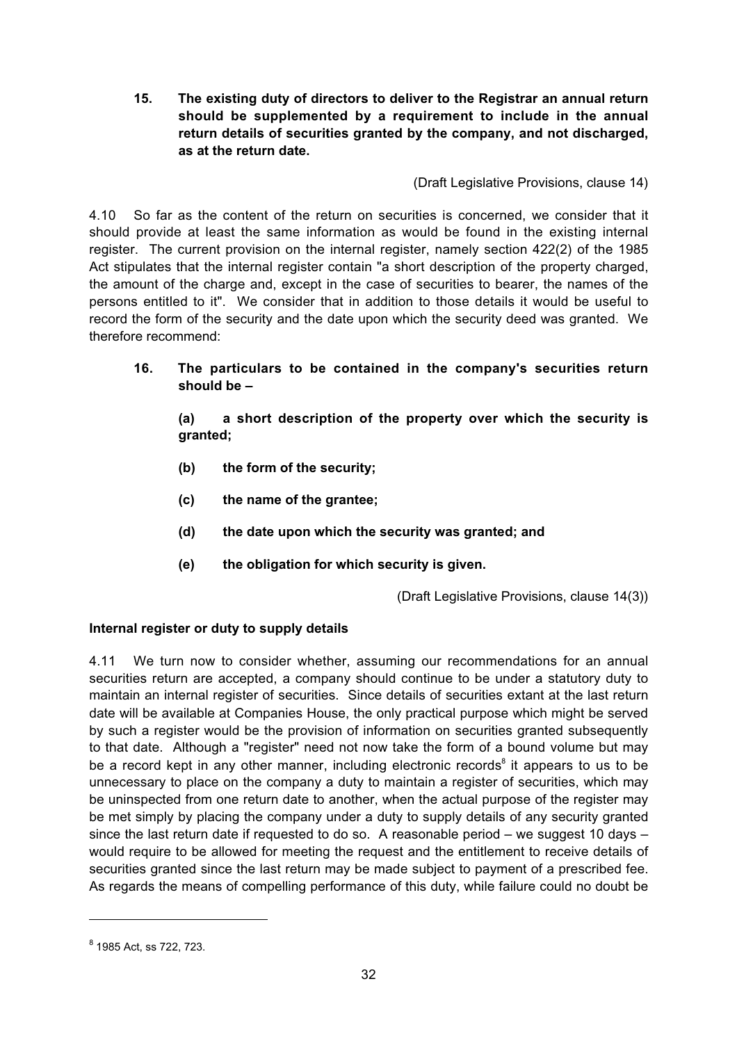**15. The existing duty of directors to deliver to the Registrar an annual return should be supplemented by a requirement to include in the annual return details of securities granted by the company, and not discharged, as at the return date.**

(Draft Legislative Provisions, clause 14)

4.10 So far as the content of the return on securities is concerned, we consider that it should provide at least the same information as would be found in the existing internal register. The current provision on the internal register, namely section 422(2) of the 1985 Act stipulates that the internal register contain "a short description of the property charged, the amount of the charge and, except in the case of securities to bearer, the names of the persons entitled to it". We consider that in addition to those details it would be useful to record the form of the security and the date upon which the security deed was granted. We therefore recommend:

**16. The particulars to be contained in the company's securities return should be –**

**(a) a short description of the property over which the security is granted;**

**(b) the form of the security;**

**(c) the name of the grantee;**

**(d) the date upon which the security was granted; and**

**(e) the obligation for which security is given.**

(Draft Legislative Provisions, clause 14(3))

**Internal register or duty to supply details**

4.11 We turn now to consider whether, assuming our recommendations for an annual securities return are accepted, a company should continue to be under a statutory duty to maintain an internal register of securities. Since details of securities extant at the last return date will be available at Companies House, the only practical purpose which might be served by such a register would be the provision of information on securities granted subsequently to that date. Although a "register" need not now take the form of a bound volume but may be a record kept in any other manner, including electronic records[8] it appears to us to be unnecessary to place on the company a duty to maintain a register of securities, which may be uninspected from one return date to another, when the actual purpose of the register may be met simply by placing the company under a duty to supply details of any security granted since the last return date if requested to do so. A reasonable period – we suggest 10 days – would require to be allowed for meeting the request and the entitlement to receive details of securities granted since the last return may be made subject to payment of a prescribed fee. As regards the means of compelling performance of this duty, while failure could no doubt be

[8] 1985 Act, ss 722, 723.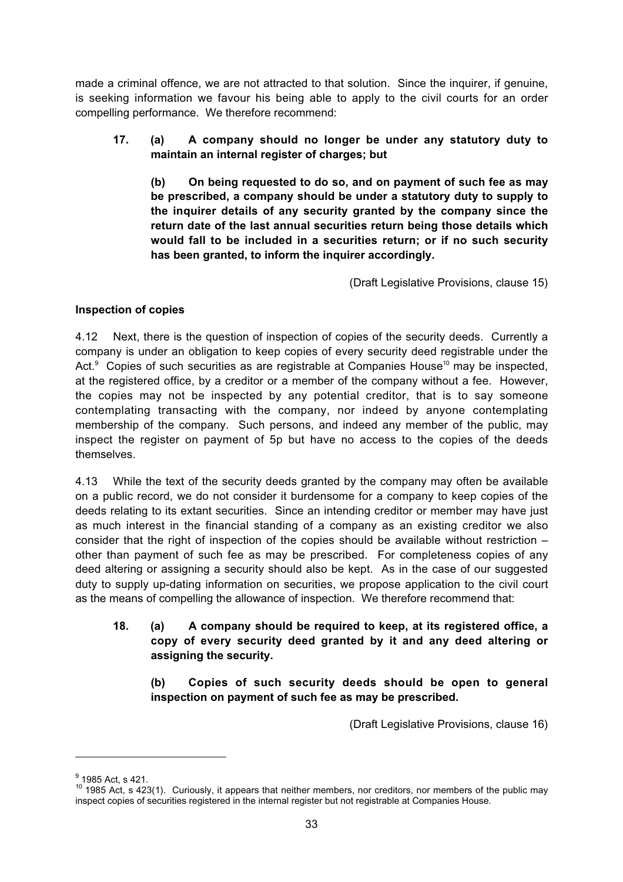made a criminal offence, we are not attracted to that solution. Since the inquirer, if genuine, is seeking information we favour his being able to apply to the civil courts for an order compelling performance. We therefore recommend:

> **17. (a) A company should no longer be under any statutory duty to maintain an internal register of charges; but**
>
> **(b) On being requested to do so, and on payment of such fee as may be prescribed, a company should be under a statutory duty to supply to the inquirer details of any security granted by the company since the return date of the last annual securities return being those details which would fall to be included in a securities return; or if no such security has been granted, to inform the inquirer accordingly.**
>
> (Draft Legislative Provisions, clause 15)

**Inspection of copies**

4.12 Next, there is the question of inspection of copies of the security deeds. Currently a company is under an obligation to keep copies of every security deed registrable under the Act.[9] Copies of such securities as are registrable at Companies House[10] may be inspected, at the registered office, by a creditor or a member of the company without a fee. However, the copies may not be inspected by any potential creditor, that is to say someone contemplating transacting with the company, nor indeed by anyone contemplating membership of the company. Such persons, and indeed any member of the public, may inspect the register on payment of 5p but have no access to the copies of the deeds themselves.

4.13 While the text of the security deeds granted by the company may often be available on a public record, we do not consider it burdensome for a company to keep copies of the deeds relating to its extant securities. Since an intending creditor or member may have just as much interest in the financial standing of a company as an existing creditor we also consider that the right of inspection of the copies should be available without restriction – other than payment of such fee as may be prescribed. For completeness copies of any deed altering or assigning a security should also be kept. As in the case of our suggested duty to supply up-dating information on securities, we propose application to the civil court as the means of compelling the allowance of inspection. We therefore recommend that:

> **18. (a) A company should be required to keep, at its registered office, a copy of every security deed granted by it and any deed altering or assigning the security.**
>
> **(b) Copies of such security deeds should be open to general inspection on payment of such fee as may be prescribed.**
>
> (Draft Legislative Provisions, clause 16)

---

[9] 1985 Act, s 421.

[10] 1985 Act, s 423(1). Curiously, it appears that neither members, nor creditors, nor members of the public may inspect copies of securities registered in the internal register but not registrable at Companies House.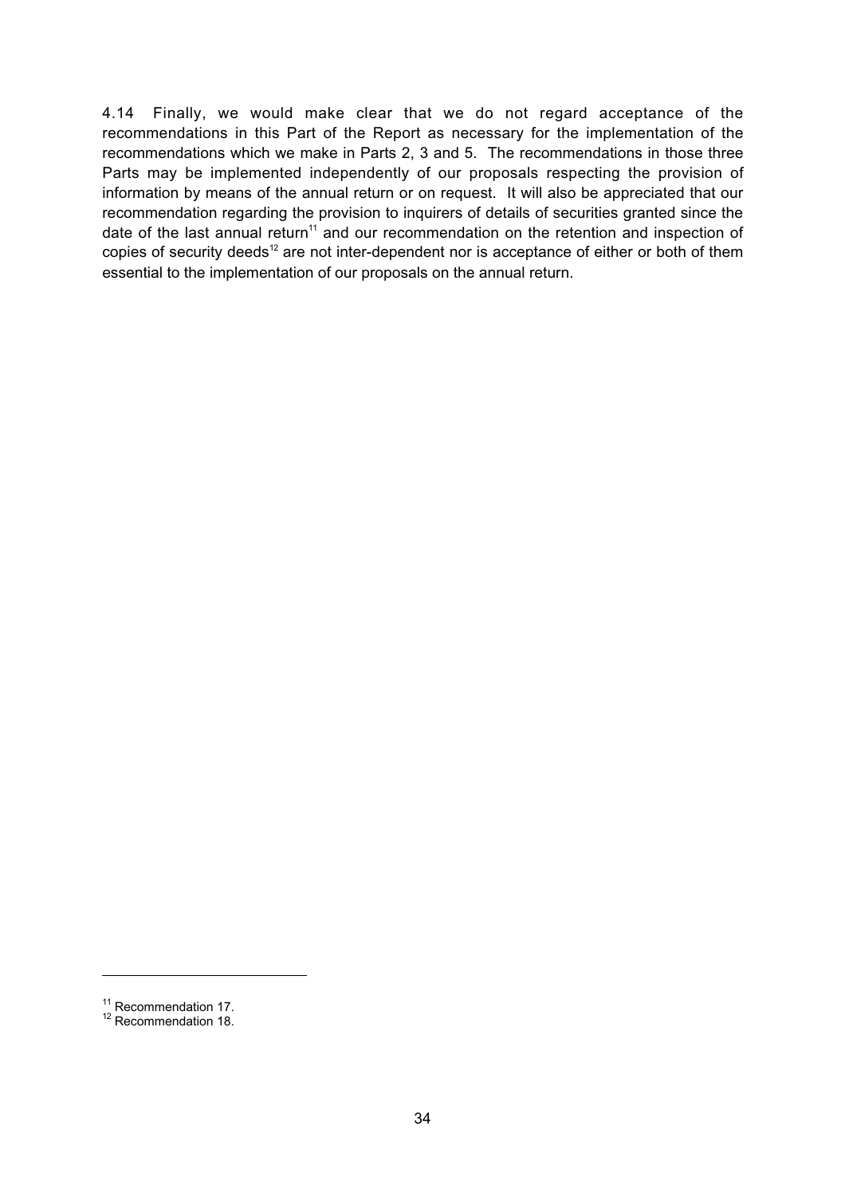4.14 Finally, we would make clear that we do not regard acceptance of the recommendations in this Part of the Report as necessary for the implementation of the recommendations which we make in Parts 2, 3 and 5. The recommendations in those three Parts may be implemented independently of our proposals respecting the provision of information by means of the annual return or on request. It will also be appreciated that our recommendation regarding the provision to inquirers of details of securities granted since the date of the last annual return[11] and our recommendation on the retention and inspection of copies of security deeds[12] are not inter-dependent nor is acceptance of either or both of them essential to the implementation of our proposals on the annual return.

---

[11] Recommendation 17.

[12] Recommendation 18.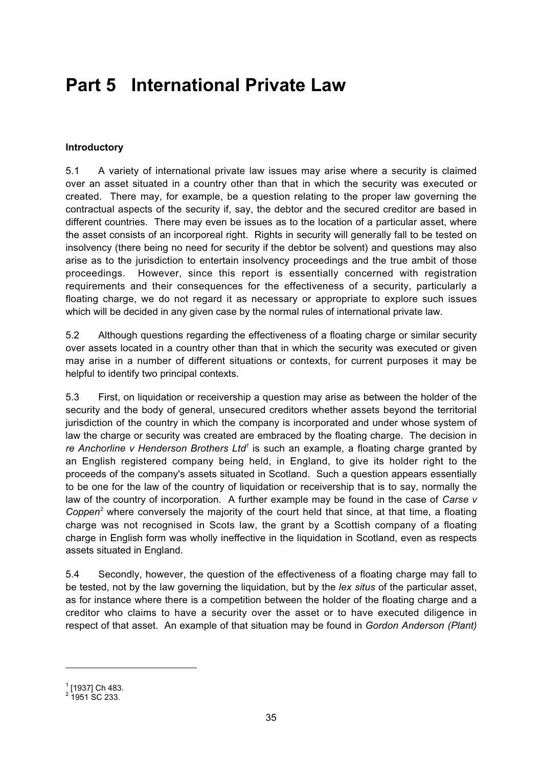# Part 5 International Private Law

**Introductory**

5.1 A variety of international private law issues may arise where a security is claimed over an asset situated in a country other than that in which the security was executed or created. There may, for example, be a question relating to the proper law governing the contractual aspects of the security if, say, the debtor and the secured creditor are based in different countries. There may even be issues as to the location of a particular asset, where the asset consists of an incorporeal right. Rights in security will generally fall to be tested on insolvency (there being no need for security if the debtor be solvent) and questions may also arise as to the jurisdiction to entertain insolvency proceedings and the true ambit of those proceedings. However, since this report is essentially concerned with registration requirements and their consequences for the effectiveness of a security, particularly a floating charge, we do not regard it as necessary or appropriate to explore such issues which will be decided in any given case by the normal rules of international private law.

5.2 Although questions regarding the effectiveness of a floating charge or similar security over assets located in a country other than that in which the security was executed or given may arise in a number of different situations or contexts, for current purposes it may be helpful to identify two principal contexts.

5.3 First, on liquidation or receivership a question may arise as between the holder of the security and the body of general, unsecured creditors whether assets beyond the territorial jurisdiction of the country in which the company is incorporated and under whose system of law the charge or security was created are embraced by the floating charge. The decision in *re Anchorline v Henderson Brothers Ltd*[1] is such an example, a floating charge granted by an English registered company being held, in England, to give its holder right to the proceeds of the company's assets situated in Scotland. Such a question appears essentially to be one for the law of the country of liquidation or receivership that is to say, normally the law of the country of incorporation. A further example may be found in the case of *Carse v Coppen*[2] where conversely the majority of the court held that since, at that time, a floating charge was not recognised in Scots law, the grant by a Scottish company of a floating charge in English form was wholly ineffective in the liquidation in Scotland, even as respects assets situated in England.

5.4 Secondly, however, the question of the effectiveness of a floating charge may fall to be tested, not by the law governing the liquidation, but by the *lex situs* of the particular asset, as for instance where there is a competition between the holder of the floating charge and a creditor who claims to have a security over the asset or to have executed diligence in respect of that asset. An example of that situation may be found in *Gordon Anderson (Plant)*

---

[1] [1937] Ch 483.
[2] 1951 SC 233.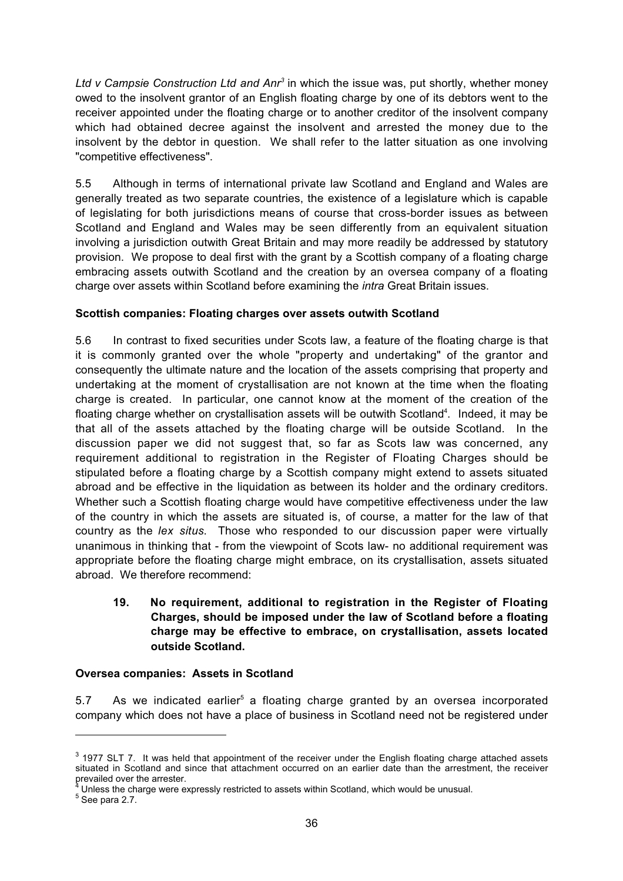*Ltd v Campsie Construction Ltd and Anr*[3] in which the issue was, put shortly, whether money owed to the insolvent grantor of an English floating charge by one of its debtors went to the receiver appointed under the floating charge or to another creditor of the insolvent company which had obtained decree against the insolvent and arrested the money due to the insolvent by the debtor in question. We shall refer to the latter situation as one involving "competitive effectiveness".

5.5 Although in terms of international private law Scotland and England and Wales are generally treated as two separate countries, the existence of a legislature which is capable of legislating for both jurisdictions means of course that cross-border issues as between Scotland and England and Wales may be seen differently from an equivalent situation involving a jurisdiction outwith Great Britain and may more readily be addressed by statutory provision. We propose to deal first with the grant by a Scottish company of a floating charge embracing assets outwith Scotland and the creation by an oversea company of a floating charge over assets within Scotland before examining the *intra* Great Britain issues.

**Scottish companies: Floating charges over assets outwith Scotland**

5.6 In contrast to fixed securities under Scots law, a feature of the floating charge is that it is commonly granted over the whole "property and undertaking" of the grantor and consequently the ultimate nature and the location of the assets comprising that property and undertaking at the moment of crystallisation are not known at the time when the floating charge is created. In particular, one cannot know at the moment of the creation of the floating charge whether on crystallisation assets will be outwith Scotland[4]. Indeed, it may be that all of the assets attached by the floating charge will be outside Scotland. In the discussion paper we did not suggest that, so far as Scots law was concerned, any requirement additional to registration in the Register of Floating Charges should be stipulated before a floating charge by a Scottish company might extend to assets situated abroad and be effective in the liquidation as between its holder and the ordinary creditors. Whether such a Scottish floating charge would have competitive effectiveness under the law of the country in which the assets are situated is, of course, a matter for the law of that country as the *lex situs*. Those who responded to our discussion paper were virtually unanimous in thinking that - from the viewpoint of Scots law- no additional requirement was appropriate before the floating charge might embrace, on its crystallisation, assets situated abroad. We therefore recommend:

> **19. No requirement, additional to registration in the Register of Floating Charges, should be imposed under the law of Scotland before a floating charge may be effective to embrace, on crystallisation, assets located outside Scotland.**

**Oversea companies: Assets in Scotland**

5.7 As we indicated earlier[5] a floating charge granted by an oversea incorporated company which does not have a place of business in Scotland need not be registered under

---

[3] 1977 SLT 7. It was held that appointment of the receiver under the English floating charge attached assets situated in Scotland and since that attachment occurred on an earlier date than the arrestment, the receiver prevailed over the arrester.

[4] Unless the charge were expressly restricted to assets within Scotland, which would be unusual.

[5] See para 2.7.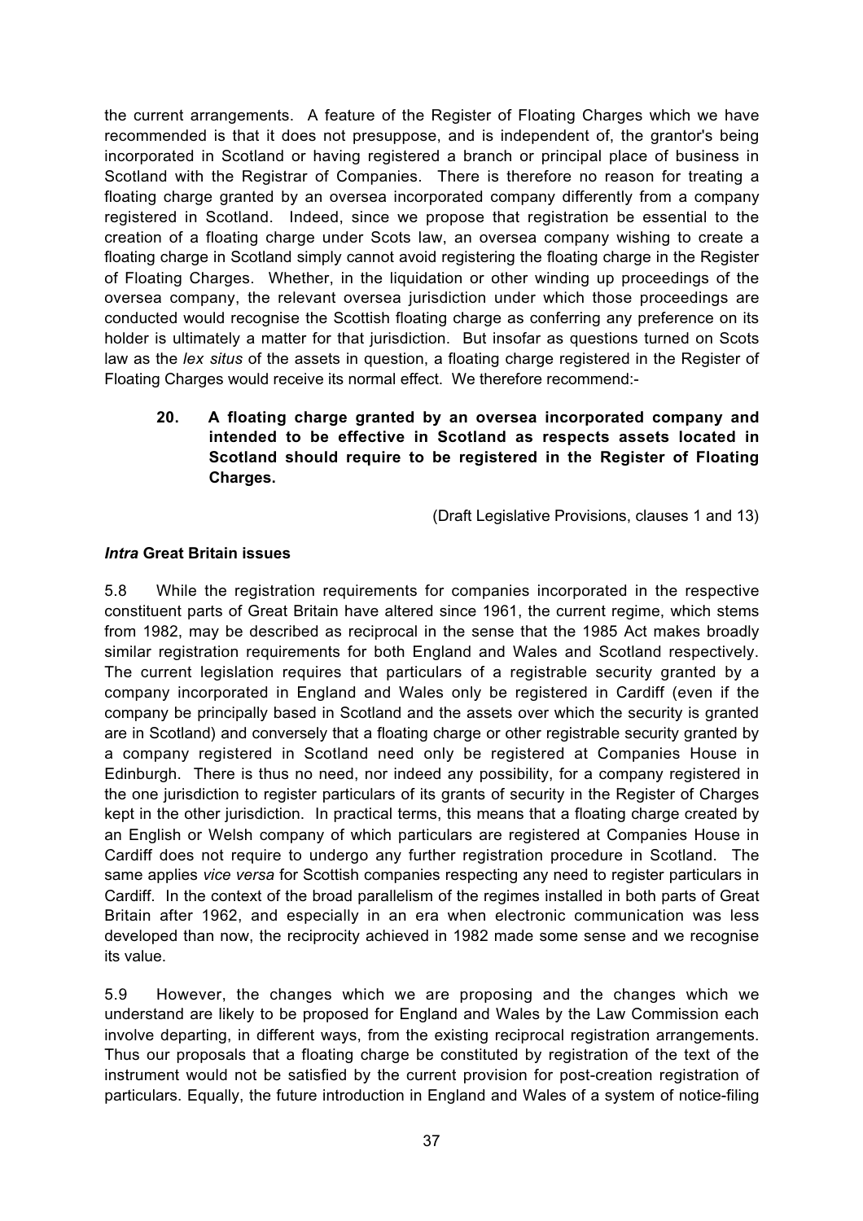the current arrangements. A feature of the Register of Floating Charges which we have recommended is that it does not presuppose, and is independent of, the grantor's being incorporated in Scotland or having registered a branch or principal place of business in Scotland with the Registrar of Companies. There is therefore no reason for treating a floating charge granted by an oversea incorporated company differently from a company registered in Scotland. Indeed, since we propose that registration be essential to the creation of a floating charge under Scots law, an oversea company wishing to create a floating charge in Scotland simply cannot avoid registering the floating charge in the Register of Floating Charges. Whether, in the liquidation or other winding up proceedings of the oversea company, the relevant oversea jurisdiction under which those proceedings are conducted would recognise the Scottish floating charge as conferring any preference on its holder is ultimately a matter for that jurisdiction. But insofar as questions turned on Scots law as the *lex situs* of the assets in question, a floating charge registered in the Register of Floating Charges would receive its normal effect. We therefore recommend:-

> **20. A floating charge granted by an oversea incorporated company and intended to be effective in Scotland as respects assets located in Scotland should require to be registered in the Register of Floating Charges.**
>
> (Draft Legislative Provisions, clauses 1 and 13)

### ***Intra*** **Great Britain issues**

5.8 While the registration requirements for companies incorporated in the respective constituent parts of Great Britain have altered since 1961, the current regime, which stems from 1982, may be described as reciprocal in the sense that the 1985 Act makes broadly similar registration requirements for both England and Wales and Scotland respectively. The current legislation requires that particulars of a registrable security granted by a company incorporated in England and Wales only be registered in Cardiff (even if the company be principally based in Scotland and the assets over which the security is granted are in Scotland) and conversely that a floating charge or other registrable security granted by a company registered in Scotland need only be registered at Companies House in Edinburgh. There is thus no need, nor indeed any possibility, for a company registered in the one jurisdiction to register particulars of its grants of security in the Register of Charges kept in the other jurisdiction. In practical terms, this means that a floating charge created by an English or Welsh company of which particulars are registered at Companies House in Cardiff does not require to undergo any further registration procedure in Scotland. The same applies *vice versa* for Scottish companies respecting any need to register particulars in Cardiff. In the context of the broad parallelism of the regimes installed in both parts of Great Britain after 1962, and especially in an era when electronic communication was less developed than now, the reciprocity achieved in 1982 made some sense and we recognise its value.

5.9 However, the changes which we are proposing and the changes which we understand are likely to be proposed for England and Wales by the Law Commission each involve departing, in different ways, from the existing reciprocal registration arrangements. Thus our proposals that a floating charge be constituted by registration of the text of the instrument would not be satisfied by the current provision for post-creation registration of particulars. Equally, the future introduction in England and Wales of a system of notice-filing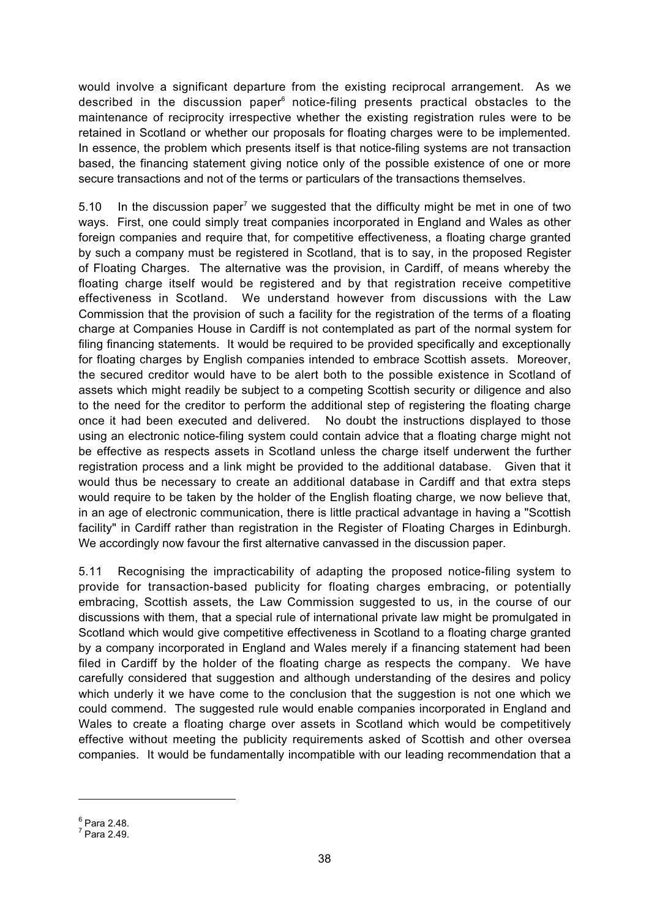would involve a significant departure from the existing reciprocal arrangement. As we described in the discussion paper[6] notice-filing presents practical obstacles to the maintenance of reciprocity irrespective whether the existing registration rules were to be retained in Scotland or whether our proposals for floating charges were to be implemented. In essence, the problem which presents itself is that notice-filing systems are not transaction based, the financing statement giving notice only of the possible existence of one or more secure transactions and not of the terms or particulars of the transactions themselves.

5.10 In the discussion paper[7] we suggested that the difficulty might be met in one of two ways. First, one could simply treat companies incorporated in England and Wales as other foreign companies and require that, for competitive effectiveness, a floating charge granted by such a company must be registered in Scotland, that is to say, in the proposed Register of Floating Charges. The alternative was the provision, in Cardiff, of means whereby the floating charge itself would be registered and by that registration receive competitive effectiveness in Scotland. We understand however from discussions with the Law Commission that the provision of such a facility for the registration of the terms of a floating charge at Companies House in Cardiff is not contemplated as part of the normal system for filing financing statements. It would be required to be provided specifically and exceptionally for floating charges by English companies intended to embrace Scottish assets. Moreover, the secured creditor would have to be alert both to the possible existence in Scotland of assets which might readily be subject to a competing Scottish security or diligence and also to the need for the creditor to perform the additional step of registering the floating charge once it had been executed and delivered. No doubt the instructions displayed to those using an electronic notice-filing system could contain advice that a floating charge might not be effective as respects assets in Scotland unless the charge itself underwent the further registration process and a link might be provided to the additional database. Given that it would thus be necessary to create an additional database in Cardiff and that extra steps would require to be taken by the holder of the English floating charge, we now believe that, in an age of electronic communication, there is little practical advantage in having a "Scottish facility" in Cardiff rather than registration in the Register of Floating Charges in Edinburgh. We accordingly now favour the first alternative canvassed in the discussion paper.

5.11 Recognising the impracticability of adapting the proposed notice-filing system to provide for transaction-based publicity for floating charges embracing, or potentially embracing, Scottish assets, the Law Commission suggested to us, in the course of our discussions with them, that a special rule of international private law might be promulgated in Scotland which would give competitive effectiveness in Scotland to a floating charge granted by a company incorporated in England and Wales merely if a financing statement had been filed in Cardiff by the holder of the floating charge as respects the company. We have carefully considered that suggestion and although understanding of the desires and policy which underly it we have come to the conclusion that the suggestion is not one which we could commend. The suggested rule would enable companies incorporated in England and Wales to create a floating charge over assets in Scotland which would be competitively effective without meeting the publicity requirements asked of Scottish and other oversea companies. It would be fundamentally incompatible with our leading recommendation that a

[6] Para 2.48.

[7] Para 2.49.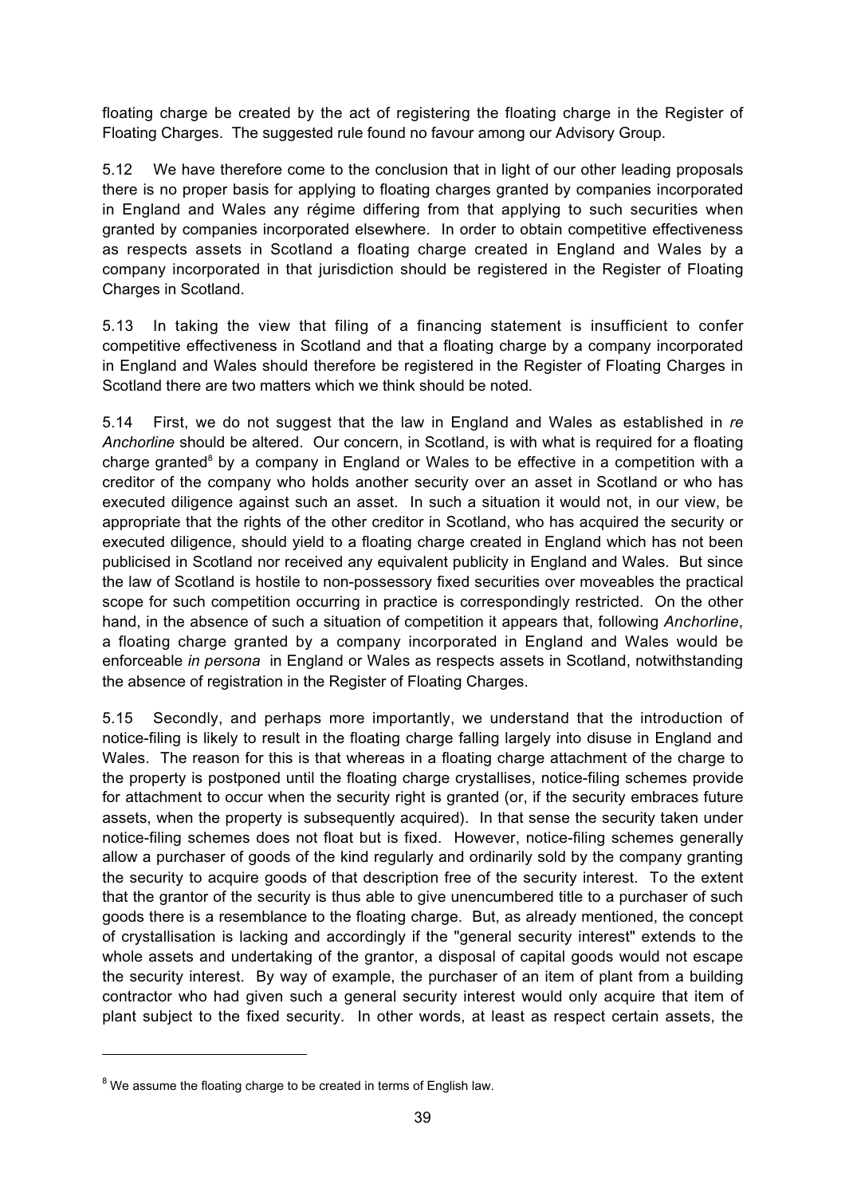floating charge be created by the act of registering the floating charge in the Register of Floating Charges. The suggested rule found no favour among our Advisory Group.

5.12 We have therefore come to the conclusion that in light of our other leading proposals there is no proper basis for applying to floating charges granted by companies incorporated in England and Wales any régime differing from that applying to such securities when granted by companies incorporated elsewhere. In order to obtain competitive effectiveness as respects assets in Scotland a floating charge created in England and Wales by a company incorporated in that jurisdiction should be registered in the Register of Floating Charges in Scotland.

5.13 In taking the view that filing of a financing statement is insufficient to confer competitive effectiveness in Scotland and that a floating charge by a company incorporated in England and Wales should therefore be registered in the Register of Floating Charges in Scotland there are two matters which we think should be noted.

5.14 First, we do not suggest that the law in England and Wales as established in *re Anchorline* should be altered. Our concern, in Scotland, is with what is required for a floating charge granted[8] by a company in England or Wales to be effective in a competition with a creditor of the company who holds another security over an asset in Scotland or who has executed diligence against such an asset. In such a situation it would not, in our view, be appropriate that the rights of the other creditor in Scotland, who has acquired the security or executed diligence, should yield to a floating charge created in England which has not been publicised in Scotland nor received any equivalent publicity in England and Wales. But since the law of Scotland is hostile to non-possessory fixed securities over moveables the practical scope for such competition occurring in practice is correspondingly restricted. On the other hand, in the absence of such a situation of competition it appears that, following *Anchorline*, a floating charge granted by a company incorporated in England and Wales would be enforceable *in persona* in England or Wales as respects assets in Scotland, notwithstanding the absence of registration in the Register of Floating Charges.

5.15 Secondly, and perhaps more importantly, we understand that the introduction of notice-filing is likely to result in the floating charge falling largely into disuse in England and Wales. The reason for this is that whereas in a floating charge attachment of the charge to the property is postponed until the floating charge crystallises, notice-filing schemes provide for attachment to occur when the security right is granted (or, if the security embraces future assets, when the property is subsequently acquired). In that sense the security taken under notice-filing schemes does not float but is fixed. However, notice-filing schemes generally allow a purchaser of goods of the kind regularly and ordinarily sold by the company granting the security to acquire goods of that description free of the security interest. To the extent that the grantor of the security is thus able to give unencumbered title to a purchaser of such goods there is a resemblance to the floating charge. But, as already mentioned, the concept of crystallisation is lacking and accordingly if the "general security interest" extends to the whole assets and undertaking of the grantor, a disposal of capital goods would not escape the security interest. By way of example, the purchaser of an item of plant from a building contractor who had given such a general security interest would only acquire that item of plant subject to the fixed security. In other words, at least as respect certain assets, the

[8] We assume the floating charge to be created in terms of English law.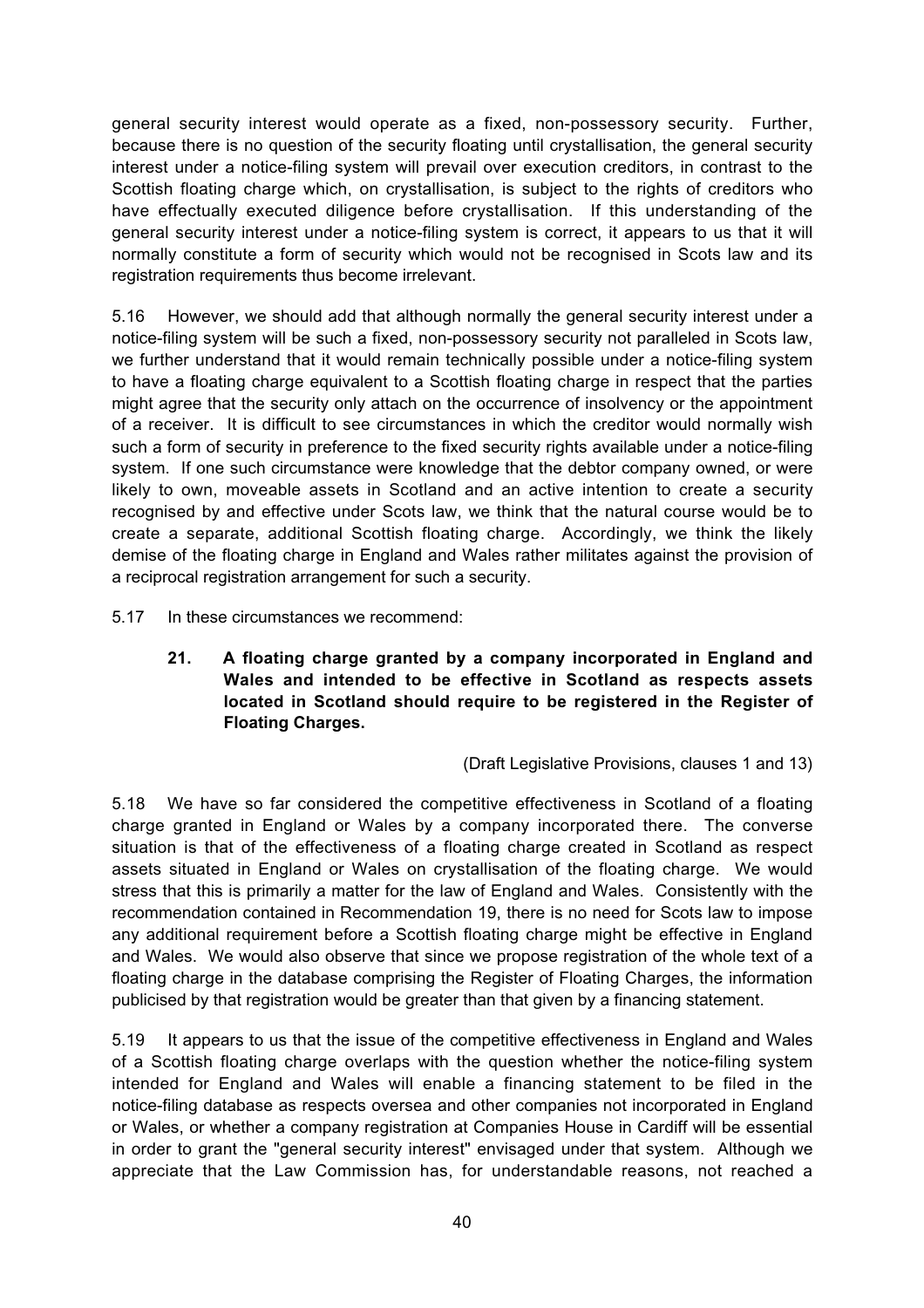general security interest would operate as a fixed, non-possessory security. Further, because there is no question of the security floating until crystallisation, the general security interest under a notice-filing system will prevail over execution creditors, in contrast to the Scottish floating charge which, on crystallisation, is subject to the rights of creditors who have effectually executed diligence before crystallisation. If this understanding of the general security interest under a notice-filing system is correct, it appears to us that it will normally constitute a form of security which would not be recognised in Scots law and its registration requirements thus become irrelevant.

5.16 However, we should add that although normally the general security interest under a notice-filing system will be such a fixed, non-possessory security not paralleled in Scots law, we further understand that it would remain technically possible under a notice-filing system to have a floating charge equivalent to a Scottish floating charge in respect that the parties might agree that the security only attach on the occurrence of insolvency or the appointment of a receiver. It is difficult to see circumstances in which the creditor would normally wish such a form of security in preference to the fixed security rights available under a notice-filing system. If one such circumstance were knowledge that the debtor company owned, or were likely to own, moveable assets in Scotland and an active intention to create a security recognised by and effective under Scots law, we think that the natural course would be to create a separate, additional Scottish floating charge. Accordingly, we think the likely demise of the floating charge in England and Wales rather militates against the provision of a reciprocal registration arrangement for such a security.

5.17 In these circumstances we recommend:

> **21. A floating charge granted by a company incorporated in England and Wales and intended to be effective in Scotland as respects assets located in Scotland should require to be registered in the Register of Floating Charges.**
>
> (Draft Legislative Provisions, clauses 1 and 13)

5.18 We have so far considered the competitive effectiveness in Scotland of a floating charge granted in England or Wales by a company incorporated there. The converse situation is that of the effectiveness of a floating charge created in Scotland as respect assets situated in England or Wales on crystallisation of the floating charge. We would stress that this is primarily a matter for the law of England and Wales. Consistently with the recommendation contained in Recommendation 19, there is no need for Scots law to impose any additional requirement before a Scottish floating charge might be effective in England and Wales. We would also observe that since we propose registration of the whole text of a floating charge in the database comprising the Register of Floating Charges, the information publicised by that registration would be greater than that given by a financing statement.

5.19 It appears to us that the issue of the competitive effectiveness in England and Wales of a Scottish floating charge overlaps with the question whether the notice-filing system intended for England and Wales will enable a financing statement to be filed in the notice-filing database as respects oversea and other companies not incorporated in England or Wales, or whether a company registration at Companies House in Cardiff will be essential in order to grant the "general security interest" envisaged under that system. Although we appreciate that the Law Commission has, for understandable reasons, not reached a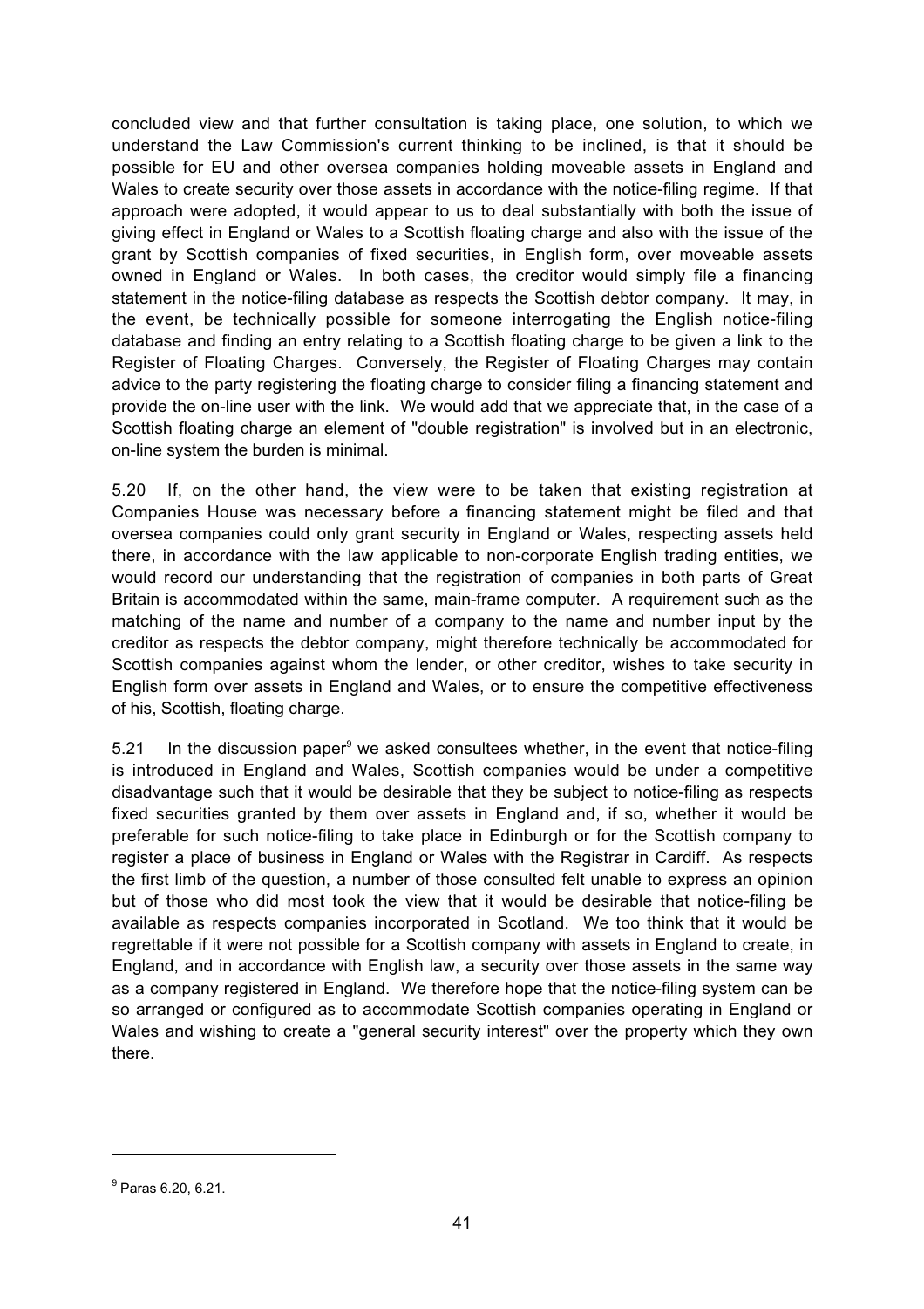concluded view and that further consultation is taking place, one solution, to which we understand the Law Commission's current thinking to be inclined, is that it should be possible for EU and other oversea companies holding moveable assets in England and Wales to create security over those assets in accordance with the notice-filing regime. If that approach were adopted, it would appear to us to deal substantially with both the issue of giving effect in England or Wales to a Scottish floating charge and also with the issue of the grant by Scottish companies of fixed securities, in English form, over moveable assets owned in England or Wales. In both cases, the creditor would simply file a financing statement in the notice-filing database as respects the Scottish debtor company. It may, in the event, be technically possible for someone interrogating the English notice-filing database and finding an entry relating to a Scottish floating charge to be given a link to the Register of Floating Charges. Conversely, the Register of Floating Charges may contain advice to the party registering the floating charge to consider filing a financing statement and provide the on-line user with the link. We would add that we appreciate that, in the case of a Scottish floating charge an element of "double registration" is involved but in an electronic, on-line system the burden is minimal.

5.20 If, on the other hand, the view were to be taken that existing registration at Companies House was necessary before a financing statement might be filed and that oversea companies could only grant security in England or Wales, respecting assets held there, in accordance with the law applicable to non-corporate English trading entities, we would record our understanding that the registration of companies in both parts of Great Britain is accommodated within the same, main-frame computer. A requirement such as the matching of the name and number of a company to the name and number input by the creditor as respects the debtor company, might therefore technically be accommodated for Scottish companies against whom the lender, or other creditor, wishes to take security in English form over assets in England and Wales, or to ensure the competitive effectiveness of his, Scottish, floating charge.

5.21 In the discussion paper[9] we asked consultees whether, in the event that notice-filing is introduced in England and Wales, Scottish companies would be under a competitive disadvantage such that it would be desirable that they be subject to notice-filing as respects fixed securities granted by them over assets in England and, if so, whether it would be preferable for such notice-filing to take place in Edinburgh or for the Scottish company to register a place of business in England or Wales with the Registrar in Cardiff. As respects the first limb of the question, a number of those consulted felt unable to express an opinion but of those who did most took the view that it would be desirable that notice-filing be available as respects companies incorporated in Scotland. We too think that it would be regrettable if it were not possible for a Scottish company with assets in England to create, in England, and in accordance with English law, a security over those assets in the same way as a company registered in England. We therefore hope that the notice-filing system can be so arranged or configured as to accommodate Scottish companies operating in England or Wales and wishing to create a "general security interest" over the property which they own there.

[9] Paras 6.20, 6.21.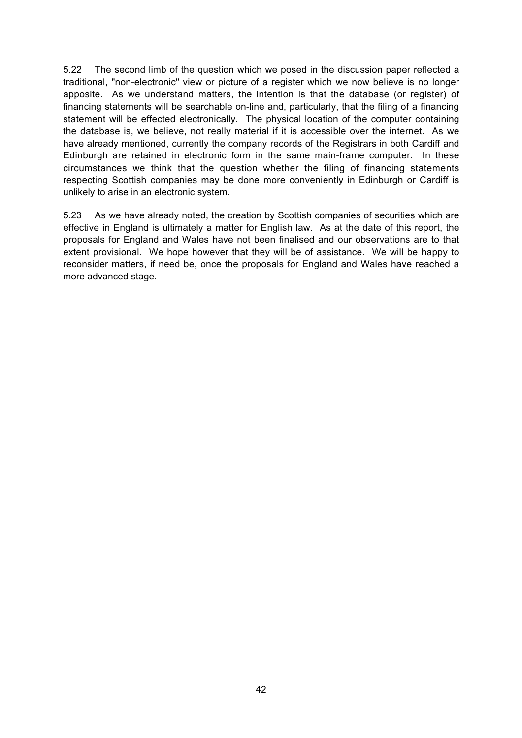5.22 The second limb of the question which we posed in the discussion paper reflected a traditional, "non-electronic" view or picture of a register which we now believe is no longer apposite. As we understand matters, the intention is that the database (or register) of financing statements will be searchable on-line and, particularly, that the filing of a financing statement will be effected electronically. The physical location of the computer containing the database is, we believe, not really material if it is accessible over the internet. As we have already mentioned, currently the company records of the Registrars in both Cardiff and Edinburgh are retained in electronic form in the same main-frame computer. In these circumstances we think that the question whether the filing of financing statements respecting Scottish companies may be done more conveniently in Edinburgh or Cardiff is unlikely to arise in an electronic system.

5.23 As we have already noted, the creation by Scottish companies of securities which are effective in England is ultimately a matter for English law. As at the date of this report, the proposals for England and Wales have not been finalised and our observations are to that extent provisional. We hope however that they will be of assistance. We will be happy to reconsider matters, if need be, once the proposals for England and Wales have reached a more advanced stage.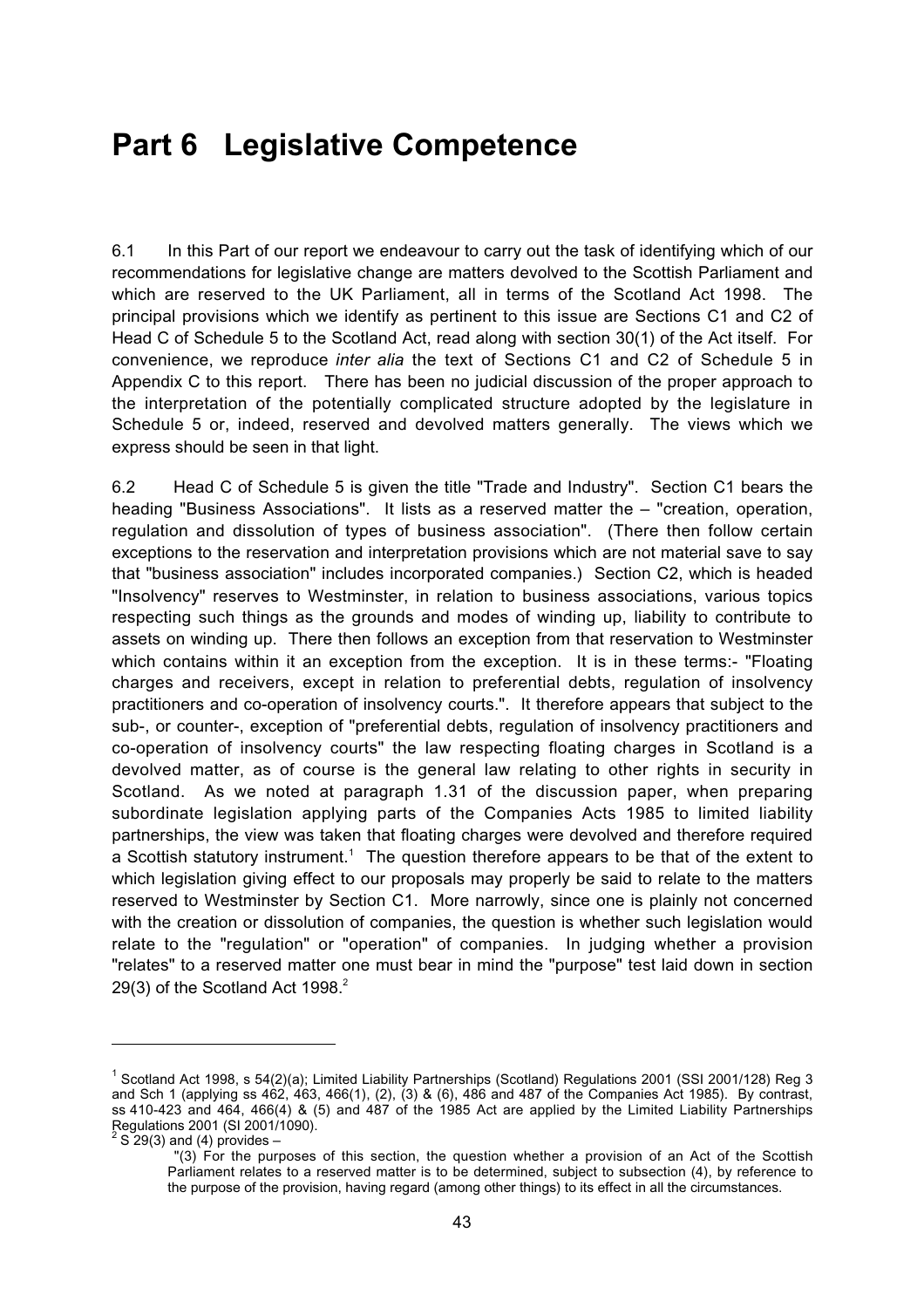# Part 6 Legislative Competence

6.1 In this Part of our report we endeavour to carry out the task of identifying which of our recommendations for legislative change are matters devolved to the Scottish Parliament and which are reserved to the UK Parliament, all in terms of the Scotland Act 1998. The principal provisions which we identify as pertinent to this issue are Sections C1 and C2 of Head C of Schedule 5 to the Scotland Act, read along with section 30(1) of the Act itself. For convenience, we reproduce *inter alia* the text of Sections C1 and C2 of Schedule 5 in Appendix C to this report. There has been no judicial discussion of the proper approach to the interpretation of the potentially complicated structure adopted by the legislature in Schedule 5 or, indeed, reserved and devolved matters generally. The views which we express should be seen in that light.

6.2 Head C of Schedule 5 is given the title "Trade and Industry". Section C1 bears the heading "Business Associations". It lists as a reserved matter the – "creation, operation, regulation and dissolution of types of business association". (There then follow certain exceptions to the reservation and interpretation provisions which are not material save to say that "business association" includes incorporated companies.) Section C2, which is headed "Insolvency" reserves to Westminster, in relation to business associations, various topics respecting such things as the grounds and modes of winding up, liability to contribute to assets on winding up. There then follows an exception from that reservation to Westminster which contains within it an exception from the exception. It is in these terms:- "Floating charges and receivers, except in relation to preferential debts, regulation of insolvency practitioners and co-operation of insolvency courts.". It therefore appears that subject to the sub-, or counter-, exception of "preferential debts, regulation of insolvency practitioners and co-operation of insolvency courts" the law respecting floating charges in Scotland is a devolved matter, as of course is the general law relating to other rights in security in Scotland. As we noted at paragraph 1.31 of the discussion paper, when preparing subordinate legislation applying parts of the Companies Acts 1985 to limited liability partnerships, the view was taken that floating charges were devolved and therefore required a Scottish statutory instrument.[1] The question therefore appears to be that of the extent to which legislation giving effect to our proposals may properly be said to relate to the matters reserved to Westminster by Section C1. More narrowly, since one is plainly not concerned with the creation or dissolution of companies, the question is whether such legislation would relate to the "regulation" or "operation" of companies. In judging whether a provision "relates" to a reserved matter one must bear in mind the "purpose" test laid down in section 29(3) of the Scotland Act 1998.[2]

---

[1] Scotland Act 1998, s 54(2)(a); Limited Liability Partnerships (Scotland) Regulations 2001 (SSI 2001/128) Reg 3 and Sch 1 (applying ss 462, 463, 466(1), (2), (3) & (6), 486 and 487 of the Companies Act 1985). By contrast, ss 410-423 and 464, 466(4) & (5) and 487 of the 1985 Act are applied by the Limited Liability Partnerships Regulations 2001 (SI 2001/1090).

[2] S 29(3) and (4) provides –

"(3) For the purposes of this section, the question whether a provision of an Act of the Scottish Parliament relates to a reserved matter is to be determined, subject to subsection (4), by reference to the purpose of the provision, having regard (among other things) to its effect in all the circumstances.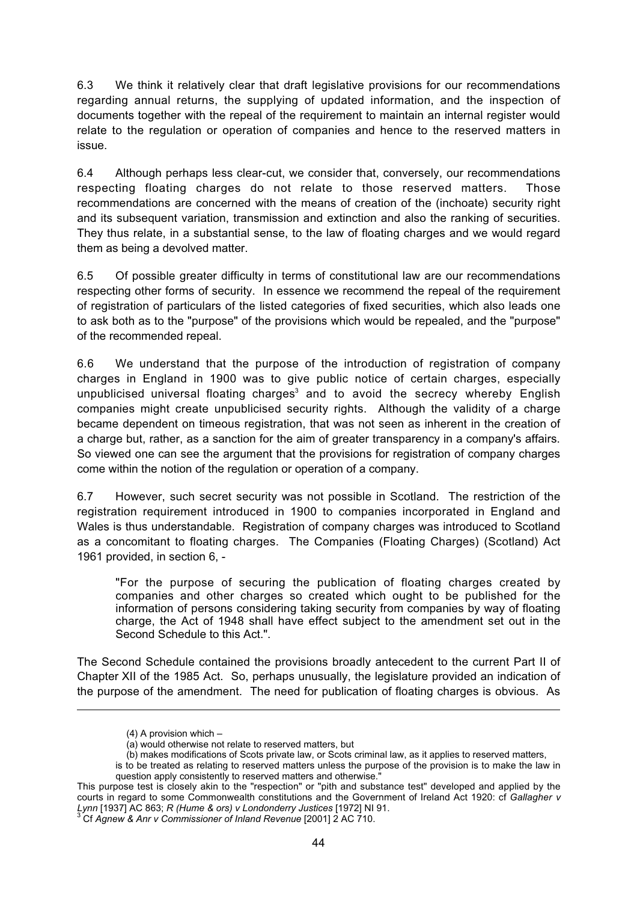6.3 We think it relatively clear that draft legislative provisions for our recommendations regarding annual returns, the supplying of updated information, and the inspection of documents together with the repeal of the requirement to maintain an internal register would relate to the regulation or operation of companies and hence to the reserved matters in issue.

6.4 Although perhaps less clear-cut, we consider that, conversely, our recommendations respecting floating charges do not relate to those reserved matters. Those recommendations are concerned with the means of creation of the (inchoate) security right and its subsequent variation, transmission and extinction and also the ranking of securities. They thus relate, in a substantial sense, to the law of floating charges and we would regard them as being a devolved matter.

6.5 Of possible greater difficulty in terms of constitutional law are our recommendations respecting other forms of security. In essence we recommend the repeal of the requirement of registration of particulars of the listed categories of fixed securities, which also leads one to ask both as to the "purpose" of the provisions which would be repealed, and the "purpose" of the recommended repeal.

6.6 We understand that the purpose of the introduction of registration of company charges in England in 1900 was to give public notice of certain charges, especially unpublicised universal floating charges[3] and to avoid the secrecy whereby English companies might create unpublicised security rights. Although the validity of a charge became dependent on timeous registration, that was not seen as inherent in the creation of a charge but, rather, as a sanction for the aim of greater transparency in a company's affairs. So viewed one can see the argument that the provisions for registration of company charges come within the notion of the regulation or operation of a company.

6.7 However, such secret security was not possible in Scotland. The restriction of the registration requirement introduced in 1900 to companies incorporated in England and Wales is thus understandable. Registration of company charges was introduced to Scotland as a concomitant to floating charges. The Companies (Floating Charges) (Scotland) Act 1961 provided, in section 6, -

> "For the purpose of securing the publication of floating charges created by companies and other charges so created which ought to be published for the information of persons considering taking security from companies by way of floating charge, the Act of 1948 shall have effect subject to the amendment set out in the Second Schedule to this Act.".

The Second Schedule contained the provisions broadly antecedent to the current Part II of Chapter XII of the 1985 Act. So, perhaps unusually, the legislature provided an indication of the purpose of the amendment. The need for publication of floating charges is obvious. As

---

> (4) A provision which –
>
> (a) would otherwise not relate to reserved matters, but
>
> (b) makes modifications of Scots private law, or Scots criminal law, as it applies to reserved matters,
>
> is to be treated as relating to reserved matters unless the purpose of the provision is to make the law in question apply consistently to reserved matters and otherwise."

This purpose test is closely akin to the "respection" or "pith and substance test" developed and applied by the courts in regard to some Commonwealth constitutions and the Government of Ireland Act 1920: cf *Gallagher v Lynn* [1937] AC 863; *R (Hume & ors) v Londonderry Justices* [1972] NI 91.

[3] Cf *Agnew & Anr v Commissioner of Inland Revenue* [2001] 2 AC 710.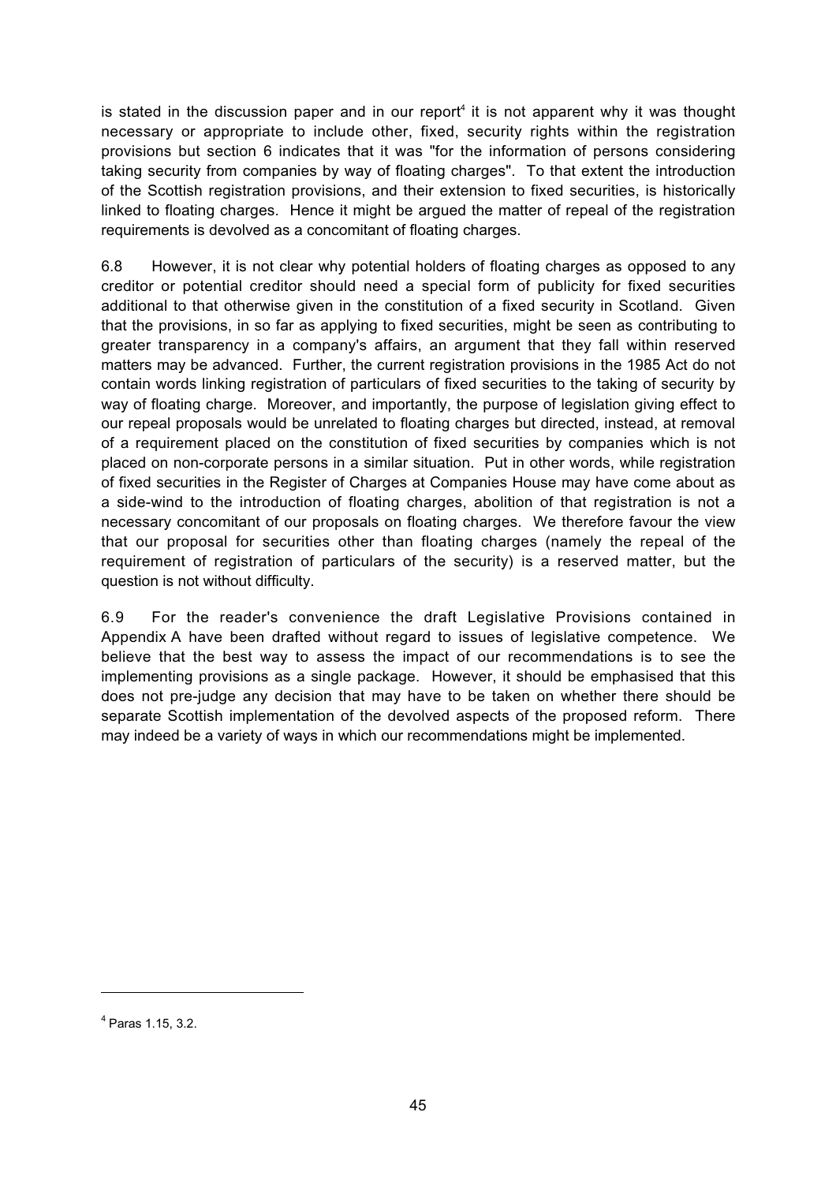is stated in the discussion paper and in our report[4] it is not apparent why it was thought necessary or appropriate to include other, fixed, security rights within the registration provisions but section 6 indicates that it was "for the information of persons considering taking security from companies by way of floating charges". To that extent the introduction of the Scottish registration provisions, and their extension to fixed securities, is historically linked to floating charges. Hence it might be argued the matter of repeal of the registration requirements is devolved as a concomitant of floating charges.

6.8 However, it is not clear why potential holders of floating charges as opposed to any creditor or potential creditor should need a special form of publicity for fixed securities additional to that otherwise given in the constitution of a fixed security in Scotland. Given that the provisions, in so far as applying to fixed securities, might be seen as contributing to greater transparency in a company's affairs, an argument that they fall within reserved matters may be advanced. Further, the current registration provisions in the 1985 Act do not contain words linking registration of particulars of fixed securities to the taking of security by way of floating charge. Moreover, and importantly, the purpose of legislation giving effect to our repeal proposals would be unrelated to floating charges but directed, instead, at removal of a requirement placed on the constitution of fixed securities by companies which is not placed on non-corporate persons in a similar situation. Put in other words, while registration of fixed securities in the Register of Charges at Companies House may have come about as a side-wind to the introduction of floating charges, abolition of that registration is not a necessary concomitant of our proposals on floating charges. We therefore favour the view that our proposal for securities other than floating charges (namely the repeal of the requirement of registration of particulars of the security) is a reserved matter, but the question is not without difficulty.

6.9 For the reader's convenience the draft Legislative Provisions contained in Appendix A have been drafted without regard to issues of legislative competence. We believe that the best way to assess the impact of our recommendations is to see the implementing provisions as a single package. However, it should be emphasised that this does not pre-judge any decision that may have to be taken on whether there should be separate Scottish implementation of the devolved aspects of the proposed reform. There may indeed be a variety of ways in which our recommendations might be implemented.

---

[4] Paras 1.15, 3.2.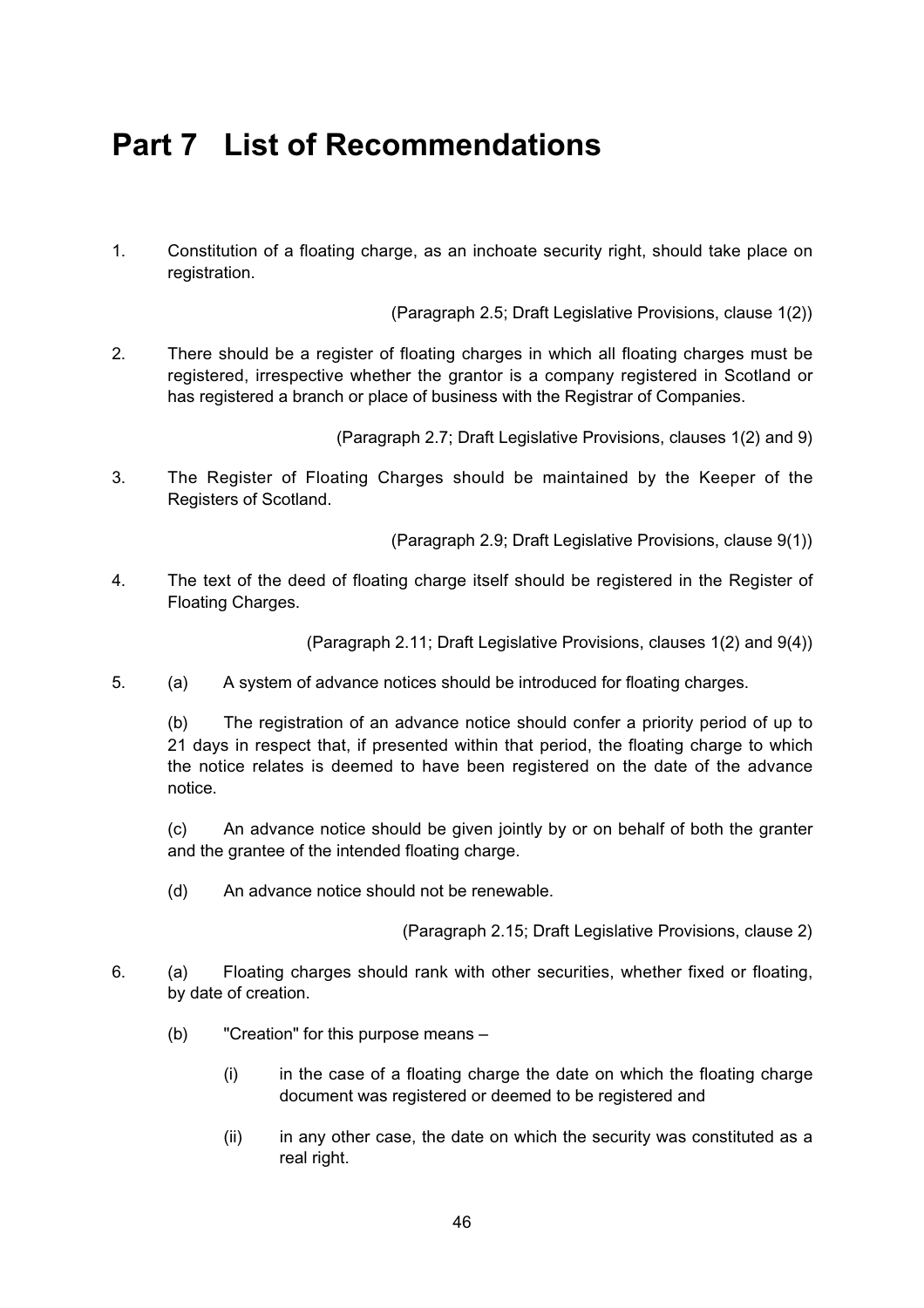# Part 7 List of Recommendations

1. Constitution of a floating charge, as an inchoate security right, should take place on registration.

   (Paragraph 2.5; Draft Legislative Provisions, clause 1(2))

2. There should be a register of floating charges in which all floating charges must be registered, irrespective whether the grantor is a company registered in Scotland or has registered a branch or place of business with the Registrar of Companies.

   (Paragraph 2.7; Draft Legislative Provisions, clauses 1(2) and 9)

3. The Register of Floating Charges should be maintained by the Keeper of the Registers of Scotland.

   (Paragraph 2.9; Draft Legislative Provisions, clause 9(1))

4. The text of the deed of floating charge itself should be registered in the Register of Floating Charges.

   (Paragraph 2.11; Draft Legislative Provisions, clauses 1(2) and 9(4))

5. (a) A system of advance notices should be introduced for floating charges.

   (b) The registration of an advance notice should confer a priority period of up to 21 days in respect that, if presented within that period, the floating charge to which the notice relates is deemed to have been registered on the date of the advance notice.

   (c) An advance notice should be given jointly by or on behalf of both the granter and the grantee of the intended floating charge.

   (d) An advance notice should not be renewable.

   (Paragraph 2.15; Draft Legislative Provisions, clause 2)

6. (a) Floating charges should rank with other securities, whether fixed or floating, by date of creation.

   (b) "Creation" for this purpose means –

   (i) in the case of a floating charge the date on which the floating charge document was registered or deemed to be registered and

   (ii) in any other case, the date on which the security was constituted as a real right.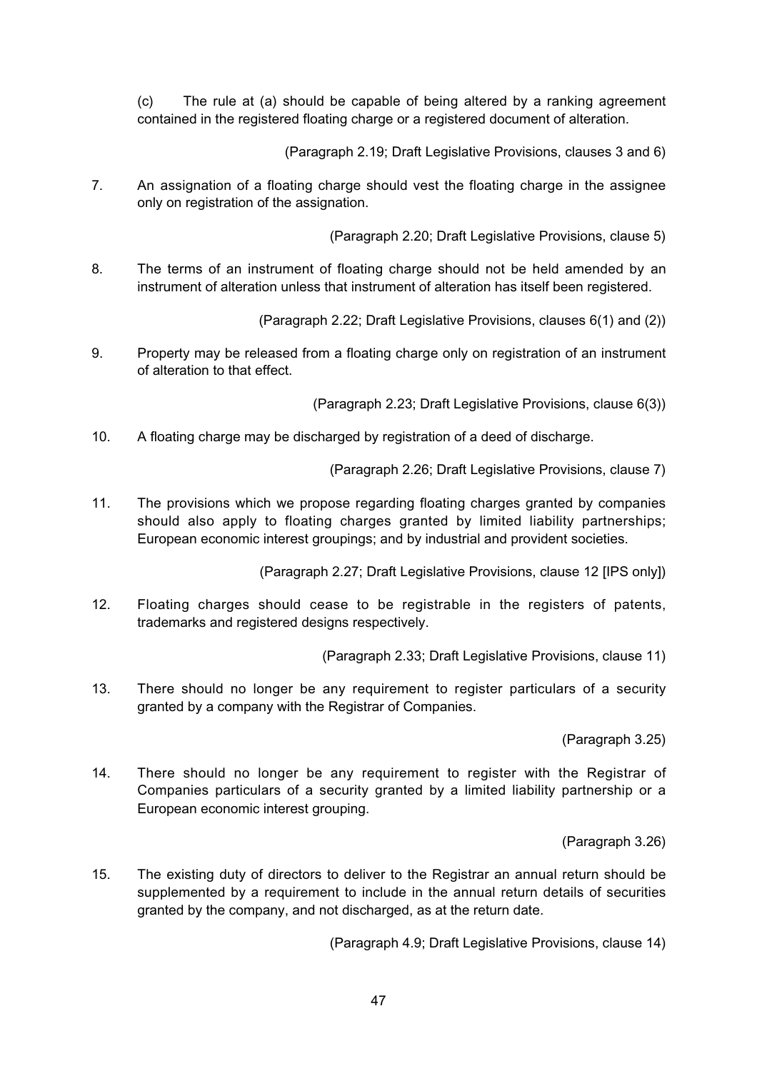(c) The rule at (a) should be capable of being altered by a ranking agreement contained in the registered floating charge or a registered document of alteration.

(Paragraph 2.19; Draft Legislative Provisions, clauses 3 and 6)

7. An assignation of a floating charge should vest the floating charge in the assignee only on registration of the assignation.

(Paragraph 2.20; Draft Legislative Provisions, clause 5)

8. The terms of an instrument of floating charge should not be held amended by an instrument of alteration unless that instrument of alteration has itself been registered.

(Paragraph 2.22; Draft Legislative Provisions, clauses 6(1) and (2))

9. Property may be released from a floating charge only on registration of an instrument of alteration to that effect.

(Paragraph 2.23; Draft Legislative Provisions, clause 6(3))

10. A floating charge may be discharged by registration of a deed of discharge.

(Paragraph 2.26; Draft Legislative Provisions, clause 7)

11. The provisions which we propose regarding floating charges granted by companies should also apply to floating charges granted by limited liability partnerships; European economic interest groupings; and by industrial and provident societies.

(Paragraph 2.27; Draft Legislative Provisions, clause 12 [IPS only])

12. Floating charges should cease to be registrable in the registers of patents, trademarks and registered designs respectively.

(Paragraph 2.33; Draft Legislative Provisions, clause 11)

13. There should no longer be any requirement to register particulars of a security granted by a company with the Registrar of Companies.

(Paragraph 3.25)

14. There should no longer be any requirement to register with the Registrar of Companies particulars of a security granted by a limited liability partnership or a European economic interest grouping.

(Paragraph 3.26)

15. The existing duty of directors to deliver to the Registrar an annual return should be supplemented by a requirement to include in the annual return details of securities granted by the company, and not discharged, as at the return date.

(Paragraph 4.9; Draft Legislative Provisions, clause 14)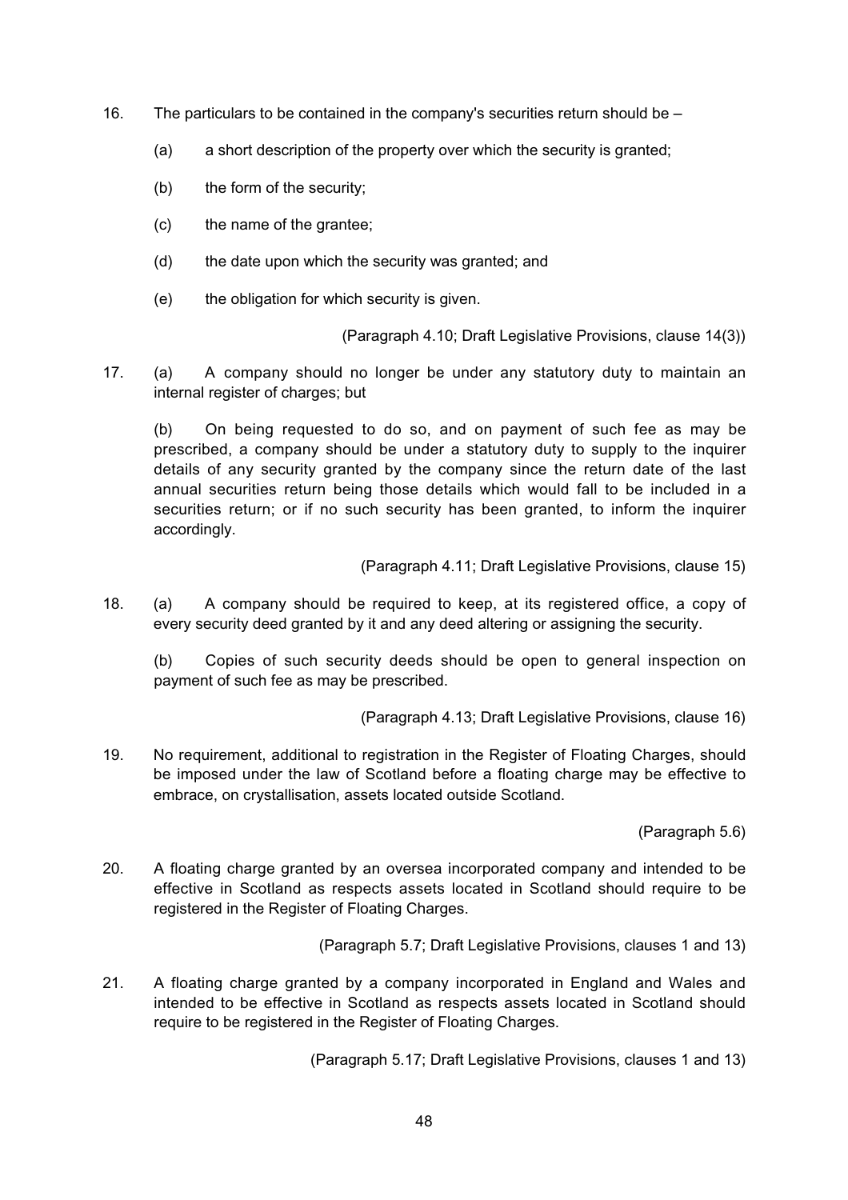16. The particulars to be contained in the company's securities return should be –

    (a) a short description of the property over which the security is granted;

    (b) the form of the security;

    (c) the name of the grantee;

    (d) the date upon which the security was granted; and

    (e) the obligation for which security is given.

(Paragraph 4.10; Draft Legislative Provisions, clause 14(3))

17. (a) A company should no longer be under any statutory duty to maintain an internal register of charges; but

    (b) On being requested to do so, and on payment of such fee as may be prescribed, a company should be under a statutory duty to supply to the inquirer details of any security granted by the company since the return date of the last annual securities return being those details which would fall to be included in a securities return; or if no such security has been granted, to inform the inquirer accordingly.

(Paragraph 4.11; Draft Legislative Provisions, clause 15)

18. (a) A company should be required to keep, at its registered office, a copy of every security deed granted by it and any deed altering or assigning the security.

    (b) Copies of such security deeds should be open to general inspection on payment of such fee as may be prescribed.

(Paragraph 4.13; Draft Legislative Provisions, clause 16)

19. No requirement, additional to registration in the Register of Floating Charges, should be imposed under the law of Scotland before a floating charge may be effective to embrace, on crystallisation, assets located outside Scotland.

(Paragraph 5.6)

20. A floating charge granted by an oversea incorporated company and intended to be effective in Scotland as respects assets located in Scotland should require to be registered in the Register of Floating Charges.

(Paragraph 5.7; Draft Legislative Provisions, clauses 1 and 13)

21. A floating charge granted by a company incorporated in England and Wales and intended to be effective in Scotland as respects assets located in Scotland should require to be registered in the Register of Floating Charges.

(Paragraph 5.17; Draft Legislative Provisions, clauses 1 and 13)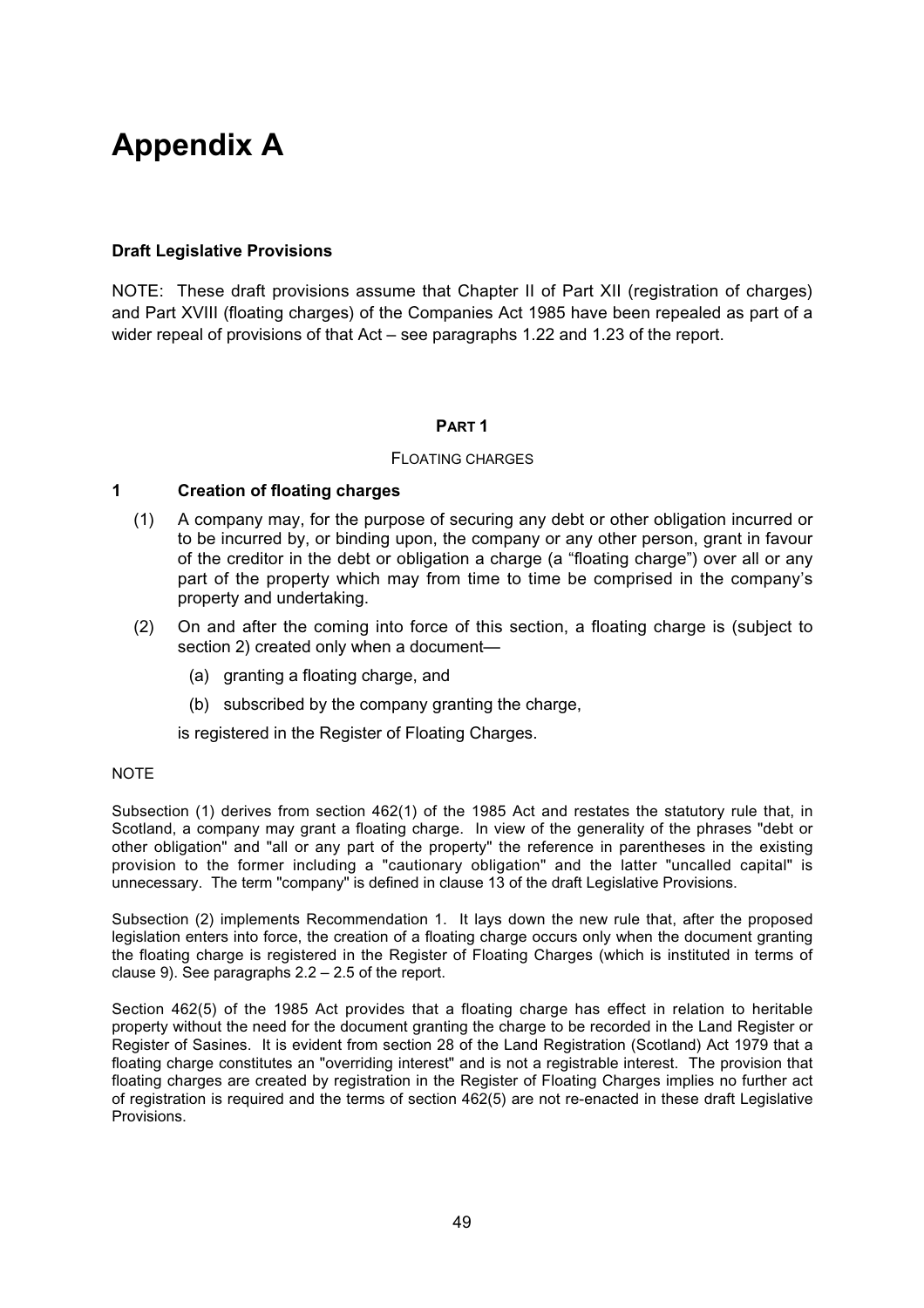# Appendix A

**Draft Legislative Provisions**

NOTE: These draft provisions assume that Chapter II of Part XII (registration of charges) and Part XVIII (floating charges) of the Companies Act 1985 have been repealed as part of a wider repeal of provisions of that Act – see paragraphs 1.22 and 1.23 of the report.

## PART 1

### FLOATING CHARGES

**1 Creation of floating charges**

(1) A company may, for the purpose of securing any debt or other obligation incurred or to be incurred by, or binding upon, the company or any other person, grant in favour of the creditor in the debt or obligation a charge (a "floating charge") over all or any part of the property which may from time to time be comprised in the company's property and undertaking.

(2) On and after the coming into force of this section, a floating charge is (subject to section 2) created only when a document—

(a) granting a floating charge, and

(b) subscribed by the company granting the charge,

is registered in the Register of Floating Charges.

NOTE

Subsection (1) derives from section 462(1) of the 1985 Act and restates the statutory rule that, in Scotland, a company may grant a floating charge. In view of the generality of the phrases "debt or other obligation" and "all or any part of the property" the reference in parentheses in the existing provision to the former including a "cautionary obligation" and the latter "uncalled capital" is unnecessary. The term "company" is defined in clause 13 of the draft Legislative Provisions.

Subsection (2) implements Recommendation 1. It lays down the new rule that, after the proposed legislation enters into force, the creation of a floating charge occurs only when the document granting the floating charge is registered in the Register of Floating Charges (which is instituted in terms of clause 9). See paragraphs 2.2 – 2.5 of the report.

Section 462(5) of the 1985 Act provides that a floating charge has effect in relation to heritable property without the need for the document granting the charge to be recorded in the Land Register or Register of Sasines. It is evident from section 28 of the Land Registration (Scotland) Act 1979 that a floating charge constitutes an "overriding interest" and is not a registrable interest. The provision that floating charges are created by registration in the Register of Floating Charges implies no further act of registration is required and the terms of section 462(5) are not re-enacted in these draft Legislative Provisions.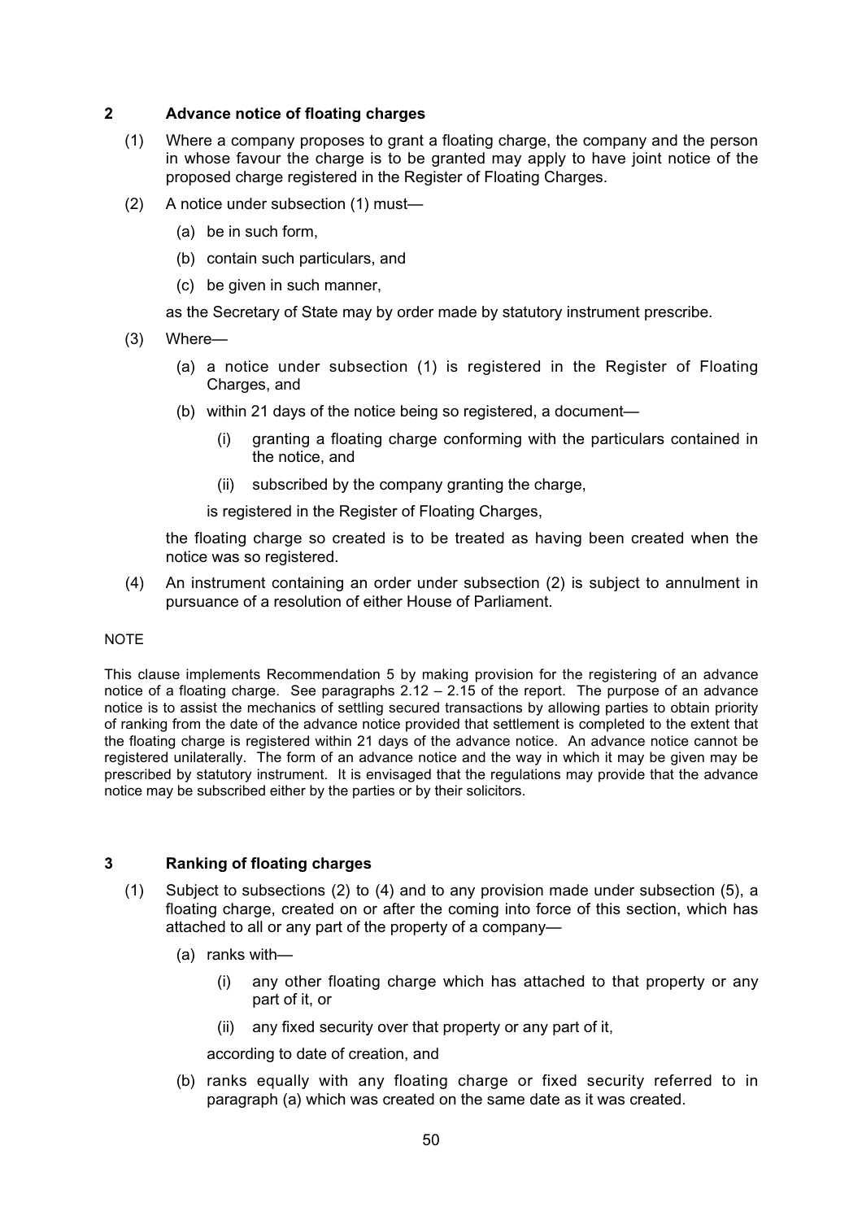## 2 Advance notice of floating charges

(1) Where a company proposes to grant a floating charge, the company and the person in whose favour the charge is to be granted may apply to have joint notice of the proposed charge registered in the Register of Floating Charges.

(2) A notice under subsection (1) must—

  (a) be in such form,

  (b) contain such particulars, and

  (c) be given in such manner,

  as the Secretary of State may by order made by statutory instrument prescribe.

(3) Where—

  (a) a notice under subsection (1) is registered in the Register of Floating Charges, and

  (b) within 21 days of the notice being so registered, a document—

    (i) granting a floating charge conforming with the particulars contained in the notice, and

    (ii) subscribed by the company granting the charge,

  is registered in the Register of Floating Charges,

  the floating charge so created is to be treated as having been created when the notice was so registered.

(4) An instrument containing an order under subsection (2) is subject to annulment in pursuance of a resolution of either House of Parliament.

NOTE

This clause implements Recommendation 5 by making provision for the registering of an advance notice of a floating charge. See paragraphs 2.12 – 2.15 of the report. The purpose of an advance notice is to assist the mechanics of settling secured transactions by allowing parties to obtain priority of ranking from the date of the advance notice provided that settlement is completed to the extent that the floating charge is registered within 21 days of the advance notice. An advance notice cannot be registered unilaterally. The form of an advance notice and the way in which it may be given may be prescribed by statutory instrument. It is envisaged that the regulations may provide that the advance notice may be subscribed either by the parties or by their solicitors.

## 3 Ranking of floating charges

(1) Subject to subsections (2) to (4) and to any provision made under subsection (5), a floating charge, created on or after the coming into force of this section, which has attached to all or any part of the property of a company—

  (a) ranks with—

    (i) any other floating charge which has attached to that property or any part of it, or

    (ii) any fixed security over that property or any part of it,

  according to date of creation, and

  (b) ranks equally with any floating charge or fixed security referred to in paragraph (a) which was created on the same date as it was created.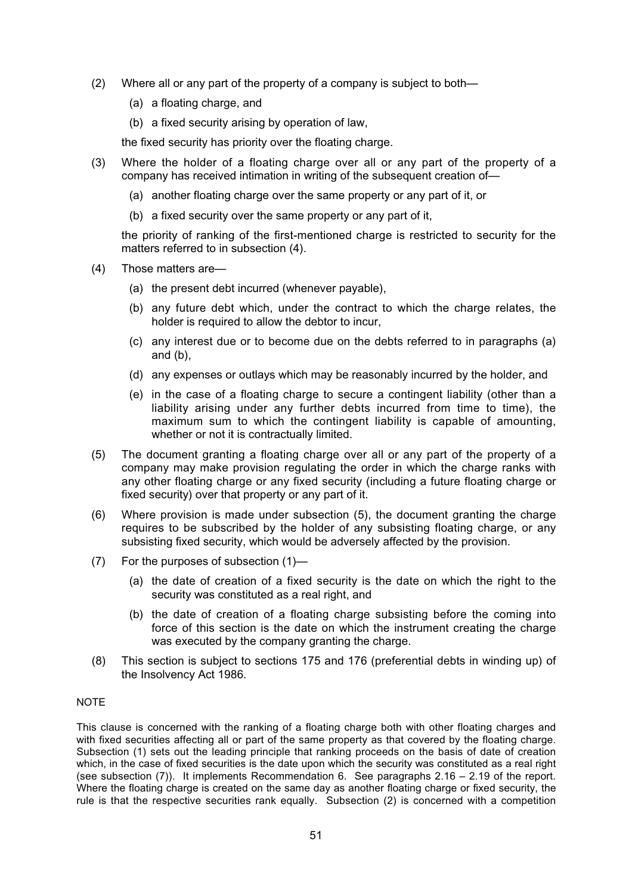(2) Where all or any part of the property of a company is subject to both—

(a) a floating charge, and

(b) a fixed security arising by operation of law,

the fixed security has priority over the floating charge.

(3) Where the holder of a floating charge over all or any part of the property of a company has received intimation in writing of the subsequent creation of—

(a) another floating charge over the same property or any part of it, or

(b) a fixed security over the same property or any part of it,

the priority of ranking of the first-mentioned charge is restricted to security for the matters referred to in subsection (4).

(4) Those matters are—

(a) the present debt incurred (whenever payable),

(b) any future debt which, under the contract to which the charge relates, the holder is required to allow the debtor to incur,

(c) any interest due or to become due on the debts referred to in paragraphs (a) and (b),

(d) any expenses or outlays which may be reasonably incurred by the holder, and

(e) in the case of a floating charge to secure a contingent liability (other than a liability arising under any further debts incurred from time to time), the maximum sum to which the contingent liability is capable of amounting, whether or not it is contractually limited.

(5) The document granting a floating charge over all or any part of the property of a company may make provision regulating the order in which the charge ranks with any other floating charge or any fixed security (including a future floating charge or fixed security) over that property or any part of it.

(6) Where provision is made under subsection (5), the document granting the charge requires to be subscribed by the holder of any subsisting floating charge, or any subsisting fixed security, which would be adversely affected by the provision.

(7) For the purposes of subsection (1)—

(a) the date of creation of a fixed security is the date on which the right to the security was constituted as a real right, and

(b) the date of creation of a floating charge subsisting before the coming into force of this section is the date on which the instrument creating the charge was executed by the company granting the charge.

(8) This section is subject to sections 175 and 176 (preferential debts in winding up) of the Insolvency Act 1986.

NOTE

This clause is concerned with the ranking of a floating charge both with other floating charges and with fixed securities affecting all or part of the same property as that covered by the floating charge. Subsection (1) sets out the leading principle that ranking proceeds on the basis of date of creation which, in the case of fixed securities is the date upon which the security was constituted as a real right (see subsection (7)). It implements Recommendation 6. See paragraphs 2.16 – 2.19 of the report. Where the floating charge is created on the same day as another floating charge or fixed security, the rule is that the respective securities rank equally. Subsection (2) is concerned with a competition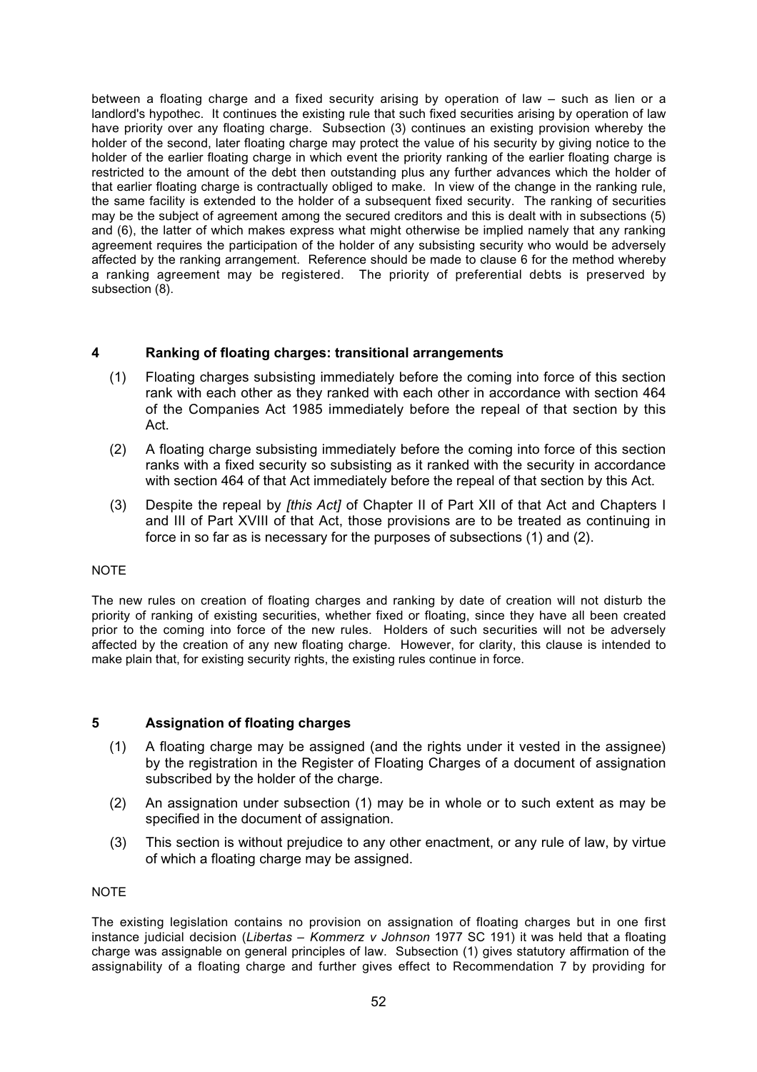between a floating charge and a fixed security arising by operation of law – such as lien or a landlord's hypothec. It continues the existing rule that such fixed securities arising by operation of law have priority over any floating charge. Subsection (3) continues an existing provision whereby the holder of the second, later floating charge may protect the value of his security by giving notice to the holder of the earlier floating charge in which event the priority ranking of the earlier floating charge is restricted to the amount of the debt then outstanding plus any further advances which the holder of that earlier floating charge is contractually obliged to make. In view of the change in the ranking rule, the same facility is extended to the holder of a subsequent fixed security. The ranking of securities may be the subject of agreement among the secured creditors and this is dealt with in subsections (5) and (6), the latter of which makes express what might otherwise be implied namely that any ranking agreement requires the participation of the holder of any subsisting security who would be adversely affected by the ranking arrangement. Reference should be made to clause 6 for the method whereby a ranking agreement may be registered. The priority of preferential debts is preserved by subsection (8).

## 4 Ranking of floating charges: transitional arrangements

(1) Floating charges subsisting immediately before the coming into force of this section rank with each other as they ranked with each other in accordance with section 464 of the Companies Act 1985 immediately before the repeal of that section by this Act.

(2) A floating charge subsisting immediately before the coming into force of this section ranks with a fixed security so subsisting as it ranked with the security in accordance with section 464 of that Act immediately before the repeal of that section by this Act.

(3) Despite the repeal by *[this Act]* of Chapter II of Part XII of that Act and Chapters I and III of Part XVIII of that Act, those provisions are to be treated as continuing in force in so far as is necessary for the purposes of subsections (1) and (2).

NOTE

The new rules on creation of floating charges and ranking by date of creation will not disturb the priority of ranking of existing securities, whether fixed or floating, since they have all been created prior to the coming into force of the new rules. Holders of such securities will not be adversely affected by the creation of any new floating charge. However, for clarity, this clause is intended to make plain that, for existing security rights, the existing rules continue in force.

## 5 Assignation of floating charges

(1) A floating charge may be assigned (and the rights under it vested in the assignee) by the registration in the Register of Floating Charges of a document of assignation subscribed by the holder of the charge.

(2) An assignation under subsection (1) may be in whole or to such extent as may be specified in the document of assignation.

(3) This section is without prejudice to any other enactment, or any rule of law, by virtue of which a floating charge may be assigned.

NOTE

The existing legislation contains no provision on assignation of floating charges but in one first instance judicial decision (*Libertas – Kommerz v Johnson* 1977 SC 191) it was held that a floating charge was assignable on general principles of law. Subsection (1) gives statutory affirmation of the assignability of a floating charge and further gives effect to Recommendation 7 by providing for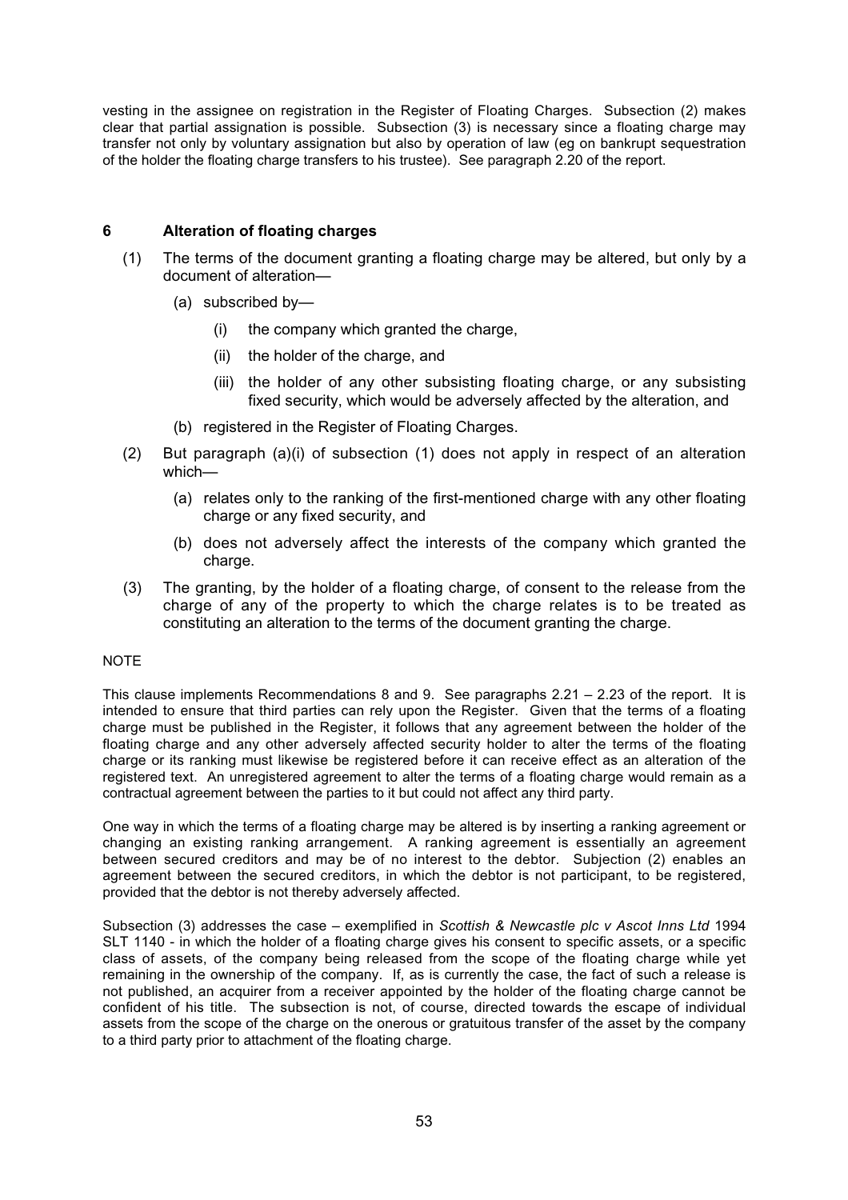vesting in the assignee on registration in the Register of Floating Charges. Subsection (2) makes clear that partial assignation is possible. Subsection (3) is necessary since a floating charge may transfer not only by voluntary assignation but also by operation of law (eg on bankrupt sequestration of the holder the floating charge transfers to his trustee). See paragraph 2.20 of the report.

## 6 Alteration of floating charges

(1) The terms of the document granting a floating charge may be altered, but only by a document of alteration—

  (a) subscribed by—

    (i) the company which granted the charge,

    (ii) the holder of the charge, and

    (iii) the holder of any other subsisting floating charge, or any subsisting fixed security, which would be adversely affected by the alteration, and

  (b) registered in the Register of Floating Charges.

(2) But paragraph (a)(i) of subsection (1) does not apply in respect of an alteration which—

  (a) relates only to the ranking of the first-mentioned charge with any other floating charge or any fixed security, and

  (b) does not adversely affect the interests of the company which granted the charge.

(3) The granting, by the holder of a floating charge, of consent to the release from the charge of any of the property to which the charge relates is to be treated as constituting an alteration to the terms of the document granting the charge.

NOTE

This clause implements Recommendations 8 and 9. See paragraphs 2.21 – 2.23 of the report. It is intended to ensure that third parties can rely upon the Register. Given that the terms of a floating charge must be published in the Register, it follows that any agreement between the holder of the floating charge and any other adversely affected security holder to alter the terms of the floating charge or its ranking must likewise be registered before it can receive effect as an alteration of the registered text. An unregistered agreement to alter the terms of a floating charge would remain as a contractual agreement between the parties to it but could not affect any third party.

One way in which the terms of a floating charge may be altered is by inserting a ranking agreement or changing an existing ranking arrangement. A ranking agreement is essentially an agreement between secured creditors and may be of no interest to the debtor. Subjection (2) enables an agreement between the secured creditors, in which the debtor is not participant, to be registered, provided that the debtor is not thereby adversely affected.

Subsection (3) addresses the case – exemplified in *Scottish & Newcastle plc v Ascot Inns Ltd* 1994 SLT 1140 - in which the holder of a floating charge gives his consent to specific assets, or a specific class of assets, of the company being released from the scope of the floating charge while yet remaining in the ownership of the company. If, as is currently the case, the fact of such a release is not published, an acquirer from a receiver appointed by the holder of the floating charge cannot be confident of his title. The subsection is not, of course, directed towards the escape of individual assets from the scope of the charge on the onerous or gratuitous transfer of the asset by the company to a third party prior to attachment of the floating charge.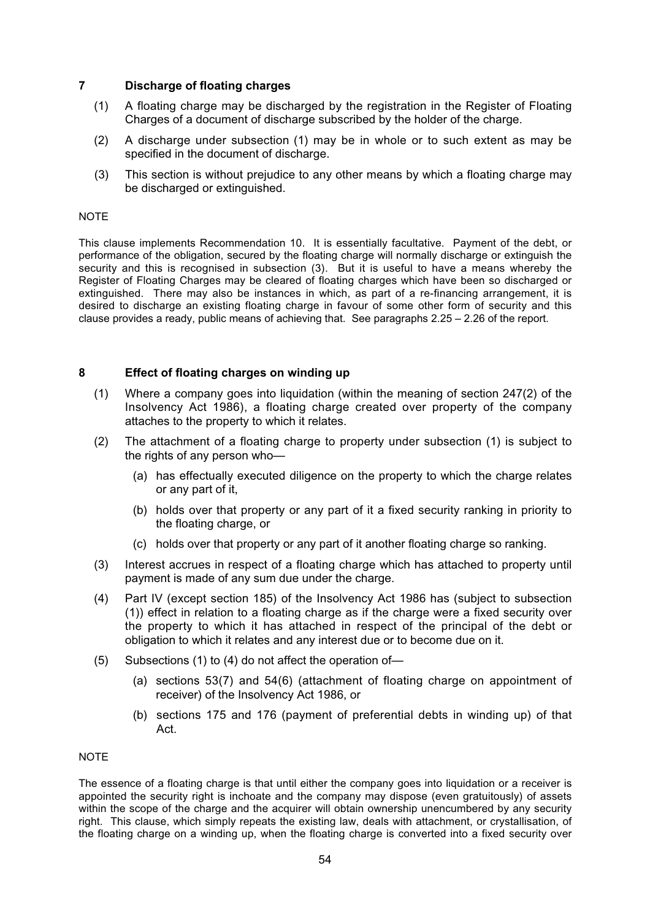## 7 Discharge of floating charges

(1) A floating charge may be discharged by the registration in the Register of Floating Charges of a document of discharge subscribed by the holder of the charge.

(2) A discharge under subsection (1) may be in whole or to such extent as may be specified in the document of discharge.

(3) This section is without prejudice to any other means by which a floating charge may be discharged or extinguished.

NOTE

This clause implements Recommendation 10. It is essentially facultative. Payment of the debt, or performance of the obligation, secured by the floating charge will normally discharge or extinguish the security and this is recognised in subsection (3). But it is useful to have a means whereby the Register of Floating Charges may be cleared of floating charges which have been so discharged or extinguished. There may also be instances in which, as part of a re-financing arrangement, it is desired to discharge an existing floating charge in favour of some other form of security and this clause provides a ready, public means of achieving that. See paragraphs 2.25 – 2.26 of the report.

## 8 Effect of floating charges on winding up

(1) Where a company goes into liquidation (within the meaning of section 247(2) of the Insolvency Act 1986), a floating charge created over property of the company attaches to the property to which it relates.

(2) The attachment of a floating charge to property under subsection (1) is subject to the rights of any person who—

(a) has effectually executed diligence on the property to which the charge relates or any part of it,

(b) holds over that property or any part of it a fixed security ranking in priority to the floating charge, or

(c) holds over that property or any part of it another floating charge so ranking.

(3) Interest accrues in respect of a floating charge which has attached to property until payment is made of any sum due under the charge.

(4) Part IV (except section 185) of the Insolvency Act 1986 has (subject to subsection (1)) effect in relation to a floating charge as if the charge were a fixed security over the property to which it has attached in respect of the principal of the debt or obligation to which it relates and any interest due or to become due on it.

(5) Subsections (1) to (4) do not affect the operation of—

(a) sections 53(7) and 54(6) (attachment of floating charge on appointment of receiver) of the Insolvency Act 1986, or

(b) sections 175 and 176 (payment of preferential debts in winding up) of that Act.

NOTE

The essence of a floating charge is that until either the company goes into liquidation or a receiver is appointed the security right is inchoate and the company may dispose (even gratuitously) of assets within the scope of the charge and the acquirer will obtain ownership unencumbered by any security right. This clause, which simply repeats the existing law, deals with attachment, or crystallisation, of the floating charge on a winding up, when the floating charge is converted into a fixed security over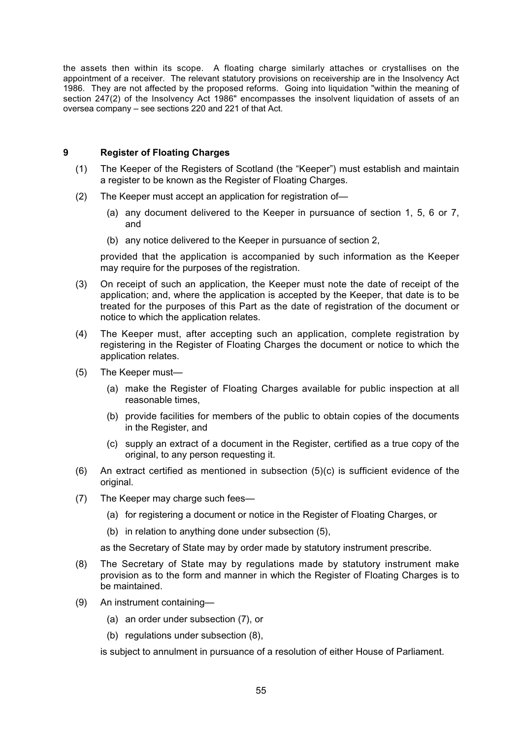the assets then within its scope. A floating charge similarly attaches or crystallises on the appointment of a receiver. The relevant statutory provisions on receivership are in the Insolvency Act 1986. They are not affected by the proposed reforms. Going into liquidation "within the meaning of section 247(2) of the Insolvency Act 1986" encompasses the insolvent liquidation of assets of an oversea company – see sections 220 and 221 of that Act.

### 9 Register of Floating Charges

(1) The Keeper of the Registers of Scotland (the "Keeper") must establish and maintain a register to be known as the Register of Floating Charges.

(2) The Keeper must accept an application for registration of—

(a) any document delivered to the Keeper in pursuance of section 1, 5, 6 or 7, and

(b) any notice delivered to the Keeper in pursuance of section 2,

provided that the application is accompanied by such information as the Keeper may require for the purposes of the registration.

(3) On receipt of such an application, the Keeper must note the date of receipt of the application; and, where the application is accepted by the Keeper, that date is to be treated for the purposes of this Part as the date of registration of the document or notice to which the application relates.

(4) The Keeper must, after accepting such an application, complete registration by registering in the Register of Floating Charges the document or notice to which the application relates.

(5) The Keeper must—

(a) make the Register of Floating Charges available for public inspection at all reasonable times,

(b) provide facilities for members of the public to obtain copies of the documents in the Register, and

(c) supply an extract of a document in the Register, certified as a true copy of the original, to any person requesting it.

(6) An extract certified as mentioned in subsection (5)(c) is sufficient evidence of the original.

(7) The Keeper may charge such fees—

(a) for registering a document or notice in the Register of Floating Charges, or

(b) in relation to anything done under subsection (5),

as the Secretary of State may by order made by statutory instrument prescribe.

(8) The Secretary of State may by regulations made by statutory instrument make provision as to the form and manner in which the Register of Floating Charges is to be maintained.

(9) An instrument containing—

(a) an order under subsection (7), or

(b) regulations under subsection (8),

is subject to annulment in pursuance of a resolution of either House of Parliament.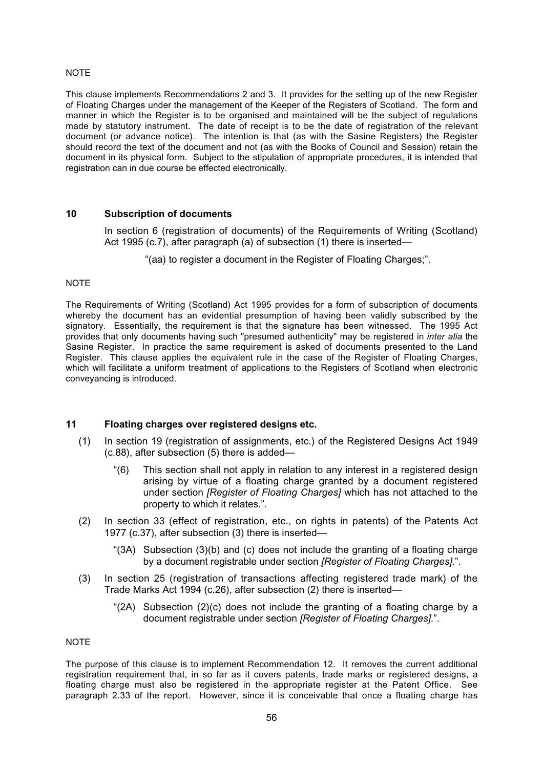NOTE

This clause implements Recommendations 2 and 3. It provides for the setting up of the new Register of Floating Charges under the management of the Keeper of the Registers of Scotland. The form and manner in which the Register is to be organised and maintained will be the subject of regulations made by statutory instrument. The date of receipt is to be the date of registration of the relevant document (or advance notice). The intention is that (as with the Sasine Registers) the Register should record the text of the document and not (as with the Books of Council and Session) retain the document in its physical form. Subject to the stipulation of appropriate procedures, it is intended that registration can in due course be effected electronically.

**10 Subscription of documents**

In section 6 (registration of documents) of the Requirements of Writing (Scotland) Act 1995 (c.7), after paragraph (a) of subsection (1) there is inserted—

"(aa) to register a document in the Register of Floating Charges;".

NOTE

The Requirements of Writing (Scotland) Act 1995 provides for a form of subscription of documents whereby the document has an evidential presumption of having been validly subscribed by the signatory. Essentially, the requirement is that the signature has been witnessed. The 1995 Act provides that only documents having such "presumed authenticity" may be registered in *inter alia* the Sasine Register. In practice the same requirement is asked of documents presented to the Land Register. This clause applies the equivalent rule in the case of the Register of Floating Charges, which will facilitate a uniform treatment of applications to the Registers of Scotland when electronic conveyancing is introduced.

**11 Floating charges over registered designs etc.**

(1) In section 19 (registration of assignments, etc.) of the Registered Designs Act 1949 (c.88), after subsection (5) there is added—

"(6) This section shall not apply in relation to any interest in a registered design arising by virtue of a floating charge granted by a document registered under section *[Register of Floating Charges]* which has not attached to the property to which it relates.".

(2) In section 33 (effect of registration, etc., on rights in patents) of the Patents Act 1977 (c.37), after subsection (3) there is inserted—

"(3A) Subsection (3)(b) and (c) does not include the granting of a floating charge by a document registrable under section *[Register of Floating Charges]*.".

(3) In section 25 (registration of transactions affecting registered trade mark) of the Trade Marks Act 1994 (c.26), after subsection (2) there is inserted—

"(2A) Subsection (2)(c) does not include the granting of a floating charge by a document registrable under section *[Register of Floating Charges]*.".

NOTE

The purpose of this clause is to implement Recommendation 12. It removes the current additional registration requirement that, in so far as it covers patents, trade marks or registered designs, a floating charge must also be registered in the appropriate register at the Patent Office. See paragraph 2.33 of the report. However, since it is conceivable that once a floating charge has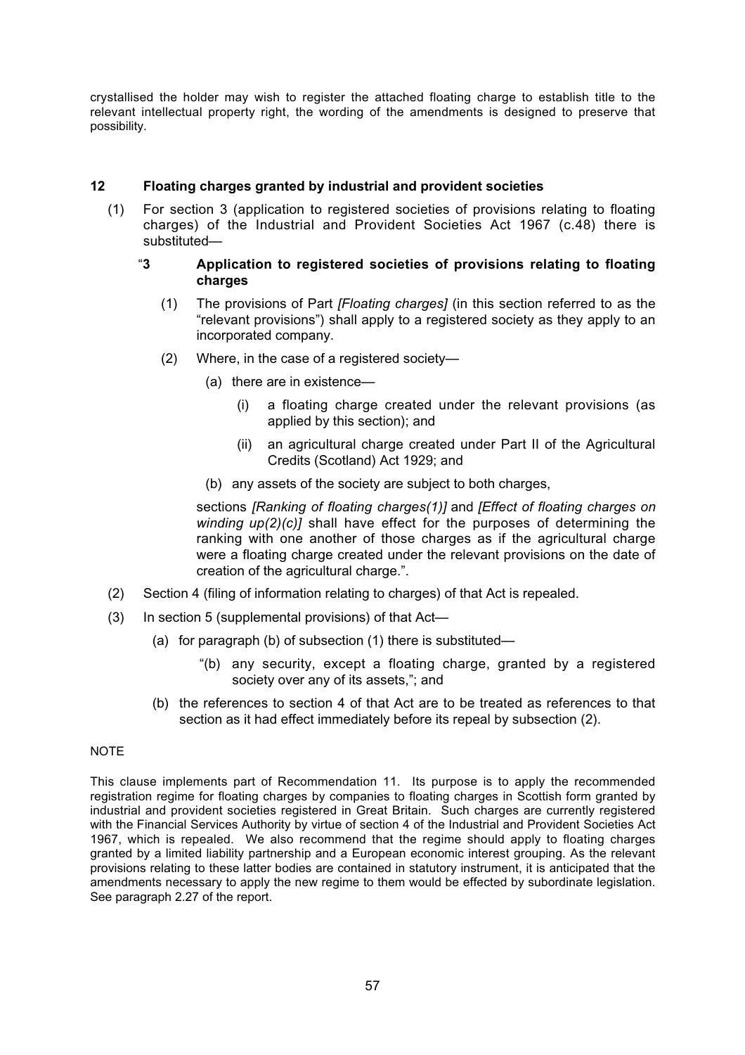crystallised the holder may wish to register the attached floating charge to establish title to the relevant intellectual property right, the wording of the amendments is designed to preserve that possibility.

### 12 Floating charges granted by industrial and provident societies

(1) For section 3 (application to registered societies of provisions relating to floating charges) of the Industrial and Provident Societies Act 1967 (c.48) there is substituted—

> "**3 Application to registered societies of provisions relating to floating charges**
>
> (1) The provisions of Part *[Floating charges]* (in this section referred to as the "relevant provisions") shall apply to a registered society as they apply to an incorporated company.
>
> (2) Where, in the case of a registered society—
>
> (a) there are in existence—
>
> (i) a floating charge created under the relevant provisions (as applied by this section); and
>
> (ii) an agricultural charge created under Part II of the Agricultural Credits (Scotland) Act 1929; and
>
> (b) any assets of the society are subject to both charges,
>
> sections *[Ranking of floating charges(1)]* and *[Effect of floating charges on winding up(2)(c)]* shall have effect for the purposes of determining the ranking with one another of those charges as if the agricultural charge were a floating charge created under the relevant provisions on the date of creation of the agricultural charge.".

(2) Section 4 (filing of information relating to charges) of that Act is repealed.

(3) In section 5 (supplemental provisions) of that Act—

(a) for paragraph (b) of subsection (1) there is substituted—

> "(b) any security, except a floating charge, granted by a registered society over any of its assets,"; and

(b) the references to section 4 of that Act are to be treated as references to that section as it had effect immediately before its repeal by subsection (2).

NOTE

This clause implements part of Recommendation 11. Its purpose is to apply the recommended registration regime for floating charges by companies to floating charges in Scottish form granted by industrial and provident societies registered in Great Britain. Such charges are currently registered with the Financial Services Authority by virtue of section 4 of the Industrial and Provident Societies Act 1967, which is repealed. We also recommend that the regime should apply to floating charges granted by a limited liability partnership and a European economic interest grouping. As the relevant provisions relating to these latter bodies are contained in statutory instrument, it is anticipated that the amendments necessary to apply the new regime to them would be effected by subordinate legislation. See paragraph 2.27 of the report.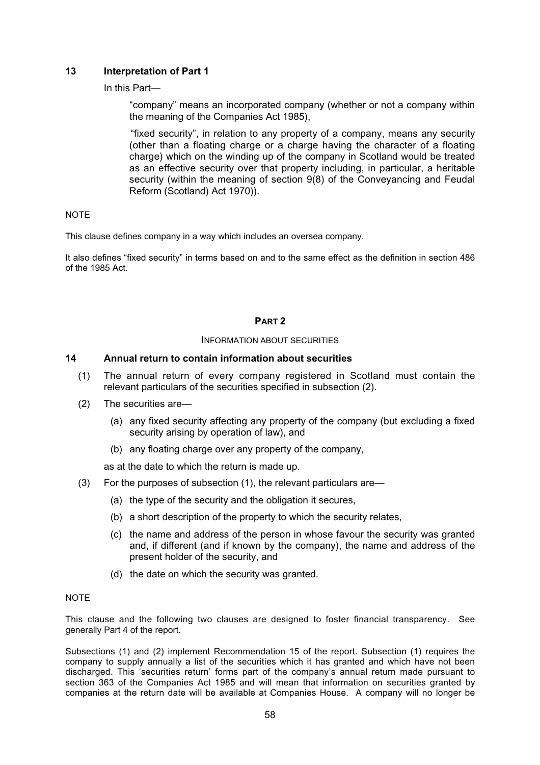## 13 Interpretation of Part 1

In this Part—

"company" means an incorporated company (whether or not a company within the meaning of the Companies Act 1985),

"fixed security", in relation to any property of a company, means any security (other than a floating charge or a charge having the character of a floating charge) which on the winding up of the company in Scotland would be treated as an effective security over that property including, in particular, a heritable security (within the meaning of section 9(8) of the Conveyancing and Feudal Reform (Scotland) Act 1970)).

NOTE

This clause defines company in a way which includes an oversea company.

It also defines "fixed security" in terms based on and to the same effect as the definition in section 486 of the 1985 Act.

# PART 2

INFORMATION ABOUT SECURITIES

## 14 Annual return to contain information about securities

(1) The annual return of every company registered in Scotland must contain the relevant particulars of the securities specified in subsection (2).

(2) The securities are—

(a) any fixed security affecting any property of the company (but excluding a fixed security arising by operation of law), and

(b) any floating charge over any property of the company,

as at the date to which the return is made up.

(3) For the purposes of subsection (1), the relevant particulars are—

(a) the type of the security and the obligation it secures,

(b) a short description of the property to which the security relates,

(c) the name and address of the person in whose favour the security was granted and, if different (and if known by the company), the name and address of the present holder of the security, and

(d) the date on which the security was granted.

NOTE

This clause and the following two clauses are designed to foster financial transparency. See generally Part 4 of the report.

Subsections (1) and (2) implement Recommendation 15 of the report. Subsection (1) requires the company to supply annually a list of the securities which it has granted and which have not been discharged. This 'securities return' forms part of the company's annual return made pursuant to section 363 of the Companies Act 1985 and will mean that information on securities granted by companies at the return date will be available at Companies House. A company will no longer be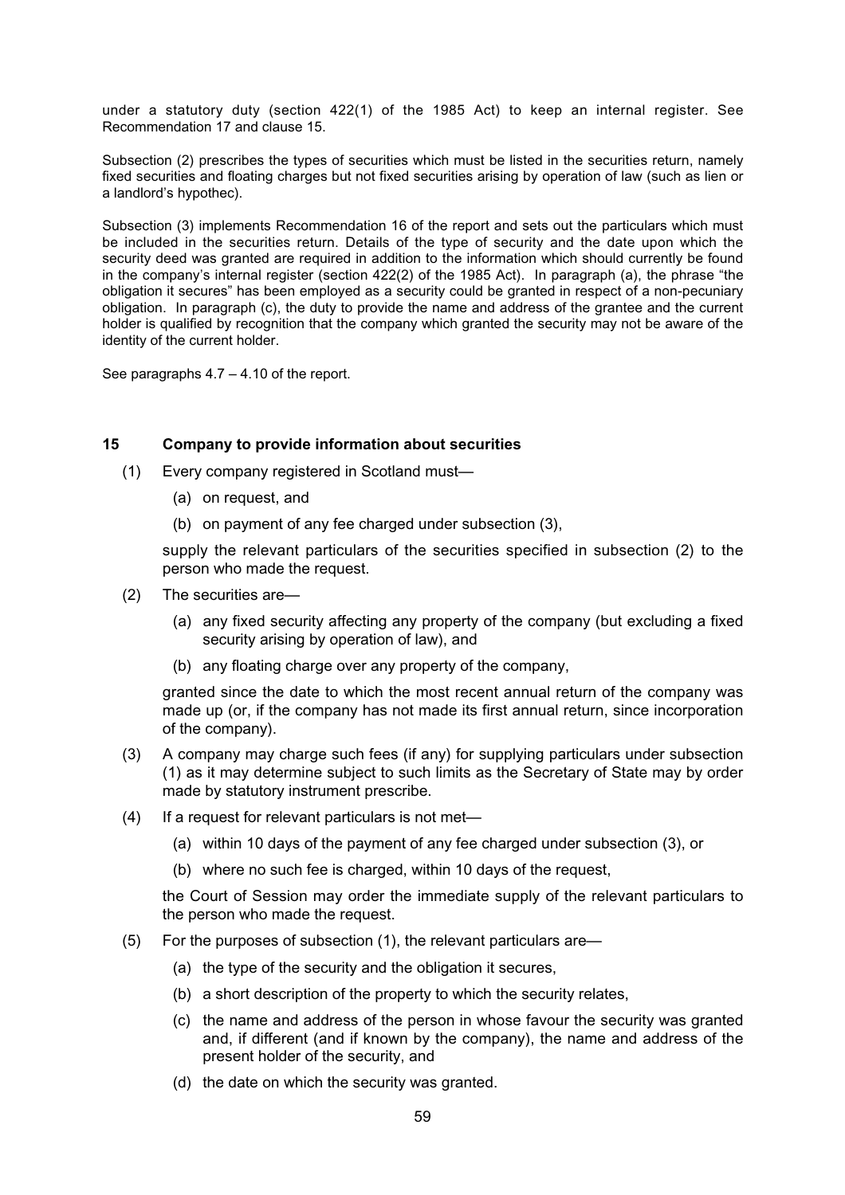under a statutory duty (section 422(1) of the 1985 Act) to keep an internal register. See Recommendation 17 and clause 15.

Subsection (2) prescribes the types of securities which must be listed in the securities return, namely fixed securities and floating charges but not fixed securities arising by operation of law (such as lien or a landlord's hypothec).

Subsection (3) implements Recommendation 16 of the report and sets out the particulars which must be included in the securities return. Details of the type of security and the date upon which the security deed was granted are required in addition to the information which should currently be found in the company's internal register (section 422(2) of the 1985 Act). In paragraph (a), the phrase "the obligation it secures" has been employed as a security could be granted in respect of a non-pecuniary obligation. In paragraph (c), the duty to provide the name and address of the grantee and the current holder is qualified by recognition that the company which granted the security may not be aware of the identity of the current holder.

See paragraphs 4.7 – 4.10 of the report.

### 15 Company to provide information about securities

(1) Every company registered in Scotland must—

  (a) on request, and

  (b) on payment of any fee charged under subsection (3),

supply the relevant particulars of the securities specified in subsection (2) to the person who made the request.

(2) The securities are—

  (a) any fixed security affecting any property of the company (but excluding a fixed security arising by operation of law), and

  (b) any floating charge over any property of the company,

granted since the date to which the most recent annual return of the company was made up (or, if the company has not made its first annual return, since incorporation of the company).

(3) A company may charge such fees (if any) for supplying particulars under subsection (1) as it may determine subject to such limits as the Secretary of State may by order made by statutory instrument prescribe.

(4) If a request for relevant particulars is not met—

  (a) within 10 days of the payment of any fee charged under subsection (3), or

  (b) where no such fee is charged, within 10 days of the request,

the Court of Session may order the immediate supply of the relevant particulars to the person who made the request.

(5) For the purposes of subsection (1), the relevant particulars are—

  (a) the type of the security and the obligation it secures,

  (b) a short description of the property to which the security relates,

  (c) the name and address of the person in whose favour the security was granted and, if different (and if known by the company), the name and address of the present holder of the security, and

  (d) the date on which the security was granted.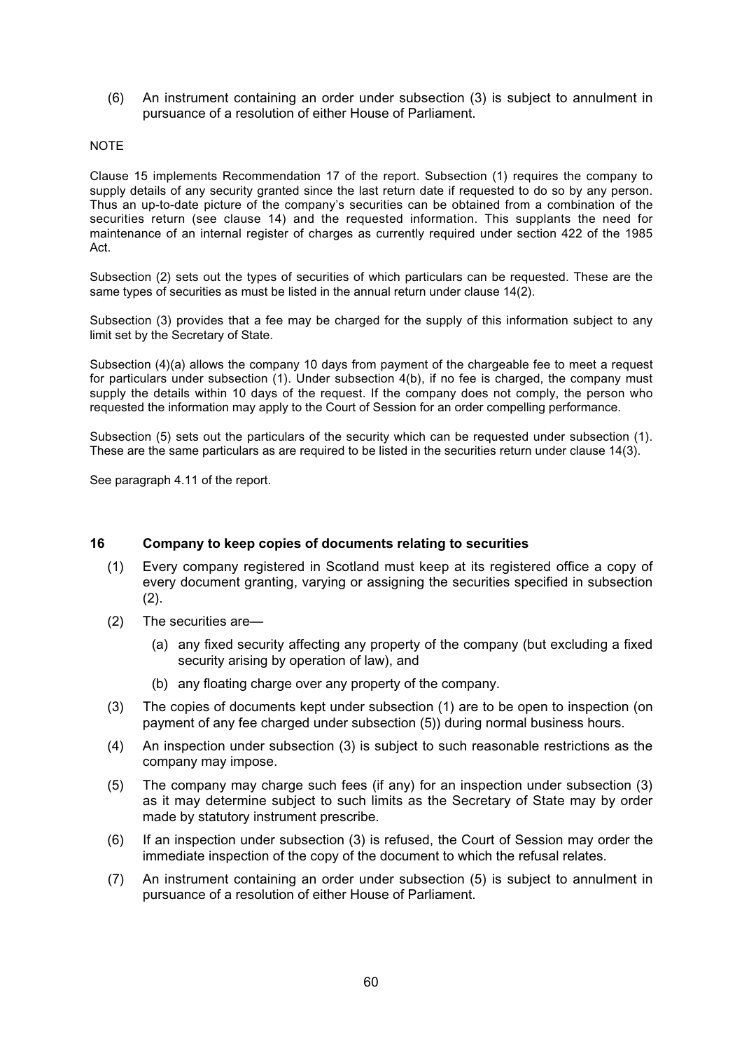(6) An instrument containing an order under subsection (3) is subject to annulment in pursuance of a resolution of either House of Parliament.

NOTE

Clause 15 implements Recommendation 17 of the report. Subsection (1) requires the company to supply details of any security granted since the last return date if requested to do so by any person. Thus an up-to-date picture of the company's securities can be obtained from a combination of the securities return (see clause 14) and the requested information. This supplants the need for maintenance of an internal register of charges as currently required under section 422 of the 1985 Act.

Subsection (2) sets out the types of securities of which particulars can be requested. These are the same types of securities as must be listed in the annual return under clause 14(2).

Subsection (3) provides that a fee may be charged for the supply of this information subject to any limit set by the Secretary of State.

Subsection (4)(a) allows the company 10 days from payment of the chargeable fee to meet a request for particulars under subsection (1). Under subsection 4(b), if no fee is charged, the company must supply the details within 10 days of the request. If the company does not comply, the person who requested the information may apply to the Court of Session for an order compelling performance.

Subsection (5) sets out the particulars of the security which can be requested under subsection (1). These are the same particulars as are required to be listed in the securities return under clause 14(3).

See paragraph 4.11 of the report.

### 16 Company to keep copies of documents relating to securities

(1) Every company registered in Scotland must keep at its registered office a copy of every document granting, varying or assigning the securities specified in subsection (2).

(2) The securities are—

(a) any fixed security affecting any property of the company (but excluding a fixed security arising by operation of law), and

(b) any floating charge over any property of the company.

(3) The copies of documents kept under subsection (1) are to be open to inspection (on payment of any fee charged under subsection (5)) during normal business hours.

(4) An inspection under subsection (3) is subject to such reasonable restrictions as the company may impose.

(5) The company may charge such fees (if any) for an inspection under subsection (3) as it may determine subject to such limits as the Secretary of State may by order made by statutory instrument prescribe.

(6) If an inspection under subsection (3) is refused, the Court of Session may order the immediate inspection of the copy of the document to which the refusal relates.

(7) An instrument containing an order under subsection (5) is subject to annulment in pursuance of a resolution of either House of Parliament.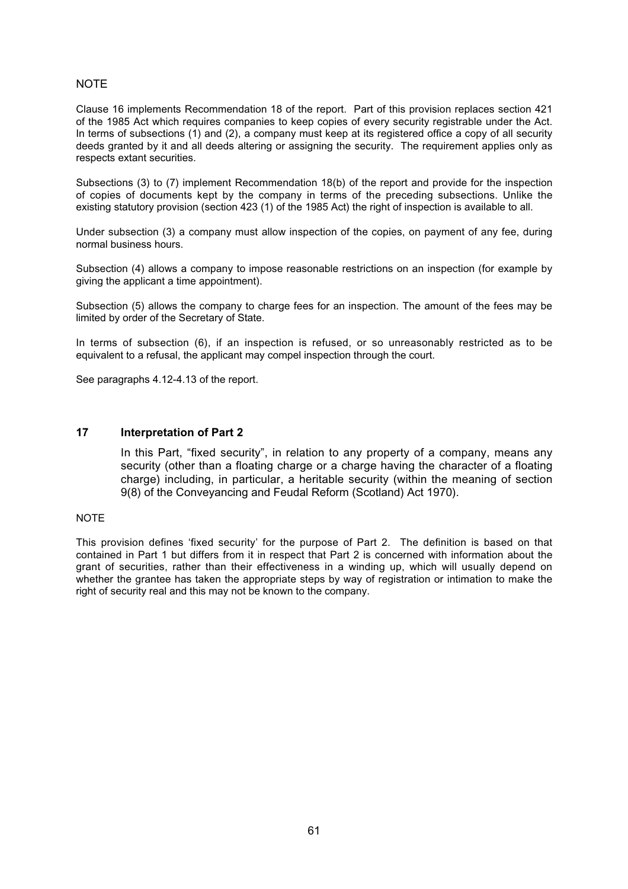NOTE

Clause 16 implements Recommendation 18 of the report. Part of this provision replaces section 421 of the 1985 Act which requires companies to keep copies of every security registrable under the Act. In terms of subsections (1) and (2), a company must keep at its registered office a copy of all security deeds granted by it and all deeds altering or assigning the security. The requirement applies only as respects extant securities.

Subsections (3) to (7) implement Recommendation 18(b) of the report and provide for the inspection of copies of documents kept by the company in terms of the preceding subsections. Unlike the existing statutory provision (section 423 (1) of the 1985 Act) the right of inspection is available to all.

Under subsection (3) a company must allow inspection of the copies, on payment of any fee, during normal business hours.

Subsection (4) allows a company to impose reasonable restrictions on an inspection (for example by giving the applicant a time appointment).

Subsection (5) allows the company to charge fees for an inspection. The amount of the fees may be limited by order of the Secretary of State.

In terms of subsection (6), if an inspection is refused, or so unreasonably restricted as to be equivalent to a refusal, the applicant may compel inspection through the court.

See paragraphs 4.12-4.13 of the report.

### 17 Interpretation of Part 2

In this Part, "fixed security", in relation to any property of a company, means any security (other than a floating charge or a charge having the character of a floating charge) including, in particular, a heritable security (within the meaning of section 9(8) of the Conveyancing and Feudal Reform (Scotland) Act 1970).

NOTE

This provision defines 'fixed security' for the purpose of Part 2. The definition is based on that contained in Part 1 but differs from it in respect that Part 2 is concerned with information about the grant of securities, rather than their effectiveness in a winding up, which will usually depend on whether the grantee has taken the appropriate steps by way of registration or intimation to make the right of security real and this may not be known to the company.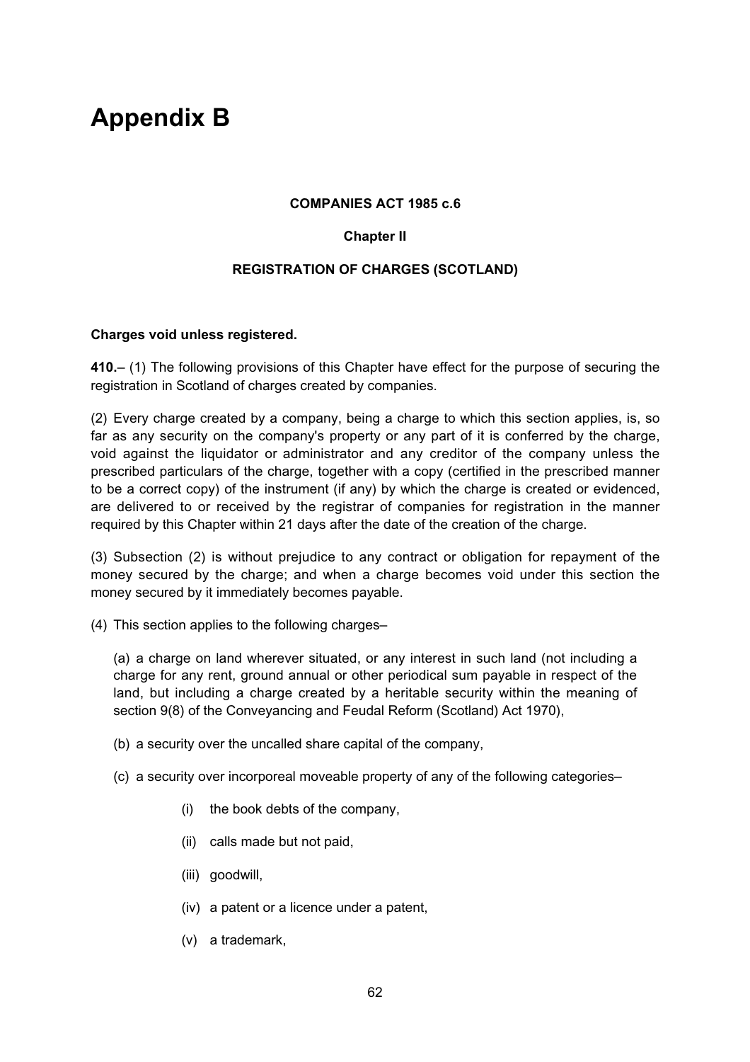# Appendix B

**COMPANIES ACT 1985 c.6**

**Chapter II**

**REGISTRATION OF CHARGES (SCOTLAND)**

**Charges void unless registered.**

**410.**– (1) The following provisions of this Chapter have effect for the purpose of securing the registration in Scotland of charges created by companies.

(2) Every charge created by a company, being a charge to which this section applies, is, so far as any security on the company's property or any part of it is conferred by the charge, void against the liquidator or administrator and any creditor of the company unless the prescribed particulars of the charge, together with a copy (certified in the prescribed manner to be a correct copy) of the instrument (if any) by which the charge is created or evidenced, are delivered to or received by the registrar of companies for registration in the manner required by this Chapter within 21 days after the date of the creation of the charge.

(3) Subsection (2) is without prejudice to any contract or obligation for repayment of the money secured by the charge; and when a charge becomes void under this section the money secured by it immediately becomes payable.

(4) This section applies to the following charges–

(a) a charge on land wherever situated, or any interest in such land (not including a charge for any rent, ground annual or other periodical sum payable in respect of the land, but including a charge created by a heritable security within the meaning of section 9(8) of the Conveyancing and Feudal Reform (Scotland) Act 1970),

(b) a security over the uncalled share capital of the company,

(c) a security over incorporeal moveable property of any of the following categories–

(i) the book debts of the company,

(ii) calls made but not paid,

(iii) goodwill,

(iv) a patent or a licence under a patent,

(v) a trademark,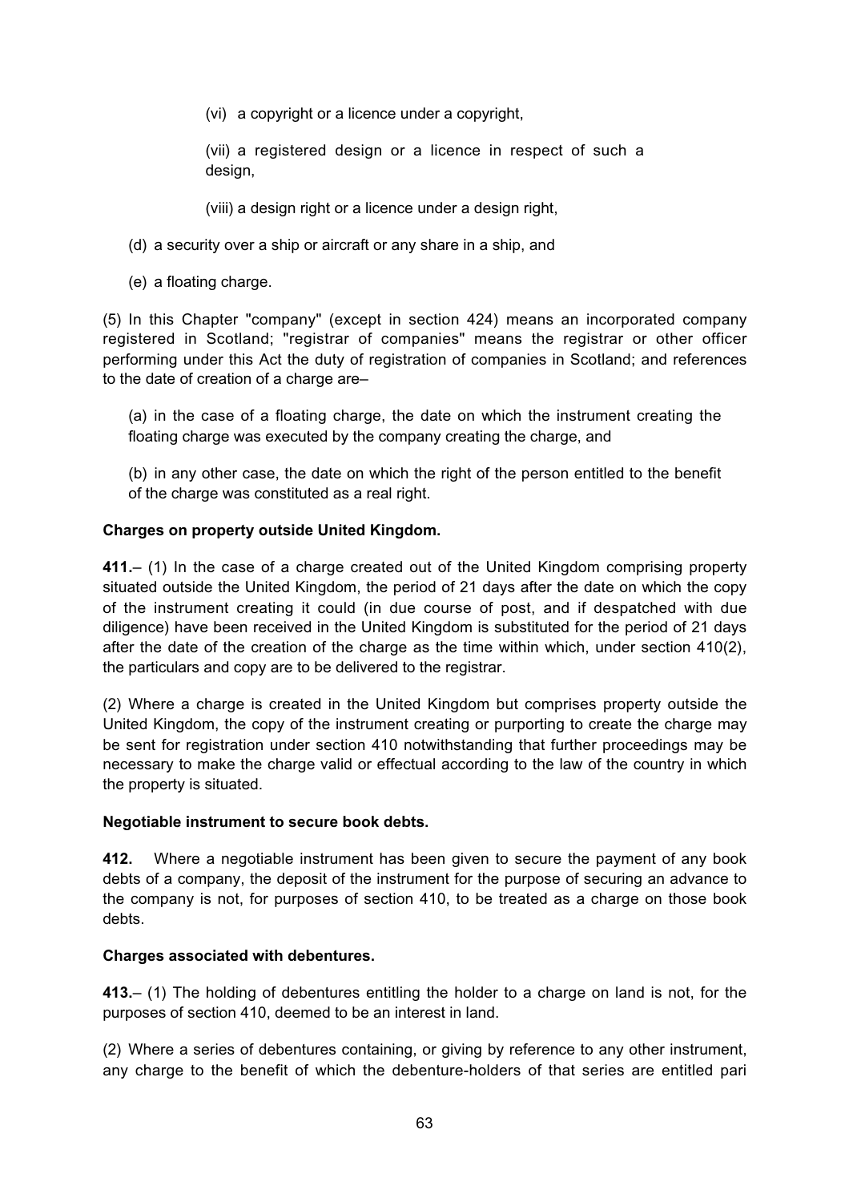(vi) a copyright or a licence under a copyright,

(vii) a registered design or a licence in respect of such a design,

(viii) a design right or a licence under a design right,

(d) a security over a ship or aircraft or any share in a ship, and

(e) a floating charge.

(5) In this Chapter "company" (except in section 424) means an incorporated company registered in Scotland; "registrar of companies" means the registrar or other officer performing under this Act the duty of registration of companies in Scotland; and references to the date of creation of a charge are–

(a) in the case of a floating charge, the date on which the instrument creating the floating charge was executed by the company creating the charge, and

(b) in any other case, the date on which the right of the person entitled to the benefit of the charge was constituted as a real right.

**Charges on property outside United Kingdom.**

**411.**– (1) In the case of a charge created out of the United Kingdom comprising property situated outside the United Kingdom, the period of 21 days after the date on which the copy of the instrument creating it could (in due course of post, and if despatched with due diligence) have been received in the United Kingdom is substituted for the period of 21 days after the date of the creation of the charge as the time within which, under section 410(2), the particulars and copy are to be delivered to the registrar.

(2) Where a charge is created in the United Kingdom but comprises property outside the United Kingdom, the copy of the instrument creating or purporting to create the charge may be sent for registration under section 410 notwithstanding that further proceedings may be necessary to make the charge valid or effectual according to the law of the country in which the property is situated.

**Negotiable instrument to secure book debts.**

**412.** Where a negotiable instrument has been given to secure the payment of any book debts of a company, the deposit of the instrument for the purpose of securing an advance to the company is not, for purposes of section 410, to be treated as a charge on those book debts.

**Charges associated with debentures.**

**413.**– (1) The holding of debentures entitling the holder to a charge on land is not, for the purposes of section 410, deemed to be an interest in land.

(2) Where a series of debentures containing, or giving by reference to any other instrument, any charge to the benefit of which the debenture-holders of that series are entitled pari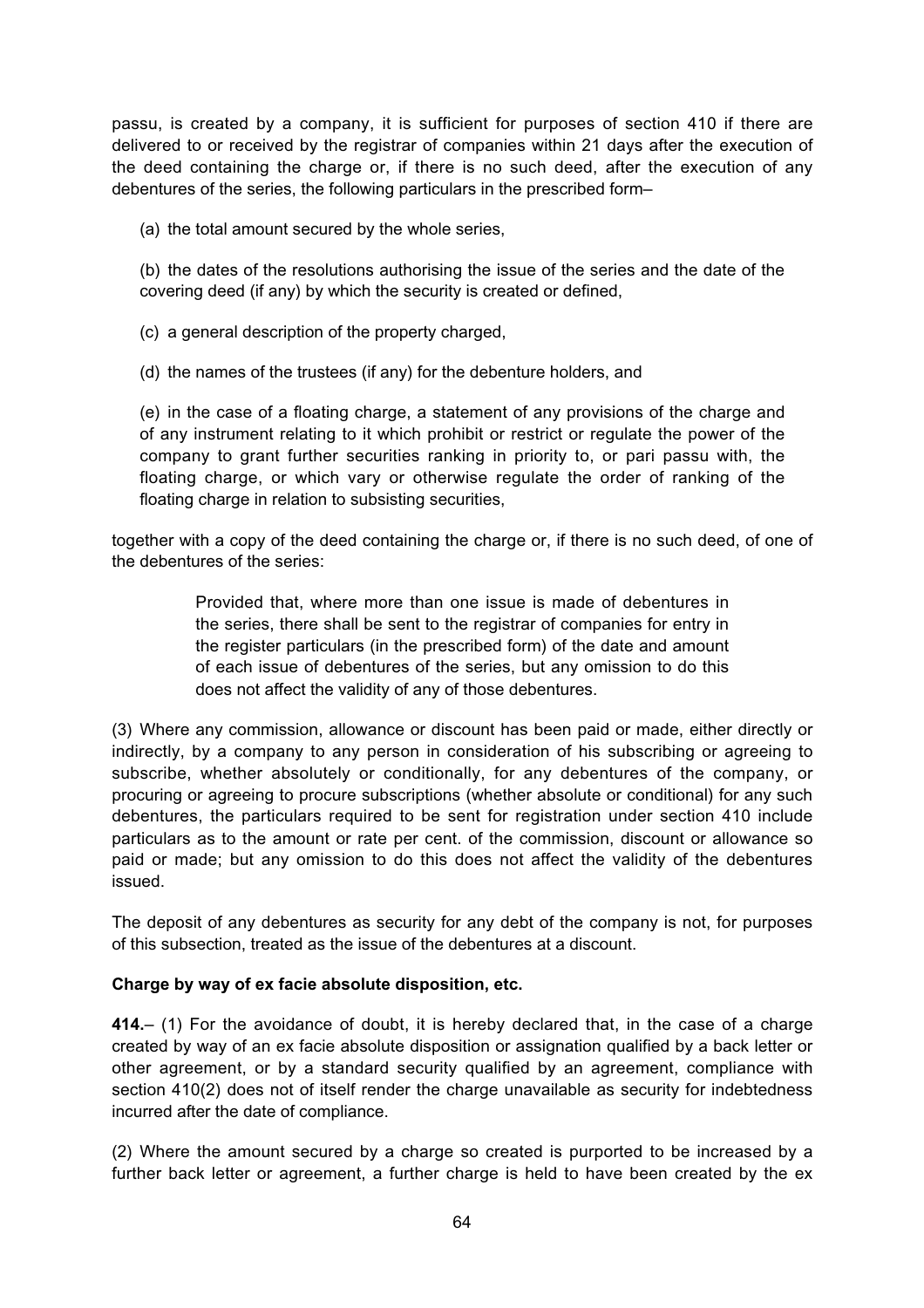passu, is created by a company, it is sufficient for purposes of section 410 if there are delivered to or received by the registrar of companies within 21 days after the execution of the deed containing the charge or, if there is no such deed, after the execution of any debentures of the series, the following particulars in the prescribed form–

(a) the total amount secured by the whole series,

(b) the dates of the resolutions authorising the issue of the series and the date of the covering deed (if any) by which the security is created or defined,

(c) a general description of the property charged,

(d) the names of the trustees (if any) for the debenture holders, and

(e) in the case of a floating charge, a statement of any provisions of the charge and of any instrument relating to it which prohibit or restrict or regulate the power of the company to grant further securities ranking in priority to, or pari passu with, the floating charge, or which vary or otherwise regulate the order of ranking of the floating charge in relation to subsisting securities,

together with a copy of the deed containing the charge or, if there is no such deed, of one of the debentures of the series:

> Provided that, where more than one issue is made of debentures in the series, there shall be sent to the registrar of companies for entry in the register particulars (in the prescribed form) of the date and amount of each issue of debentures of the series, but any omission to do this does not affect the validity of any of those debentures.

(3) Where any commission, allowance or discount has been paid or made, either directly or indirectly, by a company to any person in consideration of his subscribing or agreeing to subscribe, whether absolutely or conditionally, for any debentures of the company, or procuring or agreeing to procure subscriptions (whether absolute or conditional) for any such debentures, the particulars required to be sent for registration under section 410 include particulars as to the amount or rate per cent. of the commission, discount or allowance so paid or made; but any omission to do this does not affect the validity of the debentures issued.

The deposit of any debentures as security for any debt of the company is not, for purposes of this subsection, treated as the issue of the debentures at a discount.

**Charge by way of ex facie absolute disposition, etc.**

**414.**– (1) For the avoidance of doubt, it is hereby declared that, in the case of a charge created by way of an ex facie absolute disposition or assignation qualified by a back letter or other agreement, or by a standard security qualified by an agreement, compliance with section 410(2) does not of itself render the charge unavailable as security for indebtedness incurred after the date of compliance.

(2) Where the amount secured by a charge so created is purported to be increased by a further back letter or agreement, a further charge is held to have been created by the ex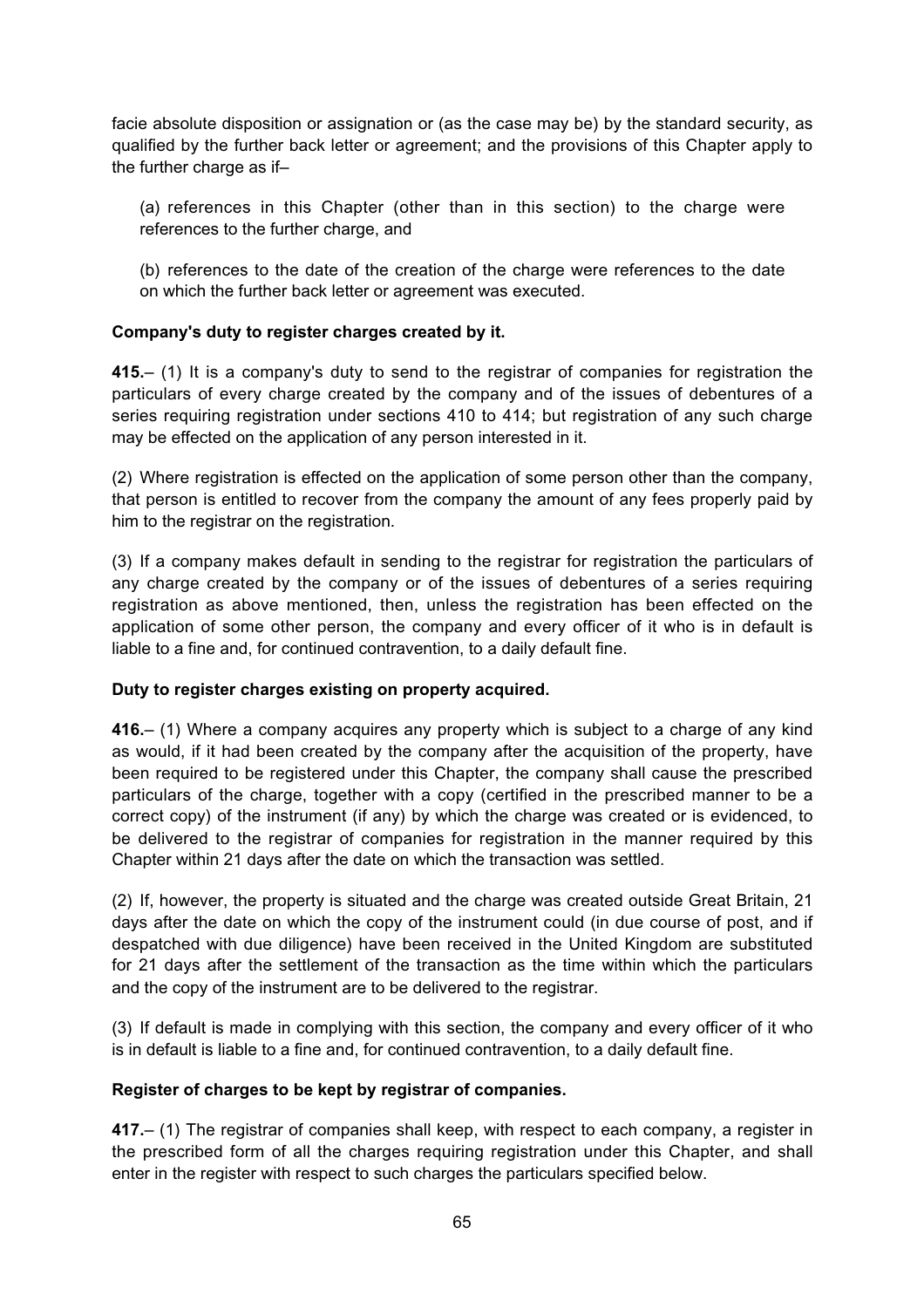facie absolute disposition or assignation or (as the case may be) by the standard security, as qualified by the further back letter or agreement; and the provisions of this Chapter apply to the further charge as if–

(a) references in this Chapter (other than in this section) to the charge were references to the further charge, and

(b) references to the date of the creation of the charge were references to the date on which the further back letter or agreement was executed.

**Company's duty to register charges created by it.**

**415.**– (1) It is a company's duty to send to the registrar of companies for registration the particulars of every charge created by the company and of the issues of debentures of a series requiring registration under sections 410 to 414; but registration of any such charge may be effected on the application of any person interested in it.

(2) Where registration is effected on the application of some person other than the company, that person is entitled to recover from the company the amount of any fees properly paid by him to the registrar on the registration.

(3) If a company makes default in sending to the registrar for registration the particulars of any charge created by the company or of the issues of debentures of a series requiring registration as above mentioned, then, unless the registration has been effected on the application of some other person, the company and every officer of it who is in default is liable to a fine and, for continued contravention, to a daily default fine.

**Duty to register charges existing on property acquired.**

**416.**– (1) Where a company acquires any property which is subject to a charge of any kind as would, if it had been created by the company after the acquisition of the property, have been required to be registered under this Chapter, the company shall cause the prescribed particulars of the charge, together with a copy (certified in the prescribed manner to be a correct copy) of the instrument (if any) by which the charge was created or is evidenced, to be delivered to the registrar of companies for registration in the manner required by this Chapter within 21 days after the date on which the transaction was settled.

(2) If, however, the property is situated and the charge was created outside Great Britain, 21 days after the date on which the copy of the instrument could (in due course of post, and if despatched with due diligence) have been received in the United Kingdom are substituted for 21 days after the settlement of the transaction as the time within which the particulars and the copy of the instrument are to be delivered to the registrar.

(3) If default is made in complying with this section, the company and every officer of it who is in default is liable to a fine and, for continued contravention, to a daily default fine.

**Register of charges to be kept by registrar of companies.**

**417.**– (1) The registrar of companies shall keep, with respect to each company, a register in the prescribed form of all the charges requiring registration under this Chapter, and shall enter in the register with respect to such charges the particulars specified below.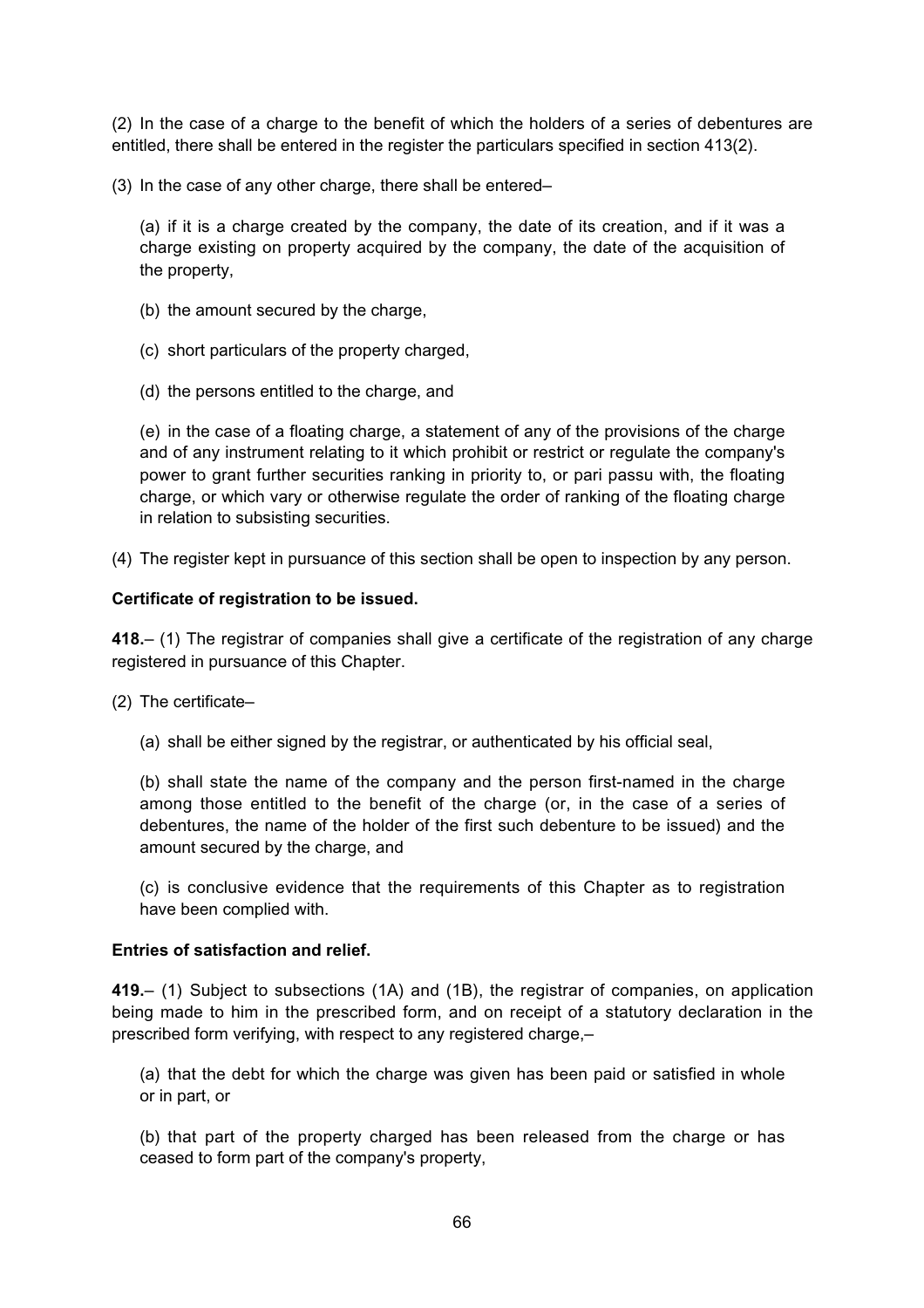(2) In the case of a charge to the benefit of which the holders of a series of debentures are entitled, there shall be entered in the register the particulars specified in section 413(2).

(3) In the case of any other charge, there shall be entered–

(a) if it is a charge created by the company, the date of its creation, and if it was a charge existing on property acquired by the company, the date of the acquisition of the property,

(b) the amount secured by the charge,

(c) short particulars of the property charged,

(d) the persons entitled to the charge, and

(e) in the case of a floating charge, a statement of any of the provisions of the charge and of any instrument relating to it which prohibit or restrict or regulate the company's power to grant further securities ranking in priority to, or pari passu with, the floating charge, or which vary or otherwise regulate the order of ranking of the floating charge in relation to subsisting securities.

(4) The register kept in pursuance of this section shall be open to inspection by any person.

**Certificate of registration to be issued.**

**418.**– (1) The registrar of companies shall give a certificate of the registration of any charge registered in pursuance of this Chapter.

(2) The certificate–

(a) shall be either signed by the registrar, or authenticated by his official seal,

(b) shall state the name of the company and the person first-named in the charge among those entitled to the benefit of the charge (or, in the case of a series of debentures, the name of the holder of the first such debenture to be issued) and the amount secured by the charge, and

(c) is conclusive evidence that the requirements of this Chapter as to registration have been complied with.

**Entries of satisfaction and relief.**

**419.**– (1) Subject to subsections (1A) and (1B), the registrar of companies, on application being made to him in the prescribed form, and on receipt of a statutory declaration in the prescribed form verifying, with respect to any registered charge,–

(a) that the debt for which the charge was given has been paid or satisfied in whole or in part, or

(b) that part of the property charged has been released from the charge or has ceased to form part of the company's property,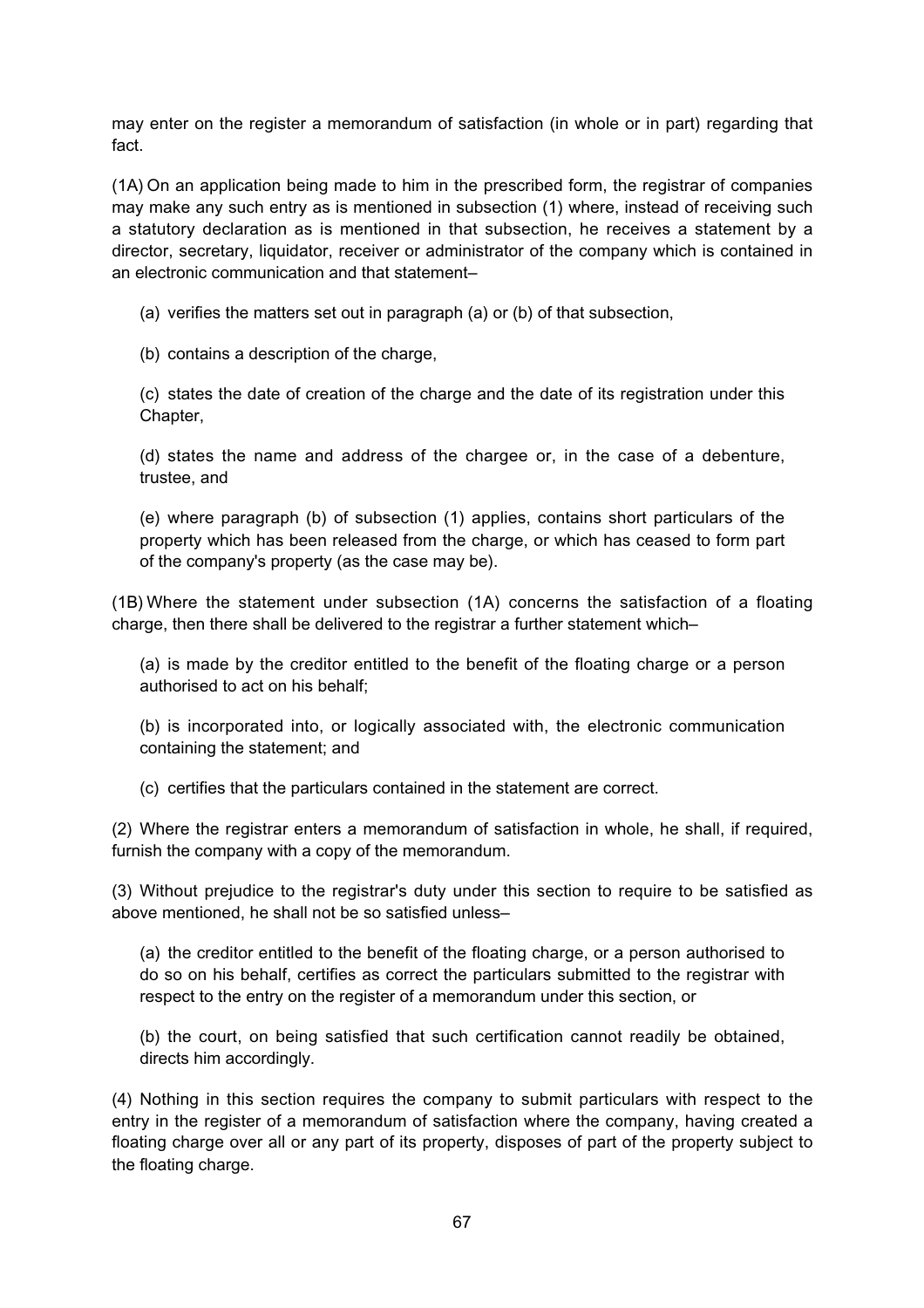may enter on the register a memorandum of satisfaction (in whole or in part) regarding that fact.

(1A) On an application being made to him in the prescribed form, the registrar of companies may make any such entry as is mentioned in subsection (1) where, instead of receiving such a statutory declaration as is mentioned in that subsection, he receives a statement by a director, secretary, liquidator, receiver or administrator of the company which is contained in an electronic communication and that statement–

(a) verifies the matters set out in paragraph (a) or (b) of that subsection,

(b) contains a description of the charge,

(c) states the date of creation of the charge and the date of its registration under this Chapter,

(d) states the name and address of the chargee or, in the case of a debenture, trustee, and

(e) where paragraph (b) of subsection (1) applies, contains short particulars of the property which has been released from the charge, or which has ceased to form part of the company's property (as the case may be).

(1B) Where the statement under subsection (1A) concerns the satisfaction of a floating charge, then there shall be delivered to the registrar a further statement which–

(a) is made by the creditor entitled to the benefit of the floating charge or a person authorised to act on his behalf;

(b) is incorporated into, or logically associated with, the electronic communication containing the statement; and

(c) certifies that the particulars contained in the statement are correct.

(2) Where the registrar enters a memorandum of satisfaction in whole, he shall, if required, furnish the company with a copy of the memorandum.

(3) Without prejudice to the registrar's duty under this section to require to be satisfied as above mentioned, he shall not be so satisfied unless–

(a) the creditor entitled to the benefit of the floating charge, or a person authorised to do so on his behalf, certifies as correct the particulars submitted to the registrar with respect to the entry on the register of a memorandum under this section, or

(b) the court, on being satisfied that such certification cannot readily be obtained, directs him accordingly.

(4) Nothing in this section requires the company to submit particulars with respect to the entry in the register of a memorandum of satisfaction where the company, having created a floating charge over all or any part of its property, disposes of part of the property subject to the floating charge.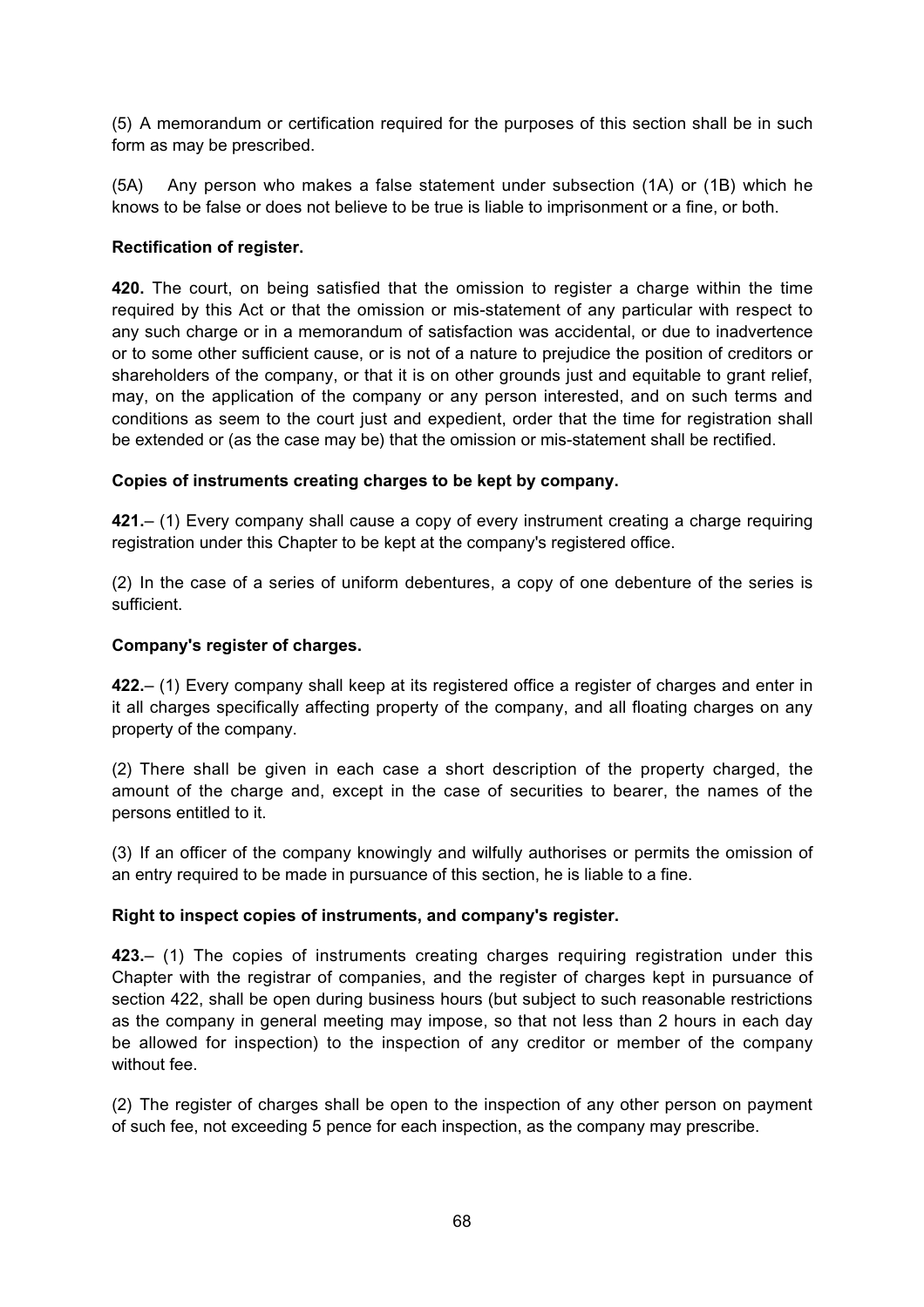(5) A memorandum or certification required for the purposes of this section shall be in such form as may be prescribed.

(5A) Any person who makes a false statement under subsection (1A) or (1B) which he knows to be false or does not believe to be true is liable to imprisonment or a fine, or both.

**Rectification of register.**

**420.** The court, on being satisfied that the omission to register a charge within the time required by this Act or that the omission or mis-statement of any particular with respect to any such charge or in a memorandum of satisfaction was accidental, or due to inadvertence or to some other sufficient cause, or is not of a nature to prejudice the position of creditors or shareholders of the company, or that it is on other grounds just and equitable to grant relief, may, on the application of the company or any person interested, and on such terms and conditions as seem to the court just and expedient, order that the time for registration shall be extended or (as the case may be) that the omission or mis-statement shall be rectified.

**Copies of instruments creating charges to be kept by company.**

**421.**– (1) Every company shall cause a copy of every instrument creating a charge requiring registration under this Chapter to be kept at the company's registered office.

(2) In the case of a series of uniform debentures, a copy of one debenture of the series is sufficient.

**Company's register of charges.**

**422.**– (1) Every company shall keep at its registered office a register of charges and enter in it all charges specifically affecting property of the company, and all floating charges on any property of the company.

(2) There shall be given in each case a short description of the property charged, the amount of the charge and, except in the case of securities to bearer, the names of the persons entitled to it.

(3) If an officer of the company knowingly and wilfully authorises or permits the omission of an entry required to be made in pursuance of this section, he is liable to a fine.

**Right to inspect copies of instruments, and company's register.**

**423.**– (1) The copies of instruments creating charges requiring registration under this Chapter with the registrar of companies, and the register of charges kept in pursuance of section 422, shall be open during business hours (but subject to such reasonable restrictions as the company in general meeting may impose, so that not less than 2 hours in each day be allowed for inspection) to the inspection of any creditor or member of the company without fee.

(2) The register of charges shall be open to the inspection of any other person on payment of such fee, not exceeding 5 pence for each inspection, as the company may prescribe.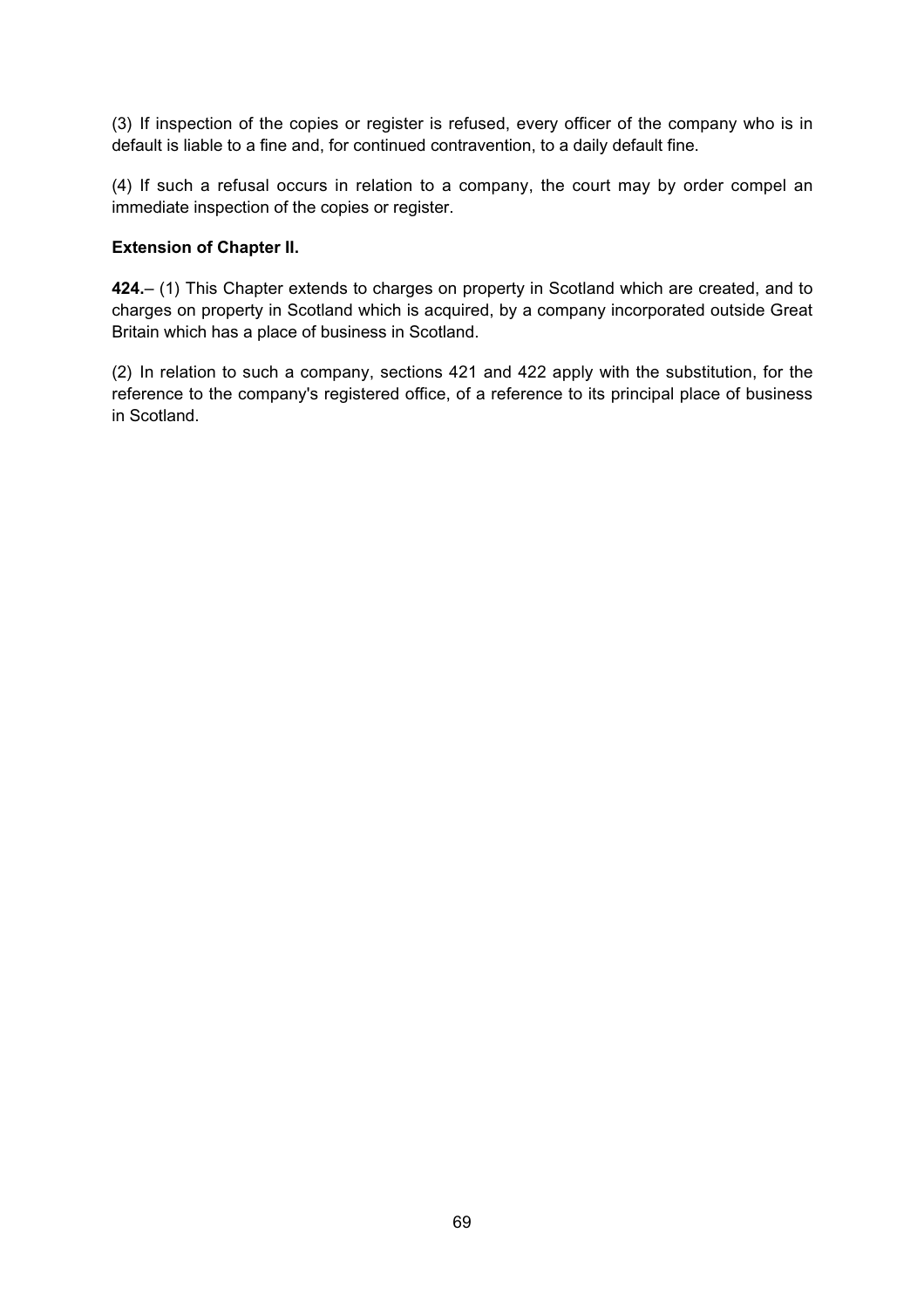(3) If inspection of the copies or register is refused, every officer of the company who is in default is liable to a fine and, for continued contravention, to a daily default fine.

(4) If such a refusal occurs in relation to a company, the court may by order compel an immediate inspection of the copies or register.

**Extension of Chapter II.**

**424.**– (1) This Chapter extends to charges on property in Scotland which are created, and to charges on property in Scotland which is acquired, by a company incorporated outside Great Britain which has a place of business in Scotland.

(2) In relation to such a company, sections 421 and 422 apply with the substitution, for the reference to the company's registered office, of a reference to its principal place of business in Scotland.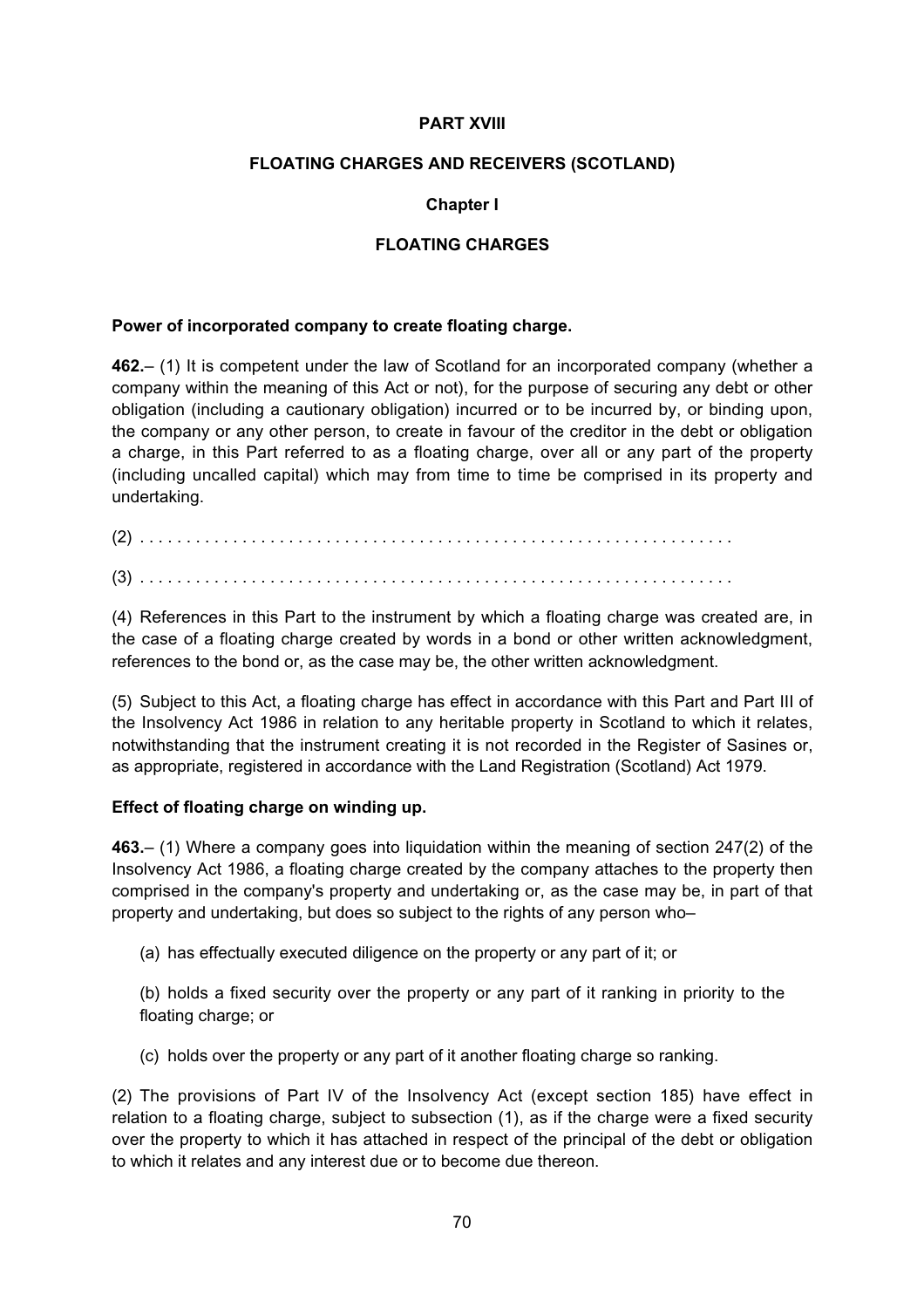# PART XVIII

## FLOATING CHARGES AND RECEIVERS (SCOTLAND)

### Chapter I

### FLOATING CHARGES

**Power of incorporated company to create floating charge.**

**462.**– (1) It is competent under the law of Scotland for an incorporated company (whether a company within the meaning of this Act or not), for the purpose of securing any debt or other obligation (including a cautionary obligation) incurred or to be incurred by, or binding upon, the company or any other person, to create in favour of the creditor in the debt or obligation a charge, in this Part referred to as a floating charge, over all or any part of the property (including uncalled capital) which may from time to time be comprised in its property and undertaking.

(2) . . . . . . . . . . . . . . . . . . . . . . . . . . . . . . . . . . . . . . . . . . . . . . . . . . . . . . . . . . . . . . .

(3) . . . . . . . . . . . . . . . . . . . . . . . . . . . . . . . . . . . . . . . . . . . . . . . . . . . . . . . . . . . . . . .

(4) References in this Part to the instrument by which a floating charge was created are, in the case of a floating charge created by words in a bond or other written acknowledgment, references to the bond or, as the case may be, the other written acknowledgment.

(5) Subject to this Act, a floating charge has effect in accordance with this Part and Part III of the Insolvency Act 1986 in relation to any heritable property in Scotland to which it relates, notwithstanding that the instrument creating it is not recorded in the Register of Sasines or, as appropriate, registered in accordance with the Land Registration (Scotland) Act 1979.

**Effect of floating charge on winding up.**

**463.**– (1) Where a company goes into liquidation within the meaning of section 247(2) of the Insolvency Act 1986, a floating charge created by the company attaches to the property then comprised in the company's property and undertaking or, as the case may be, in part of that property and undertaking, but does so subject to the rights of any person who–

(a) has effectually executed diligence on the property or any part of it; or

(b) holds a fixed security over the property or any part of it ranking in priority to the floating charge; or

(c) holds over the property or any part of it another floating charge so ranking.

(2) The provisions of Part IV of the Insolvency Act (except section 185) have effect in relation to a floating charge, subject to subsection (1), as if the charge were a fixed security over the property to which it has attached in respect of the principal of the debt or obligation to which it relates and any interest due or to become due thereon.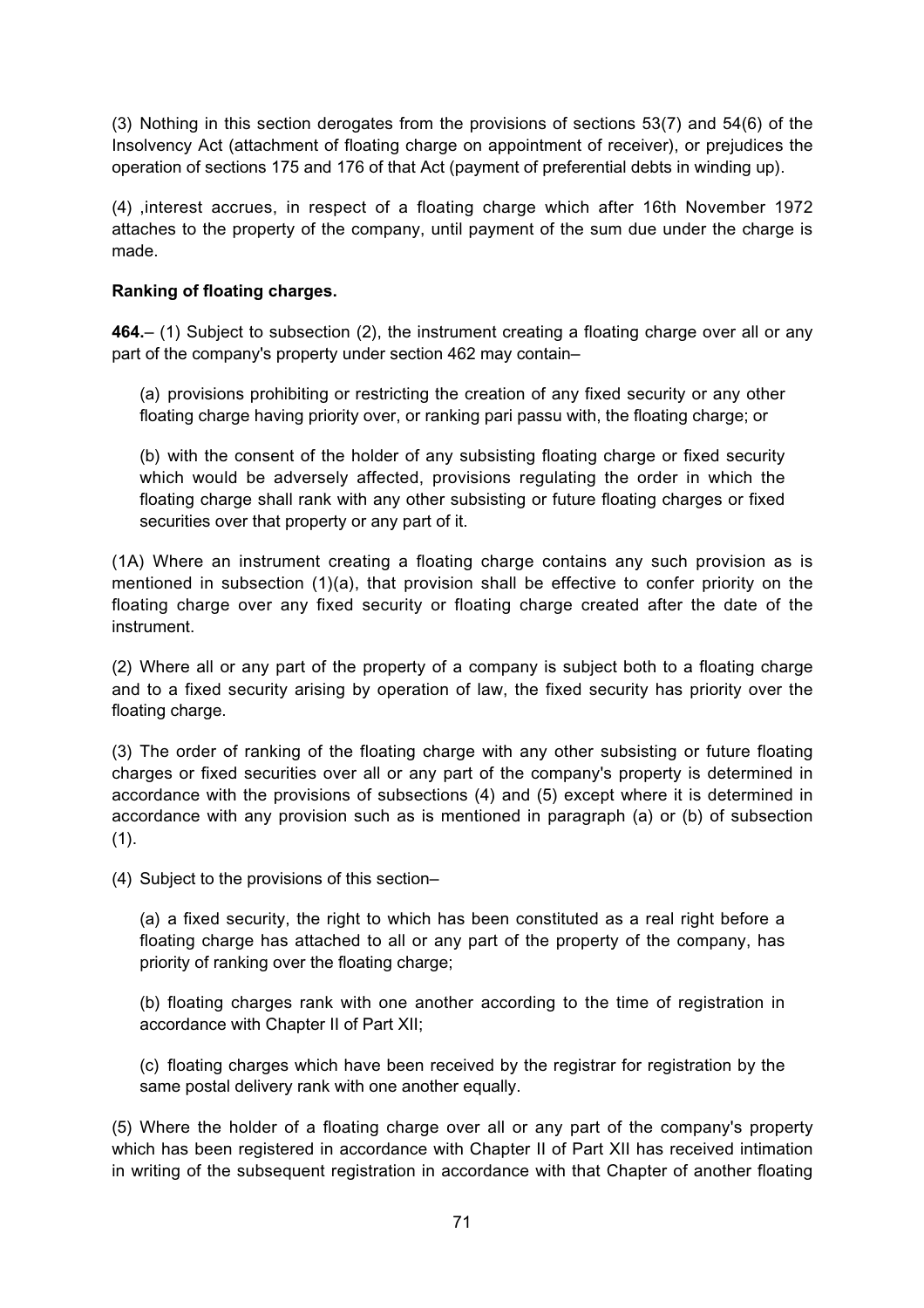(3) Nothing in this section derogates from the provisions of sections 53(7) and 54(6) of the Insolvency Act (attachment of floating charge on appointment of receiver), or prejudices the operation of sections 175 and 176 of that Act (payment of preferential debts in winding up).

(4) ,interest accrues, in respect of a floating charge which after 16th November 1972 attaches to the property of the company, until payment of the sum due under the charge is made.

**Ranking of floating charges.**

**464.**– (1) Subject to subsection (2), the instrument creating a floating charge over all or any part of the company's property under section 462 may contain–

(a) provisions prohibiting or restricting the creation of any fixed security or any other floating charge having priority over, or ranking pari passu with, the floating charge; or

(b) with the consent of the holder of any subsisting floating charge or fixed security which would be adversely affected, provisions regulating the order in which the floating charge shall rank with any other subsisting or future floating charges or fixed securities over that property or any part of it.

(1A) Where an instrument creating a floating charge contains any such provision as is mentioned in subsection (1)(a), that provision shall be effective to confer priority on the floating charge over any fixed security or floating charge created after the date of the instrument.

(2) Where all or any part of the property of a company is subject both to a floating charge and to a fixed security arising by operation of law, the fixed security has priority over the floating charge.

(3) The order of ranking of the floating charge with any other subsisting or future floating charges or fixed securities over all or any part of the company's property is determined in accordance with the provisions of subsections (4) and (5) except where it is determined in accordance with any provision such as is mentioned in paragraph (a) or (b) of subsection (1).

(4) Subject to the provisions of this section–

(a) a fixed security, the right to which has been constituted as a real right before a floating charge has attached to all or any part of the property of the company, has priority of ranking over the floating charge;

(b) floating charges rank with one another according to the time of registration in accordance with Chapter II of Part XII;

(c) floating charges which have been received by the registrar for registration by the same postal delivery rank with one another equally.

(5) Where the holder of a floating charge over all or any part of the company's property which has been registered in accordance with Chapter II of Part XII has received intimation in writing of the subsequent registration in accordance with that Chapter of another floating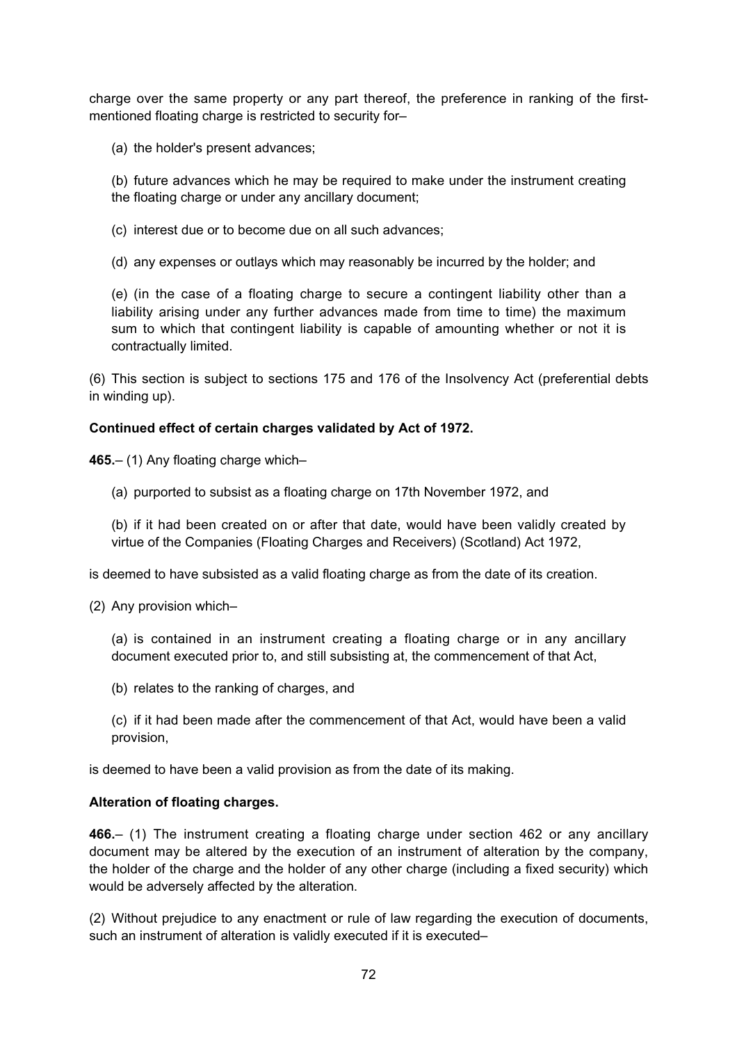charge over the same property or any part thereof, the preference in ranking of the first-mentioned floating charge is restricted to security for–

(a) the holder's present advances;

(b) future advances which he may be required to make under the instrument creating the floating charge or under any ancillary document;

(c) interest due or to become due on all such advances;

(d) any expenses or outlays which may reasonably be incurred by the holder; and

(e) (in the case of a floating charge to secure a contingent liability other than a liability arising under any further advances made from time to time) the maximum sum to which that contingent liability is capable of amounting whether or not it is contractually limited.

(6) This section is subject to sections 175 and 176 of the Insolvency Act (preferential debts in winding up).

**Continued effect of certain charges validated by Act of 1972.**

**465.**– (1) Any floating charge which–

(a) purported to subsist as a floating charge on 17th November 1972, and

(b) if it had been created on or after that date, would have been validly created by virtue of the Companies (Floating Charges and Receivers) (Scotland) Act 1972,

is deemed to have subsisted as a valid floating charge as from the date of its creation.

(2) Any provision which–

(a) is contained in an instrument creating a floating charge or in any ancillary document executed prior to, and still subsisting at, the commencement of that Act,

(b) relates to the ranking of charges, and

(c) if it had been made after the commencement of that Act, would have been a valid provision,

is deemed to have been a valid provision as from the date of its making.

**Alteration of floating charges.**

**466.**– (1) The instrument creating a floating charge under section 462 or any ancillary document may be altered by the execution of an instrument of alteration by the company, the holder of the charge and the holder of any other charge (including a fixed security) which would be adversely affected by the alteration.

(2) Without prejudice to any enactment or rule of law regarding the execution of documents, such an instrument of alteration is validly executed if it is executed–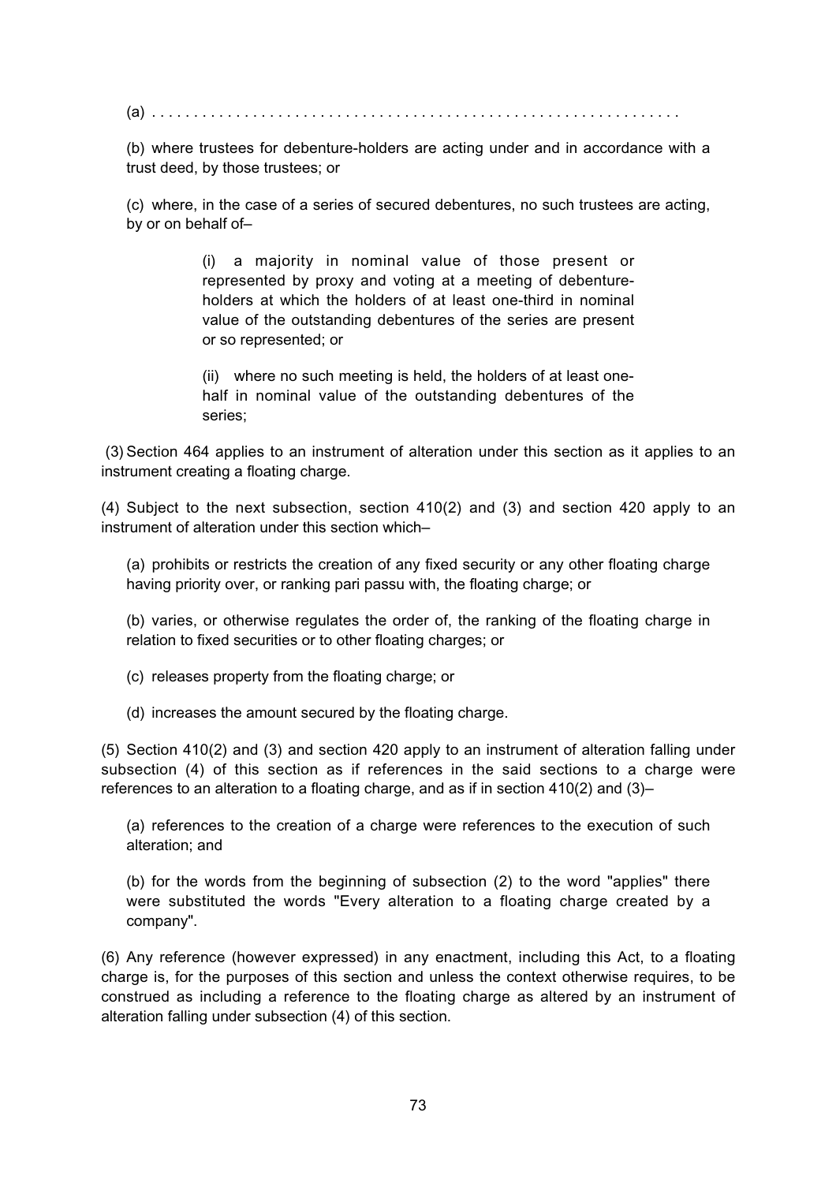(a) . . . . . . . . . . . . . . . . . . . . . . . . . . . . . . . . . . . . . . . . . . . . . . . . . . . . . . . . . . . . .

(b) where trustees for debenture-holders are acting under and in accordance with a trust deed, by those trustees; or

(c) where, in the case of a series of secured debentures, no such trustees are acting, by or on behalf of–

> (i) a majority in nominal value of those present or represented by proxy and voting at a meeting of debenture-holders at which the holders of at least one-third in nominal value of the outstanding debentures of the series are present or so represented; or
>
> (ii) where no such meeting is held, the holders of at least one-half in nominal value of the outstanding debentures of the series;

(3) Section 464 applies to an instrument of alteration under this section as it applies to an instrument creating a floating charge.

(4) Subject to the next subsection, section 410(2) and (3) and section 420 apply to an instrument of alteration under this section which–

(a) prohibits or restricts the creation of any fixed security or any other floating charge having priority over, or ranking pari passu with, the floating charge; or

(b) varies, or otherwise regulates the order of, the ranking of the floating charge in relation to fixed securities or to other floating charges; or

(c) releases property from the floating charge; or

(d) increases the amount secured by the floating charge.

(5) Section 410(2) and (3) and section 420 apply to an instrument of alteration falling under subsection (4) of this section as if references in the said sections to a charge were references to an alteration to a floating charge, and as if in section 410(2) and (3)–

(a) references to the creation of a charge were references to the execution of such alteration; and

(b) for the words from the beginning of subsection (2) to the word "applies" there were substituted the words "Every alteration to a floating charge created by a company".

(6) Any reference (however expressed) in any enactment, including this Act, to a floating charge is, for the purposes of this section and unless the context otherwise requires, to be construed as including a reference to the floating charge as altered by an instrument of alteration falling under subsection (4) of this section.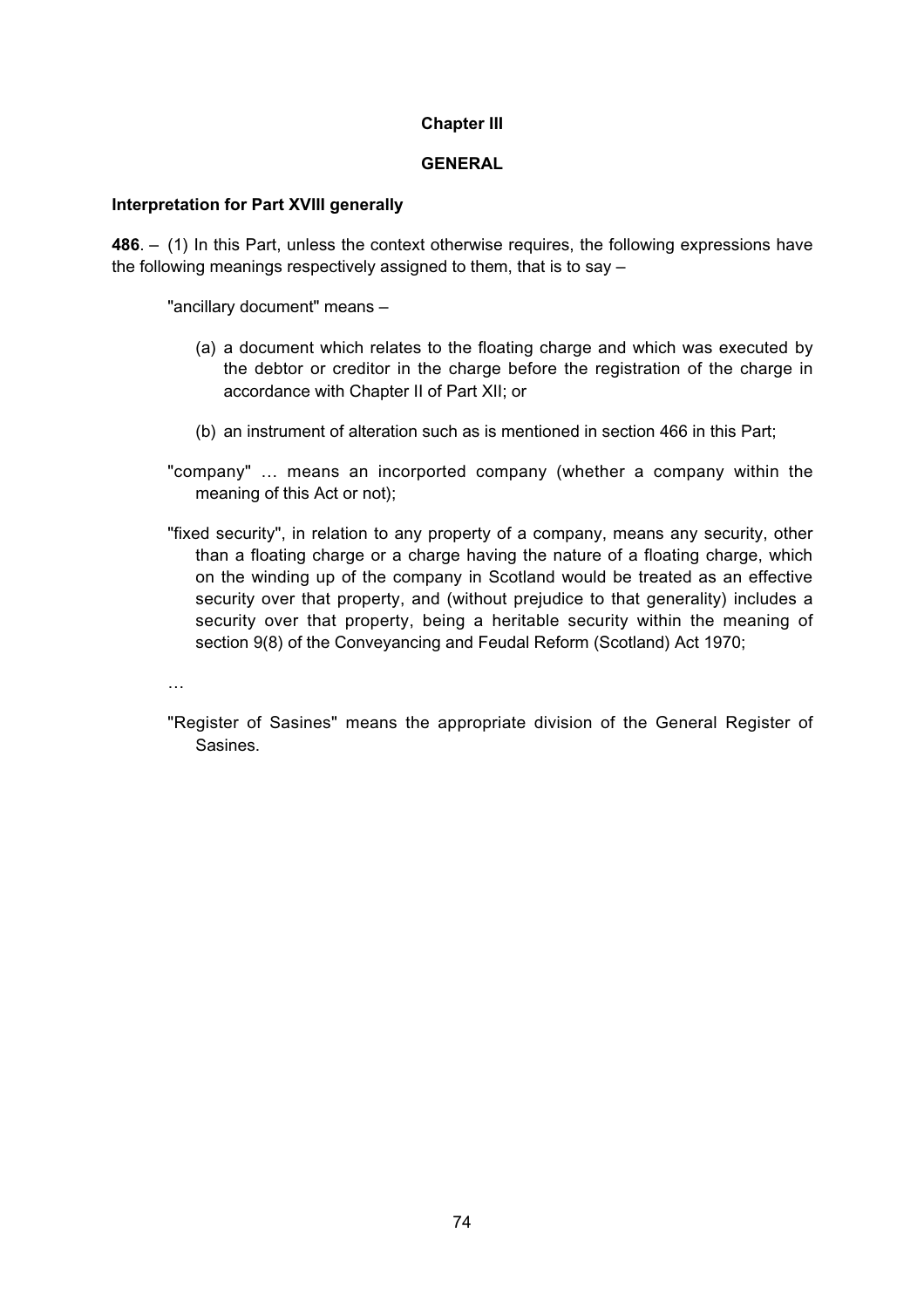## Chapter III

## GENERAL

**Interpretation for Part XVIII generally**

**486**. – (1) In this Part, unless the context otherwise requires, the following expressions have the following meanings respectively assigned to them, that is to say –

"ancillary document" means –

(a) a document which relates to the floating charge and which was executed by the debtor or creditor in the charge before the registration of the charge in accordance with Chapter II of Part XII; or

(b) an instrument of alteration such as is mentioned in section 466 in this Part;

"company" … means an incorporated company (whether a company within the meaning of this Act or not);

"fixed security", in relation to any property of a company, means any security, other than a floating charge or a charge having the nature of a floating charge, which on the winding up of the company in Scotland would be treated as an effective security over that property, and (without prejudice to that generality) includes a security over that property, being a heritable security within the meaning of section 9(8) of the Conveyancing and Feudal Reform (Scotland) Act 1970;

…

"Register of Sasines" means the appropriate division of the General Register of Sasines.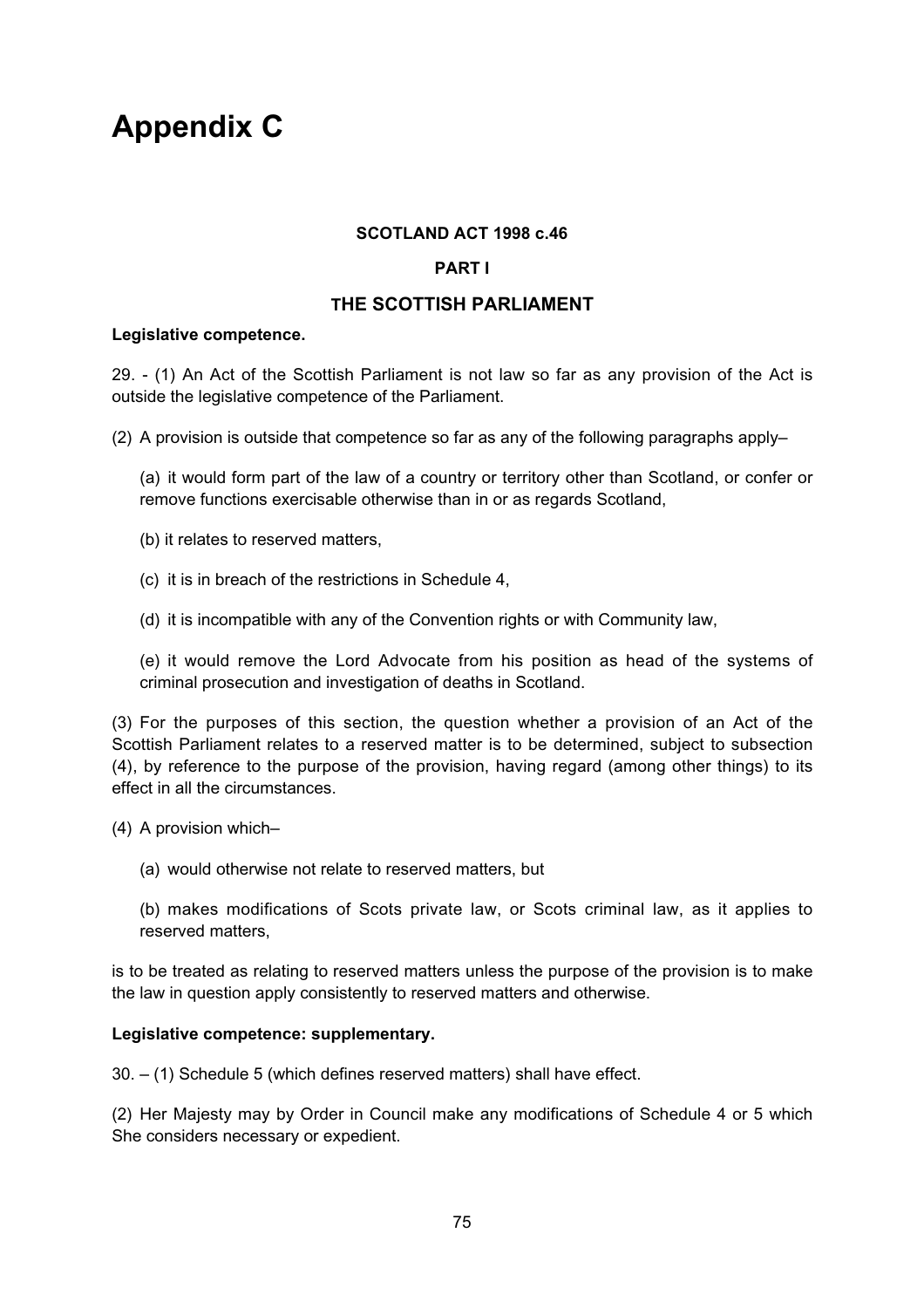# Appendix C

**SCOTLAND ACT 1998 c.46**

**PART I**

**THE SCOTTISH PARLIAMENT**

**Legislative competence.**

29. - (1) An Act of the Scottish Parliament is not law so far as any provision of the Act is outside the legislative competence of the Parliament.

(2) A provision is outside that competence so far as any of the following paragraphs apply–

(a) it would form part of the law of a country or territory other than Scotland, or confer or remove functions exercisable otherwise than in or as regards Scotland,

(b) it relates to reserved matters,

(c) it is in breach of the restrictions in Schedule 4,

(d) it is incompatible with any of the Convention rights or with Community law,

(e) it would remove the Lord Advocate from his position as head of the systems of criminal prosecution and investigation of deaths in Scotland.

(3) For the purposes of this section, the question whether a provision of an Act of the Scottish Parliament relates to a reserved matter is to be determined, subject to subsection (4), by reference to the purpose of the provision, having regard (among other things) to its effect in all the circumstances.

(4) A provision which–

(a) would otherwise not relate to reserved matters, but

(b) makes modifications of Scots private law, or Scots criminal law, as it applies to reserved matters,

is to be treated as relating to reserved matters unless the purpose of the provision is to make the law in question apply consistently to reserved matters and otherwise.

**Legislative competence: supplementary.**

30. – (1) Schedule 5 (which defines reserved matters) shall have effect.

(2) Her Majesty may by Order in Council make any modifications of Schedule 4 or 5 which She considers necessary or expedient.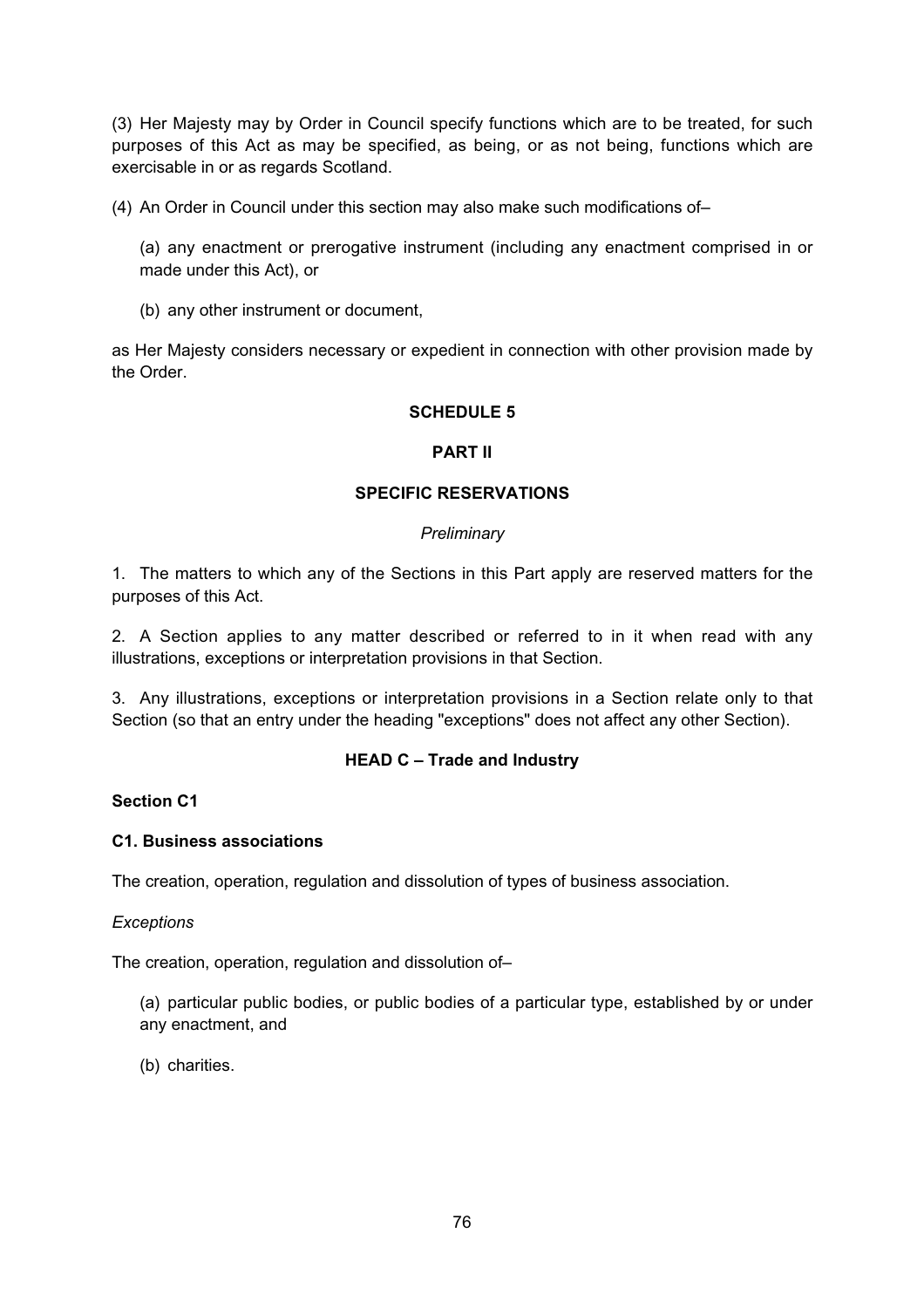(3) Her Majesty may by Order in Council specify functions which are to be treated, for such purposes of this Act as may be specified, as being, or as not being, functions which are exercisable in or as regards Scotland.

(4) An Order in Council under this section may also make such modifications of–

(a) any enactment or prerogative instrument (including any enactment comprised in or made under this Act), or

(b) any other instrument or document,

as Her Majesty considers necessary or expedient in connection with other provision made by the Order.

## SCHEDULE 5

## PART II

## SPECIFIC RESERVATIONS

*Preliminary*

1. The matters to which any of the Sections in this Part apply are reserved matters for the purposes of this Act.

2. A Section applies to any matter described or referred to in it when read with any illustrations, exceptions or interpretation provisions in that Section.

3. Any illustrations, exceptions or interpretation provisions in a Section relate only to that Section (so that an entry under the heading "exceptions" does not affect any other Section).

### HEAD C – Trade and Industry

**Section C1**

**C1. Business associations**

The creation, operation, regulation and dissolution of types of business association.

*Exceptions*

The creation, operation, regulation and dissolution of–

(a) particular public bodies, or public bodies of a particular type, established by or under any enactment, and

(b) charities.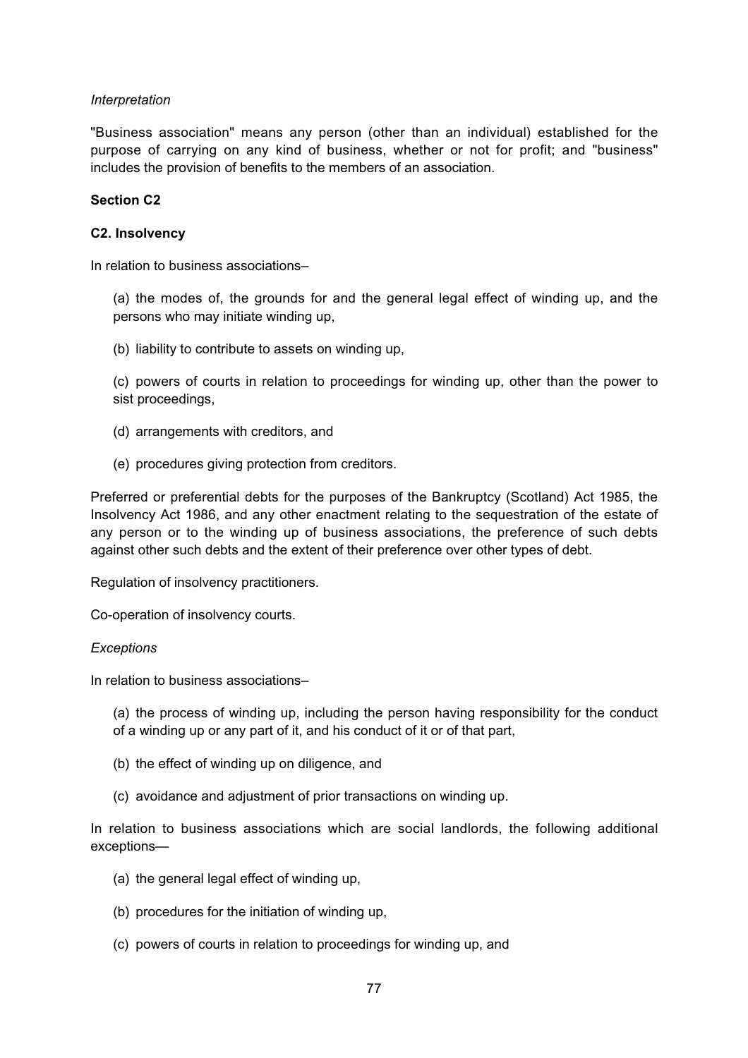*Interpretation*

"Business association" means any person (other than an individual) established for the purpose of carrying on any kind of business, whether or not for profit; and "business" includes the provision of benefits to the members of an association.

**Section C2**

**C2. Insolvency**

In relation to business associations–

(a) the modes of, the grounds for and the general legal effect of winding up, and the persons who may initiate winding up,

(b) liability to contribute to assets on winding up,

(c) powers of courts in relation to proceedings for winding up, other than the power to sist proceedings,

(d) arrangements with creditors, and

(e) procedures giving protection from creditors.

Preferred or preferential debts for the purposes of the Bankruptcy (Scotland) Act 1985, the Insolvency Act 1986, and any other enactment relating to the sequestration of the estate of any person or to the winding up of business associations, the preference of such debts against other such debts and the extent of their preference over other types of debt.

Regulation of insolvency practitioners.

Co-operation of insolvency courts.

*Exceptions*

In relation to business associations–

(a) the process of winding up, including the person having responsibility for the conduct of a winding up or any part of it, and his conduct of it or of that part,

(b) the effect of winding up on diligence, and

(c) avoidance and adjustment of prior transactions on winding up.

In relation to business associations which are social landlords, the following additional exceptions—

(a) the general legal effect of winding up,

(b) procedures for the initiation of winding up,

(c) powers of courts in relation to proceedings for winding up, and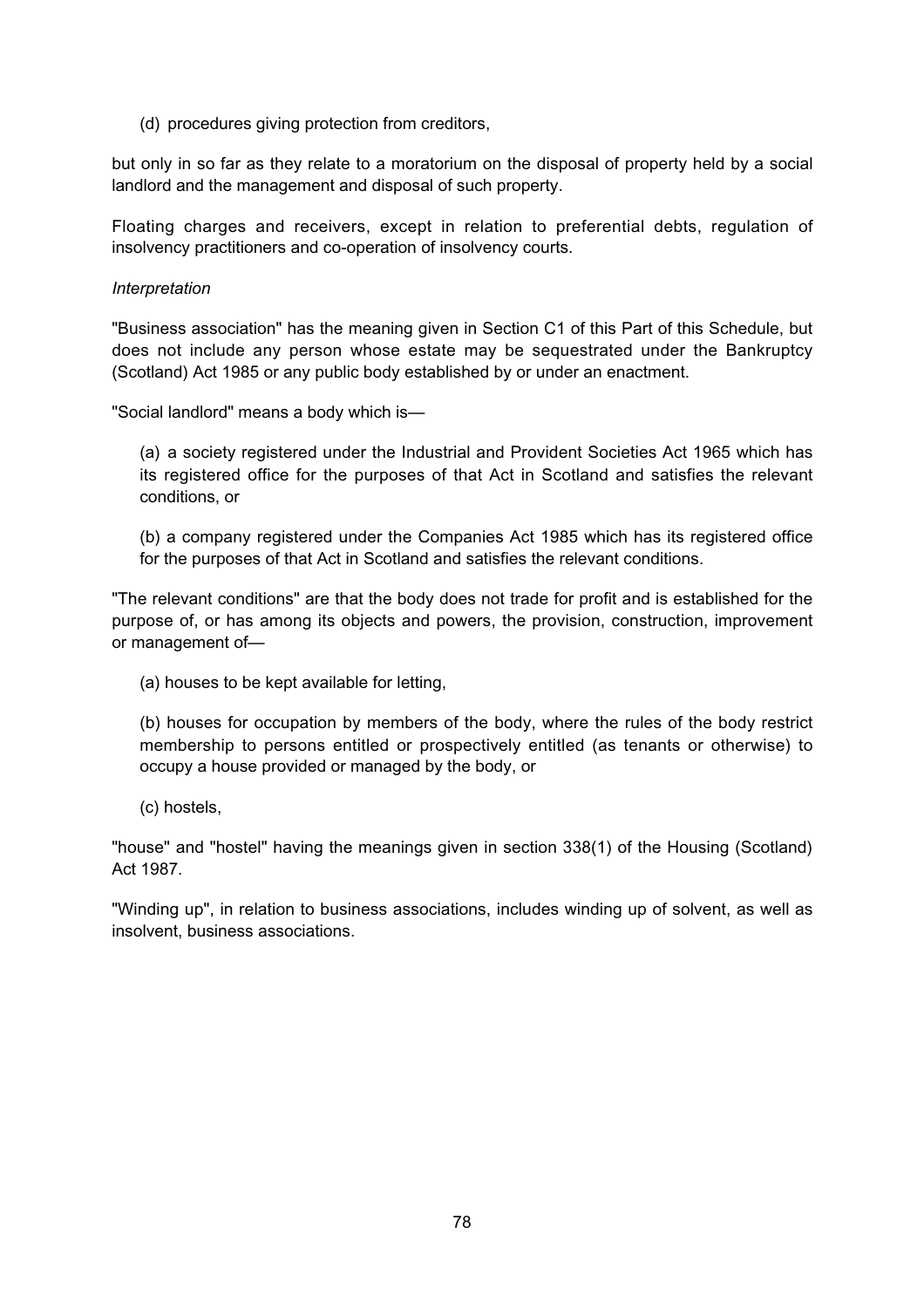(d) procedures giving protection from creditors,

but only in so far as they relate to a moratorium on the disposal of property held by a social landlord and the management and disposal of such property.

Floating charges and receivers, except in relation to preferential debts, regulation of insolvency practitioners and co-operation of insolvency courts.

*Interpretation*

"Business association" has the meaning given in Section C1 of this Part of this Schedule, but does not include any person whose estate may be sequestrated under the Bankruptcy (Scotland) Act 1985 or any public body established by or under an enactment.

"Social landlord" means a body which is—

(a) a society registered under the Industrial and Provident Societies Act 1965 which has its registered office for the purposes of that Act in Scotland and satisfies the relevant conditions, or

(b) a company registered under the Companies Act 1985 which has its registered office for the purposes of that Act in Scotland and satisfies the relevant conditions.

"The relevant conditions" are that the body does not trade for profit and is established for the purpose of, or has among its objects and powers, the provision, construction, improvement or management of—

(a) houses to be kept available for letting,

(b) houses for occupation by members of the body, where the rules of the body restrict membership to persons entitled or prospectively entitled (as tenants or otherwise) to occupy a house provided or managed by the body, or

(c) hostels,

"house" and "hostel" having the meanings given in section 338(1) of the Housing (Scotland) Act 1987.

"Winding up", in relation to business associations, includes winding up of solvent, as well as insolvent, business associations.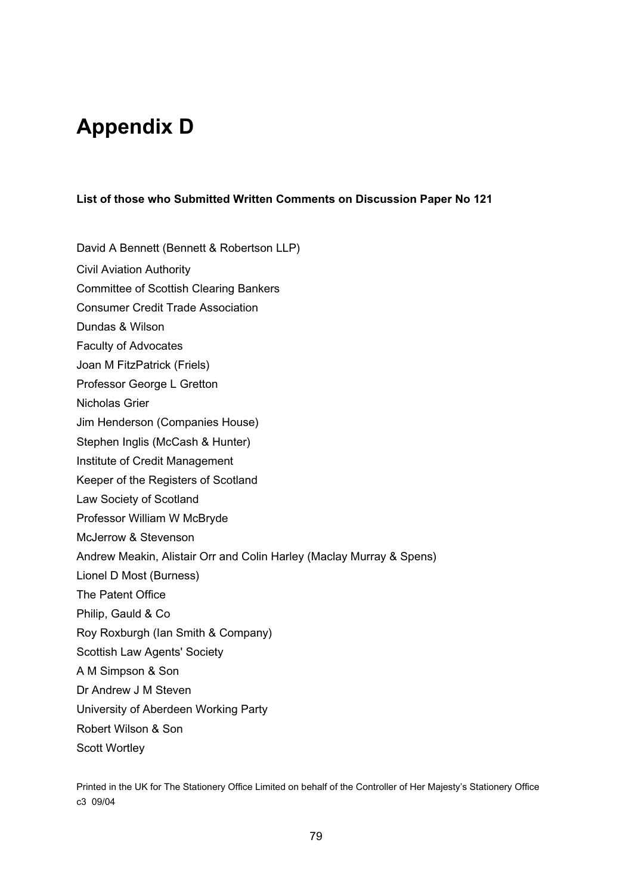# Appendix D

**List of those who Submitted Written Comments on Discussion Paper No 121**

David A Bennett (Bennett & Robertson LLP)

Civil Aviation Authority

Committee of Scottish Clearing Bankers

Consumer Credit Trade Association

Dundas & Wilson

Faculty of Advocates

Joan M FitzPatrick (Friels)

Professor George L Gretton

Nicholas Grier

Jim Henderson (Companies House)

Stephen Inglis (McCash & Hunter)

Institute of Credit Management

Keeper of the Registers of Scotland

Law Society of Scotland

Professor William W McBryde

McJerrow & Stevenson

Andrew Meakin, Alistair Orr and Colin Harley (Maclay Murray & Spens)

Lionel D Most (Burness)

The Patent Office

Philip, Gauld & Co

Roy Roxburgh (Ian Smith & Company)

Scottish Law Agents' Society

A M Simpson & Son

Dr Andrew J M Steven

University of Aberdeen Working Party

Robert Wilson & Son

Scott Wortley

Printed in the UK for The Stationery Office Limited on behalf of the Controller of Her Majesty's Stationery Office
c3 09/04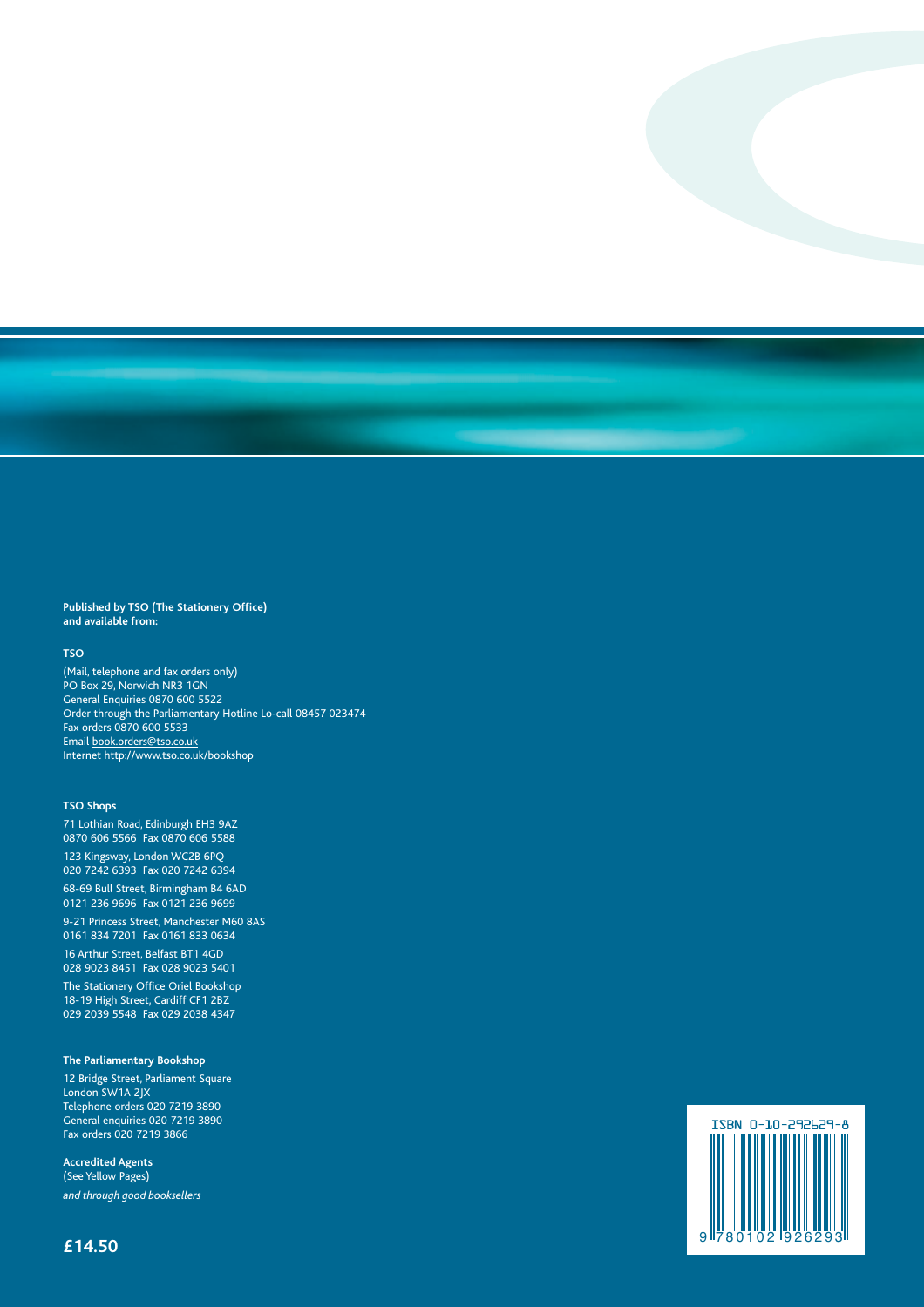**Published by TSO (The Stationery Office)**
**and available from:**

**TSO**

(Mail, telephone and fax orders only)
PO Box 29, Norwich NR3 1GN
General Enquiries 0870 600 5522
Order through the Parliamentary Hotline Lo-call 08457 023474
Fax orders 0870 600 5533
Email book.orders@tso.co.uk
Internet http://www.tso.co.uk/bookshop

**TSO Shops**

71 Lothian Road, Edinburgh EH3 9AZ
0870 606 5566 Fax 0870 606 5588

123 Kingsway, London WC2B 6PQ
020 7242 6393 Fax 020 7242 6394

68-69 Bull Street, Birmingham B4 6AD
0121 236 9696 Fax 0121 236 9699

9-21 Princess Street, Manchester M60 8AS
0161 834 7201 Fax 0161 833 0634

16 Arthur Street, Belfast BT1 4GD
028 9023 8451 Fax 028 9023 5401

The Stationery Office Oriel Bookshop
18-19 High Street, Cardiff CF1 2BZ
029 2039 5548 Fax 029 2038 4347

**The Parliamentary Bookshop**

12 Bridge Street, Parliament Square
London SW1A 2JX
Telephone orders 020 7219 3890
General enquiries 020 7219 3890
Fax orders 020 7219 3866

**Accredited Agents**
(See Yellow Pages)

*and through good booksellers*

**£14.50**

ISBN 0-10-292629-8

9 780102 926293